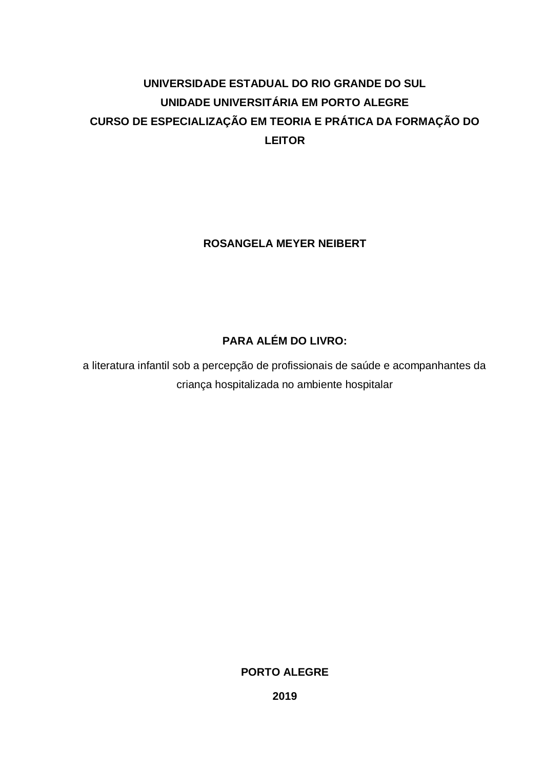**UNIVERSIDADE ESTADUAL DO RIO GRANDE DO SUL**

**UNIDADE UNIVERSITÁRIA EM PORTO ALEGRE**

**CURSO DE ESPECIALIZAÇÃO EM TEORIA E PRÁTICA DA FORMAÇÃO DO LEITOR**

**ROSANGELA MEYER NEIBERT**

# PARA ALÉM DO LIVRO:

a literatura infantil sob a percepção de profissionais de saúde e acompanhantes da criança hospitalizada no ambiente hospitalar

**PORTO ALEGRE**

**2019**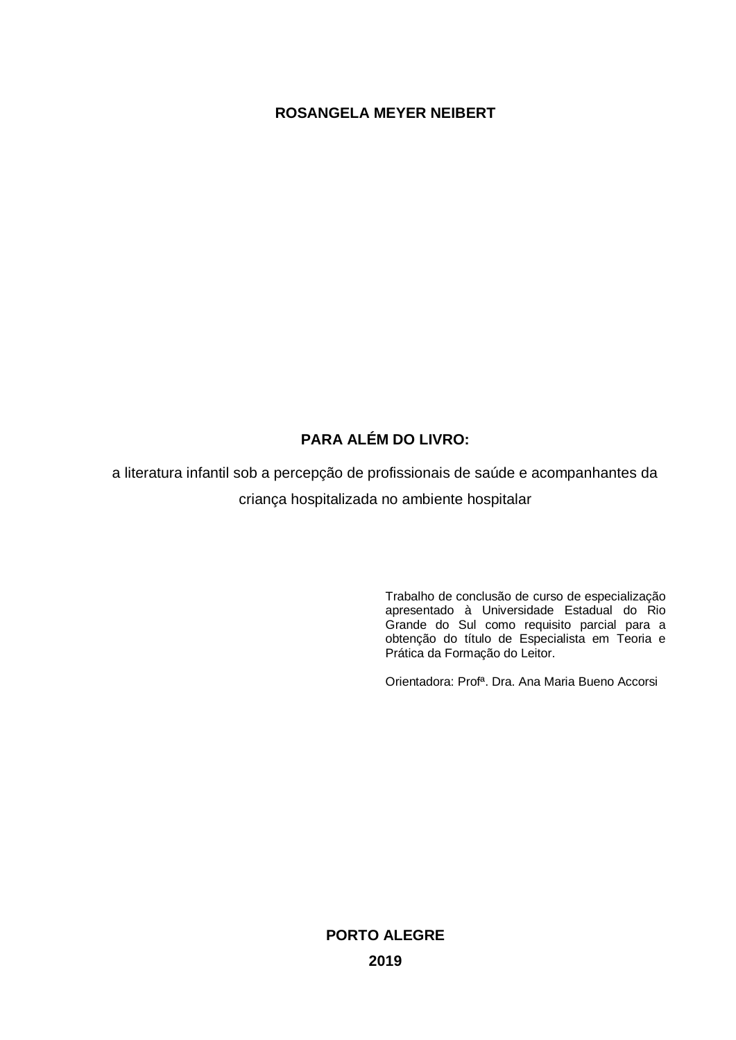**ROSANGELA MEYER NEIBERT**

**PARA ALÉM DO LIVRO:**

a literatura infantil sob a percepção de profissionais de saúde e acompanhantes da criança hospitalizada no ambiente hospitalar

Trabalho de conclusão de curso de especialização apresentado à Universidade Estadual do Rio Grande do Sul como requisito parcial para a obtenção do título de Especialista em Teoria e Prática da Formação do Leitor.

Orientadora: Profª. Dra. Ana Maria Bueno Accorsi

**PORTO ALEGRE**

**2019**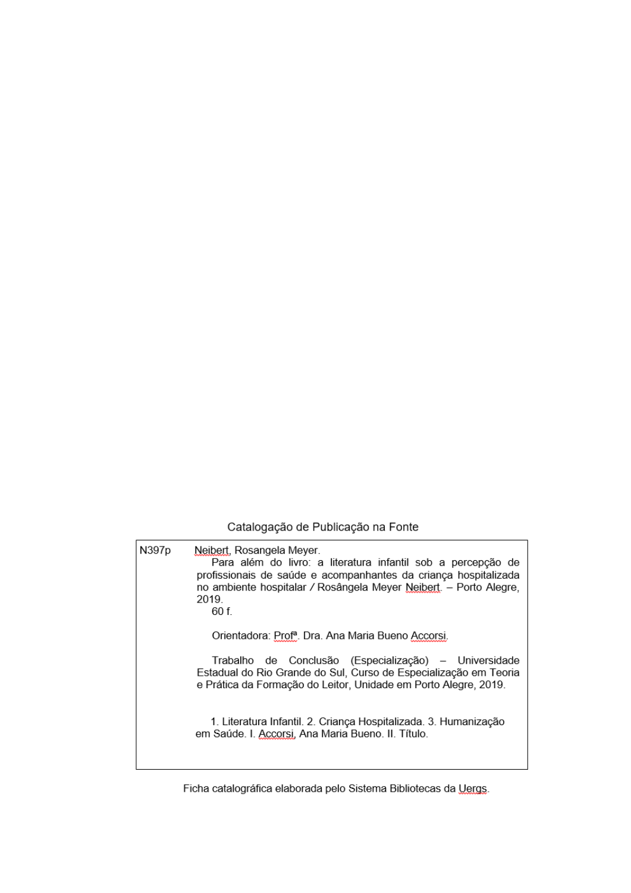Catalogação de Publicação na Fonte

N397p Neibert, Rosangela Meyer.

Para além do livro: a literatura infantil sob a percepção de profissionais de saúde e acompanhantes da criança hospitalizada no ambiente hospitalar / Rosângela Meyer Neibert. – Porto Alegre, 2019.

60 f.

Orientadora: Profª. Dra. Ana Maria Bueno Accorsi.

Trabalho de Conclusão (Especialização) – Universidade Estadual do Rio Grande do Sul, Curso de Especialização em Teoria e Prática da Formação do Leitor, Unidade em Porto Alegre, 2019.

1. Literatura Infantil. 2. Criança Hospitalizada. 3. Humanização em Saúde. I. Accorsi, Ana Maria Bueno. II. Título.

Ficha catalográfica elaborada pelo Sistema Bibliotecas da Uergs.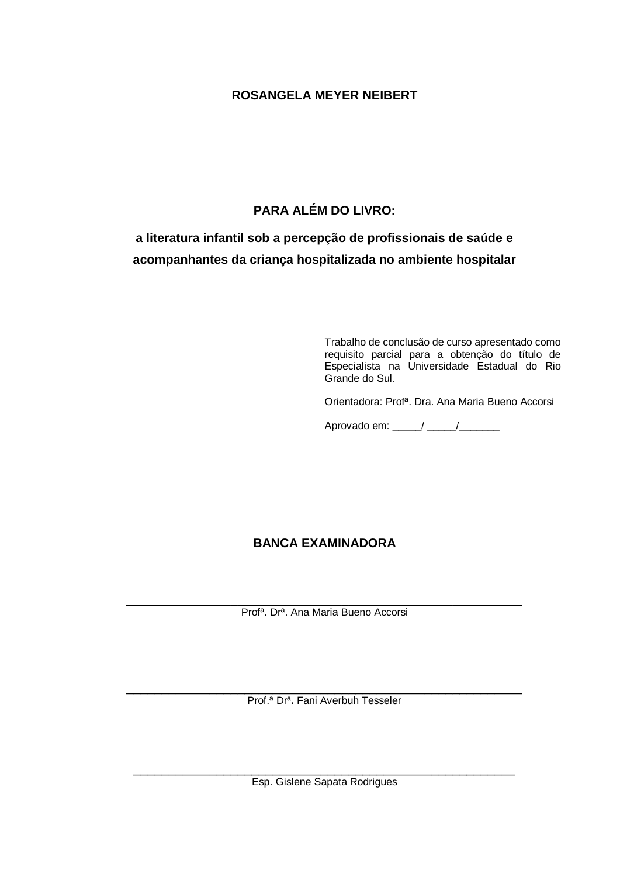**ROSANGELA MEYER NEIBERT**

**PARA ALÉM DO LIVRO:**

**a literatura infantil sob a percepção de profissionais de saúde e acompanhantes da criança hospitalizada no ambiente hospitalar**

Trabalho de conclusão de curso apresentado como requisito parcial para a obtenção do título de Especialista na Universidade Estadual do Rio Grande do Sul.

Orientadora: Profª. Dra. Ana Maria Bueno Accorsi

Aprovado em: _____/ _____/_______

**BANCA EXAMINADORA**

______________________________________________________________

Profª. Drª. Ana Maria Bueno Accorsi

______________________________________________________________

Prof.ª Drª**.** Fani Averbuh Tesseler

______________________________________________________________

Esp. Gislene Sapata Rodrigues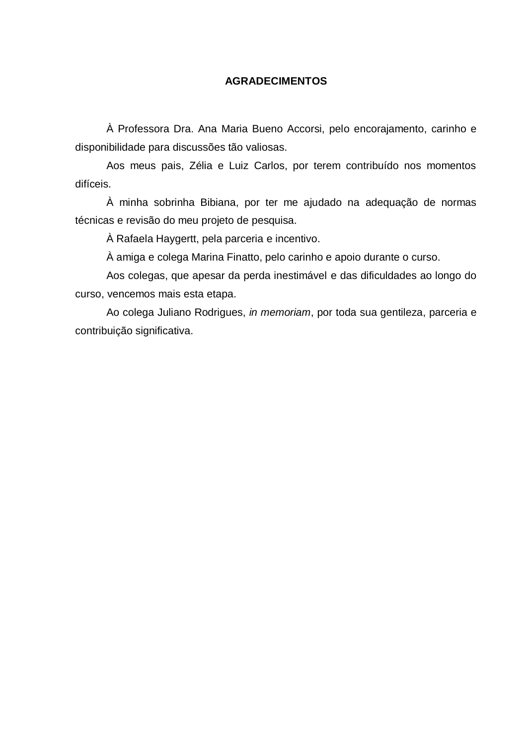# AGRADECIMENTOS

À Professora Dra. Ana Maria Bueno Accorsi, pelo encorajamento, carinho e disponibilidade para discussões tão valiosas.

Aos meus pais, Zélia e Luiz Carlos, por terem contribuído nos momentos difíceis.

À minha sobrinha Bibiana, por ter me ajudado na adequação de normas técnicas e revisão do meu projeto de pesquisa.

À Rafaela Haygertt, pela parceria e incentivo.

À amiga e colega Marina Finatto, pelo carinho e apoio durante o curso.

Aos colegas, que apesar da perda inestimável e das dificuldades ao longo do curso, vencemos mais esta etapa.

Ao colega Juliano Rodrigues, *in memoriam*, por toda sua gentileza, parceria e contribuição significativa.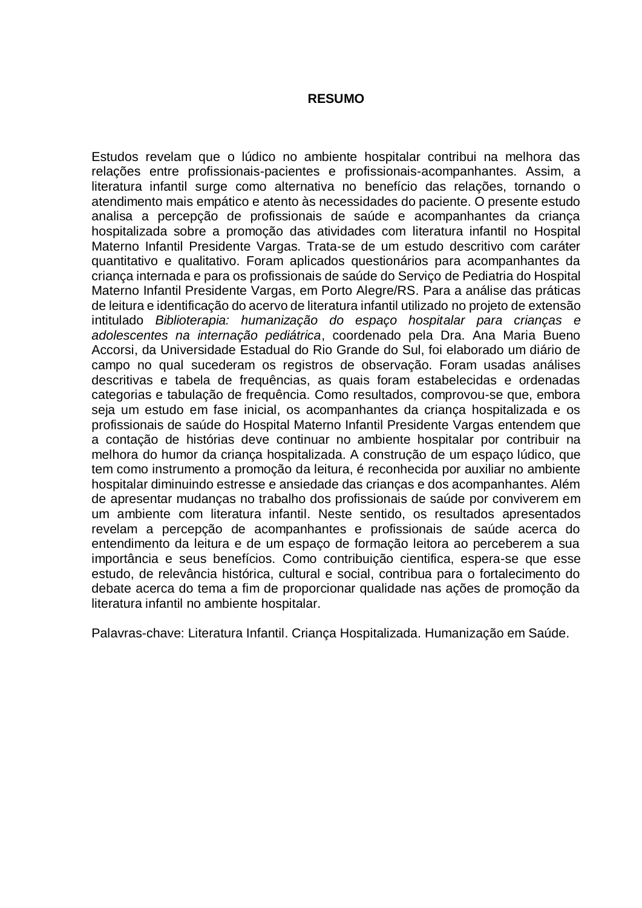# RESUMO

Estudos revelam que o lúdico no ambiente hospitalar contribui na melhora das relações entre profissionais-pacientes e profissionais-acompanhantes. Assim, a literatura infantil surge como alternativa no benefício das relações, tornando o atendimento mais empático e atento às necessidades do paciente. O presente estudo analisa a percepção de profissionais de saúde e acompanhantes da criança hospitalizada sobre a promoção das atividades com literatura infantil no Hospital Materno Infantil Presidente Vargas. Trata-se de um estudo descritivo com caráter quantitativo e qualitativo. Foram aplicados questionários para acompanhantes da criança internada e para os profissionais de saúde do Serviço de Pediatria do Hospital Materno Infantil Presidente Vargas, em Porto Alegre/RS. Para a análise das práticas de leitura e identificação do acervo de literatura infantil utilizado no projeto de extensão intitulado *Biblioterapia: humanização do espaço hospitalar para crianças e adolescentes na internação pediátrica*, coordenado pela Dra. Ana Maria Bueno Accorsi, da Universidade Estadual do Rio Grande do Sul, foi elaborado um diário de campo no qual sucederam os registros de observação. Foram usadas análises descritivas e tabela de frequências, as quais foram estabelecidas e ordenadas categorias e tabulação de frequência. Como resultados, comprovou-se que, embora seja um estudo em fase inicial, os acompanhantes da criança hospitalizada e os profissionais de saúde do Hospital Materno Infantil Presidente Vargas entendem que a contação de histórias deve continuar no ambiente hospitalar por contribuir na melhora do humor da criança hospitalizada. A construção de um espaço lúdico, que tem como instrumento a promoção da leitura, é reconhecida por auxiliar no ambiente hospitalar diminuindo estresse e ansiedade das crianças e dos acompanhantes. Além de apresentar mudanças no trabalho dos profissionais de saúde por conviverem em um ambiente com literatura infantil. Neste sentido, os resultados apresentados revelam a percepção de acompanhantes e profissionais de saúde acerca do entendimento da leitura e de um espaço de formação leitora ao perceberem a sua importância e seus benefícios. Como contribuição cientifica, espera-se que esse estudo, de relevância histórica, cultural e social, contribua para o fortalecimento do debate acerca do tema a fim de proporcionar qualidade nas ações de promoção da literatura infantil no ambiente hospitalar.

Palavras-chave: Literatura Infantil. Criança Hospitalizada. Humanização em Saúde.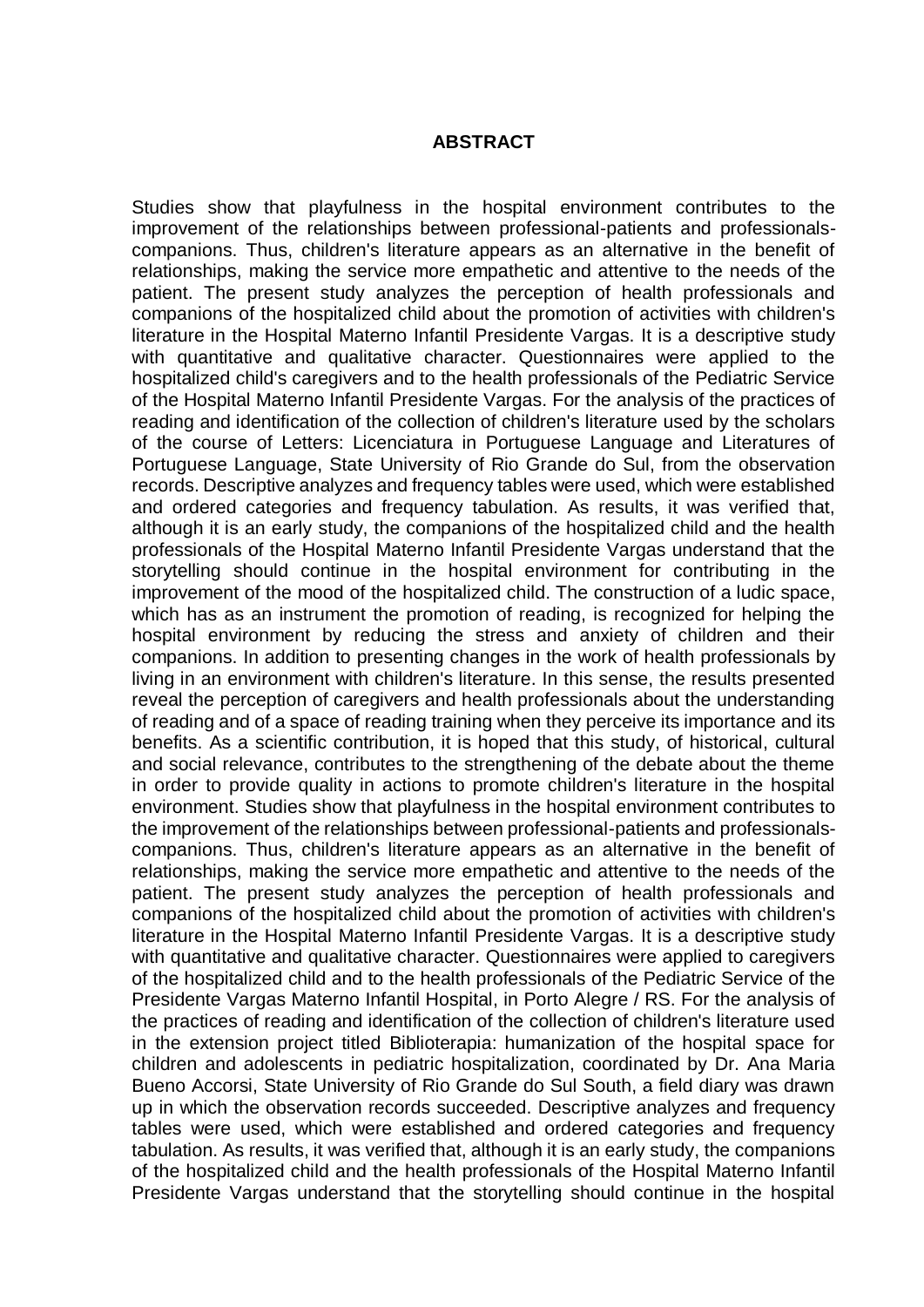**ABSTRACT**

Studies show that playfulness in the hospital environment contributes to the improvement of the relationships between professional-patients and professionals-companions. Thus, children's literature appears as an alternative in the benefit of relationships, making the service more empathetic and attentive to the needs of the patient. The present study analyzes the perception of health professionals and companions of the hospitalized child about the promotion of activities with children's literature in the Hospital Materno Infantil Presidente Vargas. It is a descriptive study with quantitative and qualitative character. Questionnaires were applied to the hospitalized child's caregivers and to the health professionals of the Pediatric Service of the Hospital Materno Infantil Presidente Vargas. For the analysis of the practices of reading and identification of the collection of children's literature used by the scholars of the course of Letters: Licenciatura in Portuguese Language and Literatures of Portuguese Language, State University of Rio Grande do Sul, from the observation records. Descriptive analyzes and frequency tables were used, which were established and ordered categories and frequency tabulation. As results, it was verified that, although it is an early study, the companions of the hospitalized child and the health professionals of the Hospital Materno Infantil Presidente Vargas understand that the storytelling should continue in the hospital environment for contributing in the improvement of the mood of the hospitalized child. The construction of a ludic space, which has as an instrument the promotion of reading, is recognized for helping the hospital environment by reducing the stress and anxiety of children and their companions. In addition to presenting changes in the work of health professionals by living in an environment with children's literature. In this sense, the results presented reveal the perception of caregivers and health professionals about the understanding of reading and of a space of reading training when they perceive its importance and its benefits. As a scientific contribution, it is hoped that this study, of historical, cultural and social relevance, contributes to the strengthening of the debate about the theme in order to provide quality in actions to promote children's literature in the hospital environment. Studies show that playfulness in the hospital environment contributes to the improvement of the relationships between professional-patients and professionals-companions. Thus, children's literature appears as an alternative in the benefit of relationships, making the service more empathetic and attentive to the needs of the patient. The present study analyzes the perception of health professionals and companions of the hospitalized child about the promotion of activities with children's literature in the Hospital Materno Infantil Presidente Vargas. It is a descriptive study with quantitative and qualitative character. Questionnaires were applied to caregivers of the hospitalized child and to the health professionals of the Pediatric Service of the Presidente Vargas Materno Infantil Hospital, in Porto Alegre / RS. For the analysis of the practices of reading and identification of the collection of children's literature used in the extension project titled Biblioterapia: humanization of the hospital space for children and adolescents in pediatric hospitalization, coordinated by Dr. Ana Maria Bueno Accorsi, State University of Rio Grande do Sul South, a field diary was drawn up in which the observation records succeeded. Descriptive analyzes and frequency tables were used, which were established and ordered categories and frequency tabulation. As results, it was verified that, although it is an early study, the companions of the hospitalized child and the health professionals of the Hospital Materno Infantil Presidente Vargas understand that the storytelling should continue in the hospital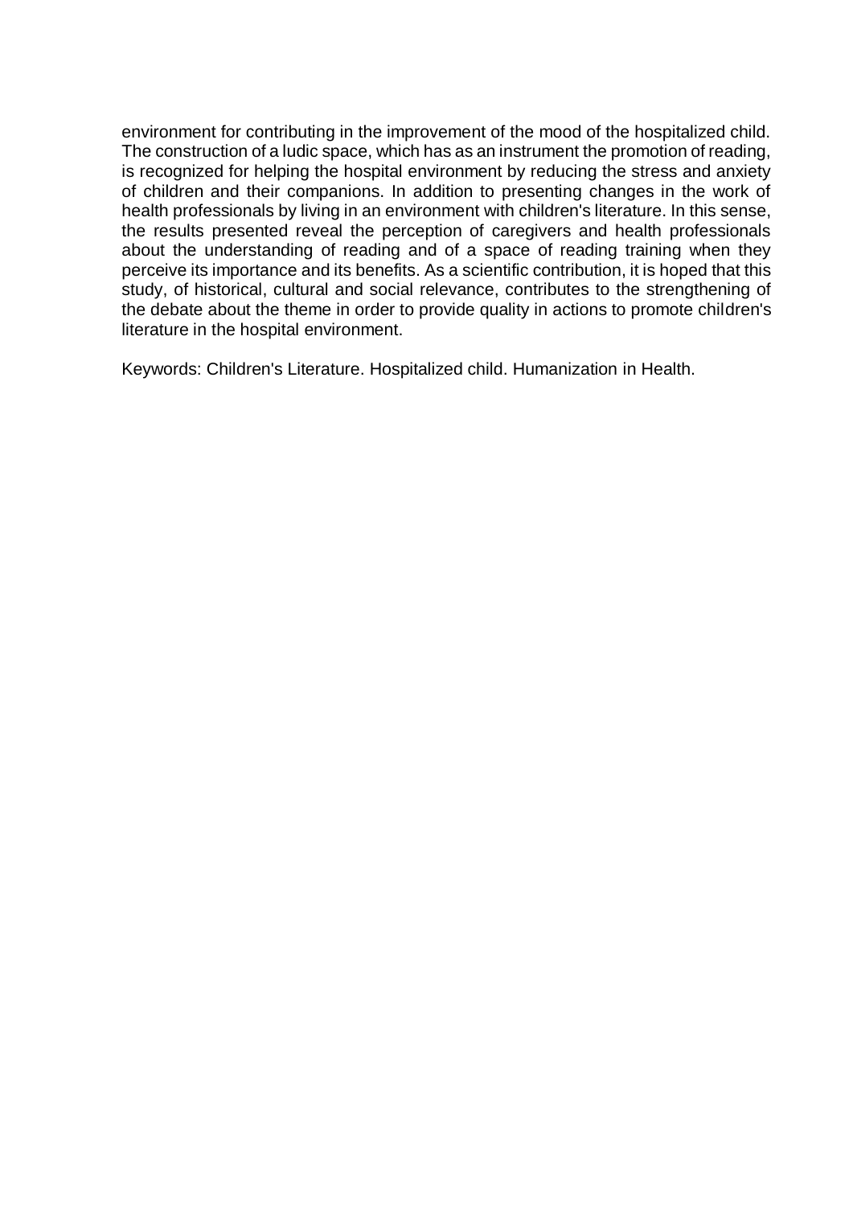environment for contributing in the improvement of the mood of the hospitalized child. The construction of a ludic space, which has as an instrument the promotion of reading, is recognized for helping the hospital environment by reducing the stress and anxiety of children and their companions. In addition to presenting changes in the work of health professionals by living in an environment with children's literature. In this sense, the results presented reveal the perception of caregivers and health professionals about the understanding of reading and of a space of reading training when they perceive its importance and its benefits. As a scientific contribution, it is hoped that this study, of historical, cultural and social relevance, contributes to the strengthening of the debate about the theme in order to provide quality in actions to promote children's literature in the hospital environment.

Keywords: Children's Literature. Hospitalized child. Humanization in Health.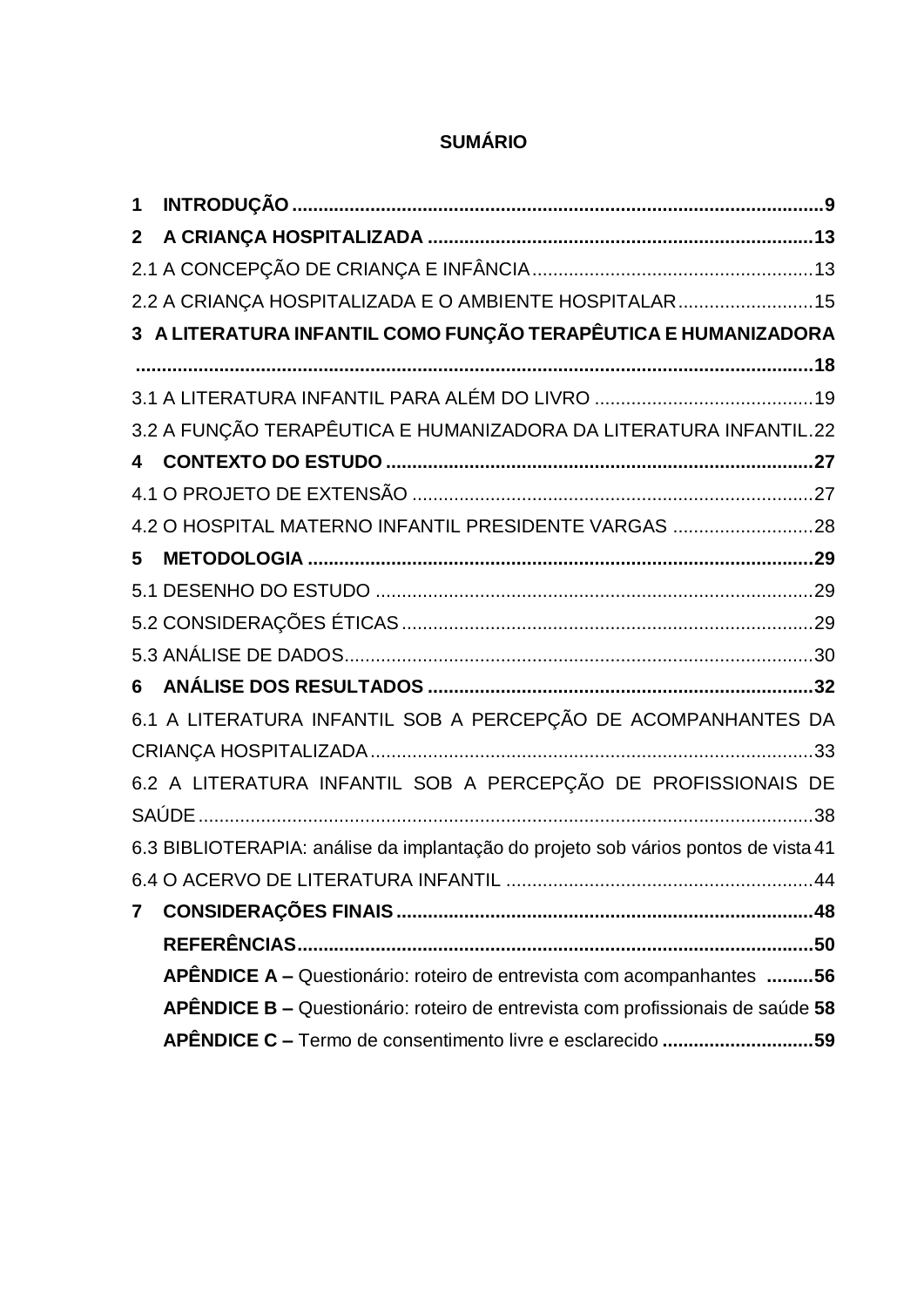**SUMÁRIO**

**1 INTRODUÇÃO** .................................................................................................... **9**

**2 A CRIANÇA HOSPITALIZADA** ........................................................................ **13**

2.1 A CONCEPÇÃO DE CRIANÇA E INFÂNCIA .................................................... 13

2.2 A CRIANÇA HOSPITALIZADA E O AMBIENTE HOSPITALAR ......................... 15

**3 A LITERATURA INFANTIL COMO FUNÇÃO TERAPÊUTICA E HUMANIZADORA** ............................................................................................................................ **18**

3.1 A LITERATURA INFANTIL PARA ALÉM DO LIVRO ......................................... 19

3.2 A FUNÇÃO TERAPÊUTICA E HUMANIZADORA DA LITERATURA INFANTIL. 22

**4 CONTEXTO DO ESTUDO** ................................................................................ **27**

4.1 O PROJETO DE EXTENSÃO ........................................................................... 27

4.2 O HOSPITAL MATERNO INFANTIL PRESIDENTE VARGAS .......................... 28

**5 METODOLOGIA** ............................................................................................... **29**

5.1 DESENHO DO ESTUDO .................................................................................. 29

5.2 CONSIDERAÇÕES ÉTICAS ............................................................................. 29

5.3 ANÁLISE DE DADOS ........................................................................................ 30

**6 ANÁLISE DOS RESULTADOS** ........................................................................ **32**

6.1 A LITERATURA INFANTIL SOB A PERCEPÇÃO DE ACOMPANHANTES DA CRIANÇA HOSPITALIZADA ................................................................................... 33

6.2 A LITERATURA INFANTIL SOB A PERCEPÇÃO DE PROFISSIONAIS DE SAÚDE ................................................................................................................... 38

6.3 BIBLIOTERAPIA: análise da implantação do projeto sob vários pontos de vista 41

6.4 O ACERVO DE LITERATURA INFANTIL .......................................................... 44

**7 CONSIDERAÇÕES FINAIS** .............................................................................. **48**

**REFERÊNCIAS** ................................................................................................. **50**

**APÊNDICE A –** Questionário: roteiro de entrevista com acompanhantes **.........56**

**APÊNDICE B –** Questionário: roteiro de entrevista com profissionais de saúde **58**

**APÊNDICE C –** Termo de consentimento livre e esclarecido **............................59**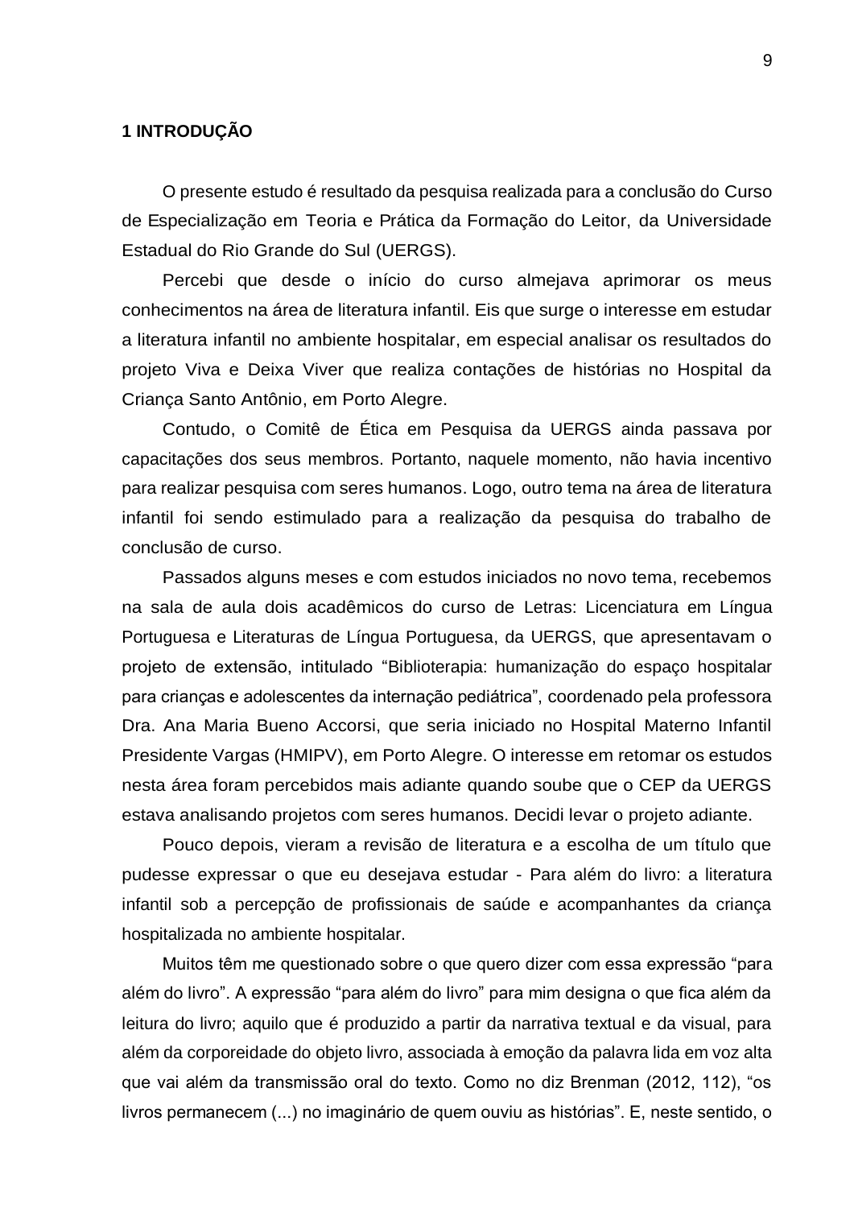# 1 INTRODUÇÃO

O presente estudo é resultado da pesquisa realizada para a conclusão do Curso de Especialização em Teoria e Prática da Formação do Leitor, da Universidade Estadual do Rio Grande do Sul (UERGS).

Percebi que desde o início do curso almejava aprimorar os meus conhecimentos na área de literatura infantil. Eis que surge o interesse em estudar a literatura infantil no ambiente hospitalar, em especial analisar os resultados do projeto Viva e Deixa Viver que realiza contações de histórias no Hospital da Criança Santo Antônio, em Porto Alegre.

Contudo, o Comitê de Ética em Pesquisa da UERGS ainda passava por capacitações dos seus membros. Portanto, naquele momento, não havia incentivo para realizar pesquisa com seres humanos. Logo, outro tema na área de literatura infantil foi sendo estimulado para a realização da pesquisa do trabalho de conclusão de curso.

Passados alguns meses e com estudos iniciados no novo tema, recebemos na sala de aula dois acadêmicos do curso de Letras: Licenciatura em Língua Portuguesa e Literaturas de Língua Portuguesa, da UERGS, que apresentavam o projeto de extensão, intitulado "Biblioterapia: humanização do espaço hospitalar para crianças e adolescentes da internação pediátrica", coordenado pela professora Dra. Ana Maria Bueno Accorsi, que seria iniciado no Hospital Materno Infantil Presidente Vargas (HMIPV), em Porto Alegre. O interesse em retomar os estudos nesta área foram percebidos mais adiante quando soube que o CEP da UERGS estava analisando projetos com seres humanos. Decidi levar o projeto adiante.

Pouco depois, vieram a revisão de literatura e a escolha de um título que pudesse expressar o que eu desejava estudar - Para além do livro: a literatura infantil sob a percepção de profissionais de saúde e acompanhantes da criança hospitalizada no ambiente hospitalar.

Muitos têm me questionado sobre o que quero dizer com essa expressão "para além do livro". A expressão "para além do livro" para mim designa o que fica além da leitura do livro; aquilo que é produzido a partir da narrativa textual e da visual, para além da corporeidade do objeto livro, associada à emoção da palavra lida em voz alta que vai além da transmissão oral do texto. Como no diz Brenman (2012, 112), "os livros permanecem (...) no imaginário de quem ouviu as histórias". E, neste sentido, o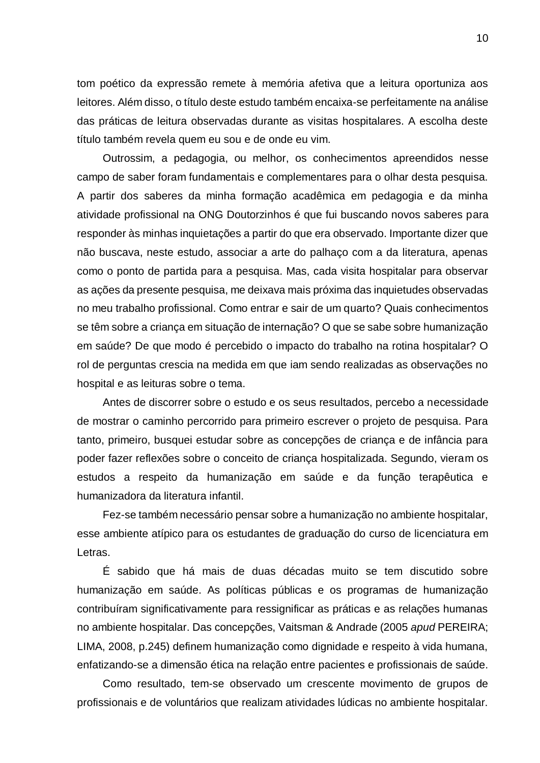tom poético da expressão remete à memória afetiva que a leitura oportuniza aos leitores. Além disso, o título deste estudo também encaixa-se perfeitamente na análise das práticas de leitura observadas durante as visitas hospitalares. A escolha deste título também revela quem eu sou e de onde eu vim.

Outrossim, a pedagogia, ou melhor, os conhecimentos apreendidos nesse campo de saber foram fundamentais e complementares para o olhar desta pesquisa. A partir dos saberes da minha formação acadêmica em pedagogia e da minha atividade profissional na ONG Doutorzinhos é que fui buscando novos saberes para responder às minhas inquietações a partir do que era observado. Importante dizer que não buscava, neste estudo, associar a arte do palhaço com a da literatura, apenas como o ponto de partida para a pesquisa. Mas, cada visita hospitalar para observar as ações da presente pesquisa, me deixava mais próxima das inquietudes observadas no meu trabalho profissional. Como entrar e sair de um quarto? Quais conhecimentos se têm sobre a criança em situação de internação? O que se sabe sobre humanização em saúde? De que modo é percebido o impacto do trabalho na rotina hospitalar? O rol de perguntas crescia na medida em que iam sendo realizadas as observações no hospital e as leituras sobre o tema.

Antes de discorrer sobre o estudo e os seus resultados, percebo a necessidade de mostrar o caminho percorrido para primeiro escrever o projeto de pesquisa. Para tanto, primeiro, busquei estudar sobre as concepções de criança e de infância para poder fazer reflexões sobre o conceito de criança hospitalizada. Segundo, vieram os estudos a respeito da humanização em saúde e da função terapêutica e humanizadora da literatura infantil.

Fez-se também necessário pensar sobre a humanização no ambiente hospitalar, esse ambiente atípico para os estudantes de graduação do curso de licenciatura em Letras.

É sabido que há mais de duas décadas muito se tem discutido sobre humanização em saúde. As políticas públicas e os programas de humanização contribuíram significativamente para ressignificar as práticas e as relações humanas no ambiente hospitalar. Das concepções, Vaitsman & Andrade (2005 *apud* PEREIRA; LIMA, 2008, p.245) definem humanização como dignidade e respeito à vida humana, enfatizando-se a dimensão ética na relação entre pacientes e profissionais de saúde.

Como resultado, tem-se observado um crescente movimento de grupos de profissionais e de voluntários que realizam atividades lúdicas no ambiente hospitalar.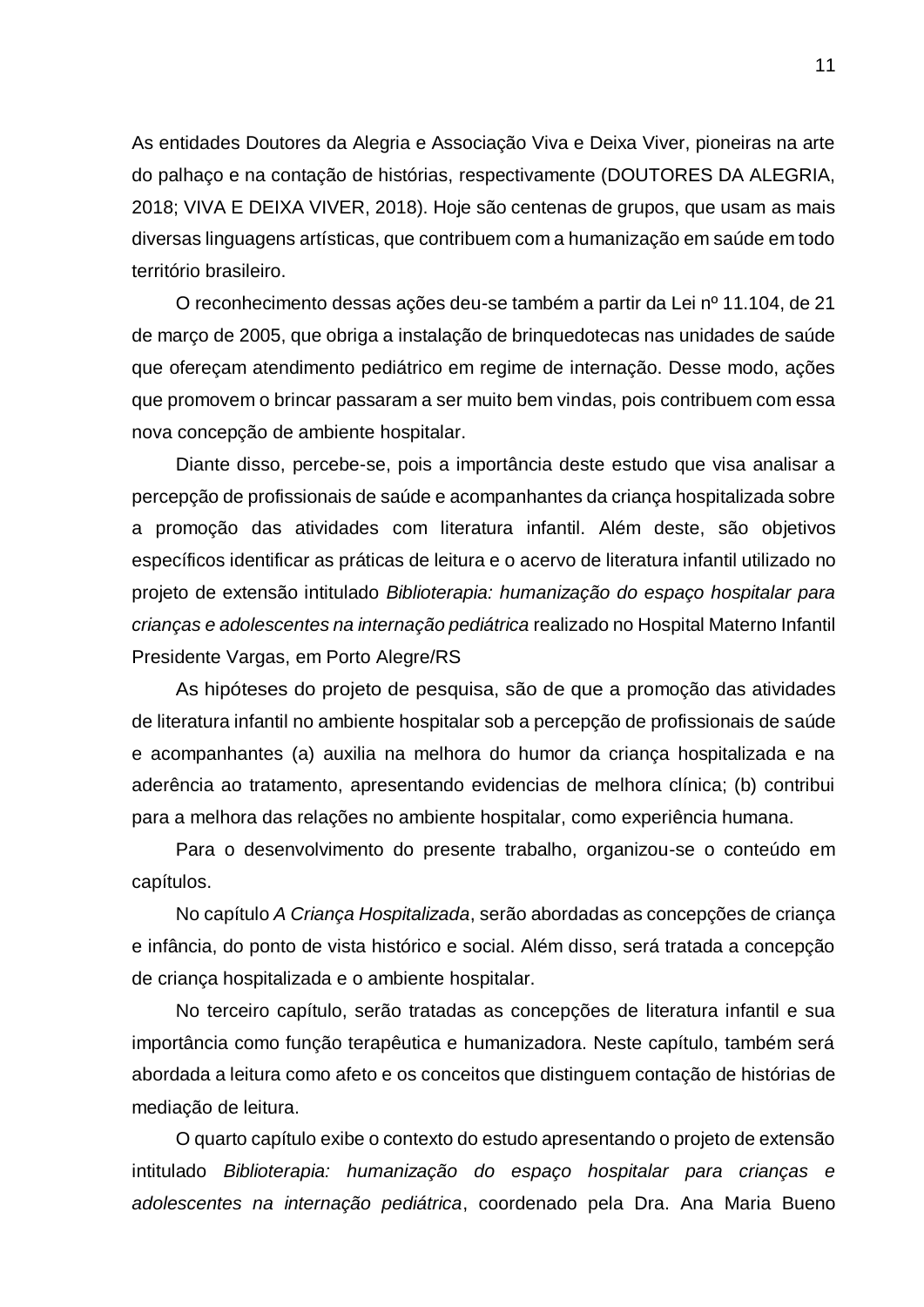As entidades Doutores da Alegria e Associação Viva e Deixa Viver, pioneiras na arte do palhaço e na contação de histórias, respectivamente (DOUTORES DA ALEGRIA, 2018; VIVA E DEIXA VIVER, 2018). Hoje são centenas de grupos, que usam as mais diversas linguagens artísticas, que contribuem com a humanização em saúde em todo território brasileiro.

O reconhecimento dessas ações deu-se também a partir da Lei nº 11.104, de 21 de março de 2005, que obriga a instalação de brinquedotecas nas unidades de saúde que ofereçam atendimento pediátrico em regime de internação. Desse modo, ações que promovem o brincar passaram a ser muito bem vindas, pois contribuem com essa nova concepção de ambiente hospitalar.

Diante disso, percebe-se, pois a importância deste estudo que visa analisar a percepção de profissionais de saúde e acompanhantes da criança hospitalizada sobre a promoção das atividades com literatura infantil. Além deste, são objetivos específicos identificar as práticas de leitura e o acervo de literatura infantil utilizado no projeto de extensão intitulado *Biblioterapia: humanização do espaço hospitalar para crianças e adolescentes na internação pediátrica* realizado no Hospital Materno Infantil Presidente Vargas, em Porto Alegre/RS

As hipóteses do projeto de pesquisa, são de que a promoção das atividades de literatura infantil no ambiente hospitalar sob a percepção de profissionais de saúde e acompanhantes (a) auxilia na melhora do humor da criança hospitalizada e na aderência ao tratamento, apresentando evidencias de melhora clínica; (b) contribui para a melhora das relações no ambiente hospitalar, como experiência humana.

Para o desenvolvimento do presente trabalho, organizou-se o conteúdo em capítulos.

No capítulo *A Criança Hospitalizada*, serão abordadas as concepções de criança e infância, do ponto de vista histórico e social. Além disso, será tratada a concepção de criança hospitalizada e o ambiente hospitalar.

No terceiro capítulo, serão tratadas as concepções de literatura infantil e sua importância como função terapêutica e humanizadora. Neste capítulo, também será abordada a leitura como afeto e os conceitos que distinguem contação de histórias de mediação de leitura.

O quarto capítulo exibe o contexto do estudo apresentando o projeto de extensão intitulado *Biblioterapia: humanização do espaço hospitalar para crianças e adolescentes na internação pediátrica*, coordenado pela Dra. Ana Maria Bueno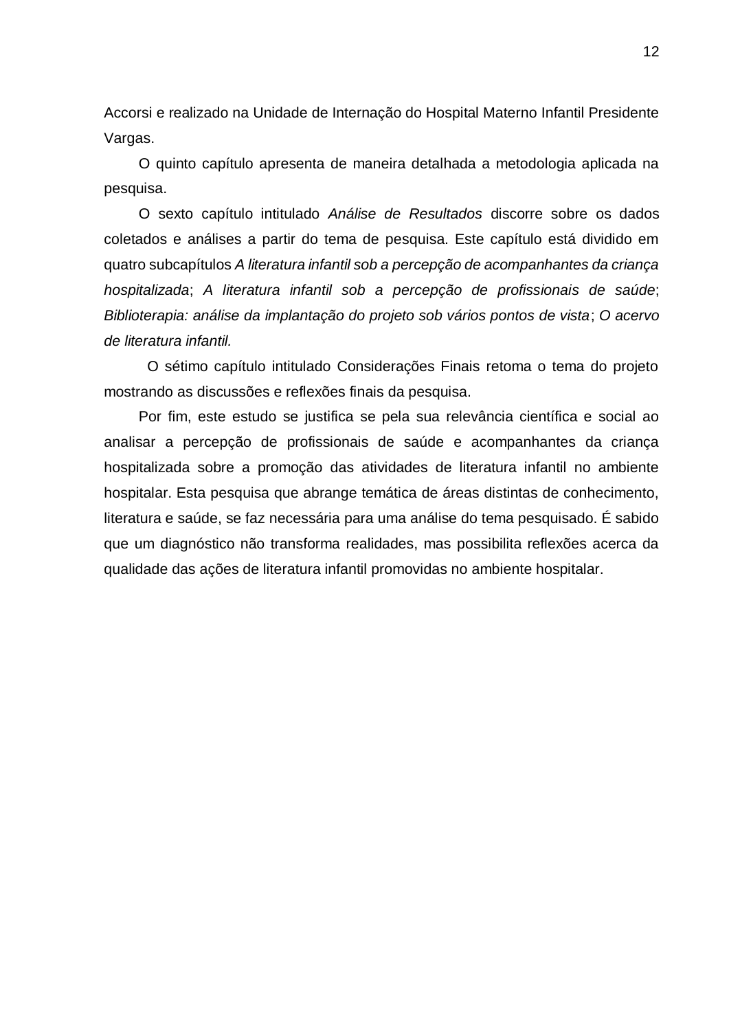Accorsi e realizado na Unidade de Internação do Hospital Materno Infantil Presidente Vargas.

O quinto capítulo apresenta de maneira detalhada a metodologia aplicada na pesquisa.

O sexto capítulo intitulado *Análise de Resultados* discorre sobre os dados coletados e análises a partir do tema de pesquisa. Este capítulo está dividido em quatro subcapítulos *A literatura infantil sob a percepção de acompanhantes da criança hospitalizada*; *A literatura infantil sob a percepção de profissionais de saúde*; *Biblioterapia: análise da implantação do projeto sob vários pontos de vista*; *O acervo de literatura infantil.*

O sétimo capítulo intitulado Considerações Finais retoma o tema do projeto mostrando as discussões e reflexões finais da pesquisa.

Por fim, este estudo se justifica se pela sua relevância científica e social ao analisar a percepção de profissionais de saúde e acompanhantes da criança hospitalizada sobre a promoção das atividades de literatura infantil no ambiente hospitalar. Esta pesquisa que abrange temática de áreas distintas de conhecimento, literatura e saúde, se faz necessária para uma análise do tema pesquisado. É sabido que um diagnóstico não transforma realidades, mas possibilita reflexões acerca da qualidade das ações de literatura infantil promovidas no ambiente hospitalar.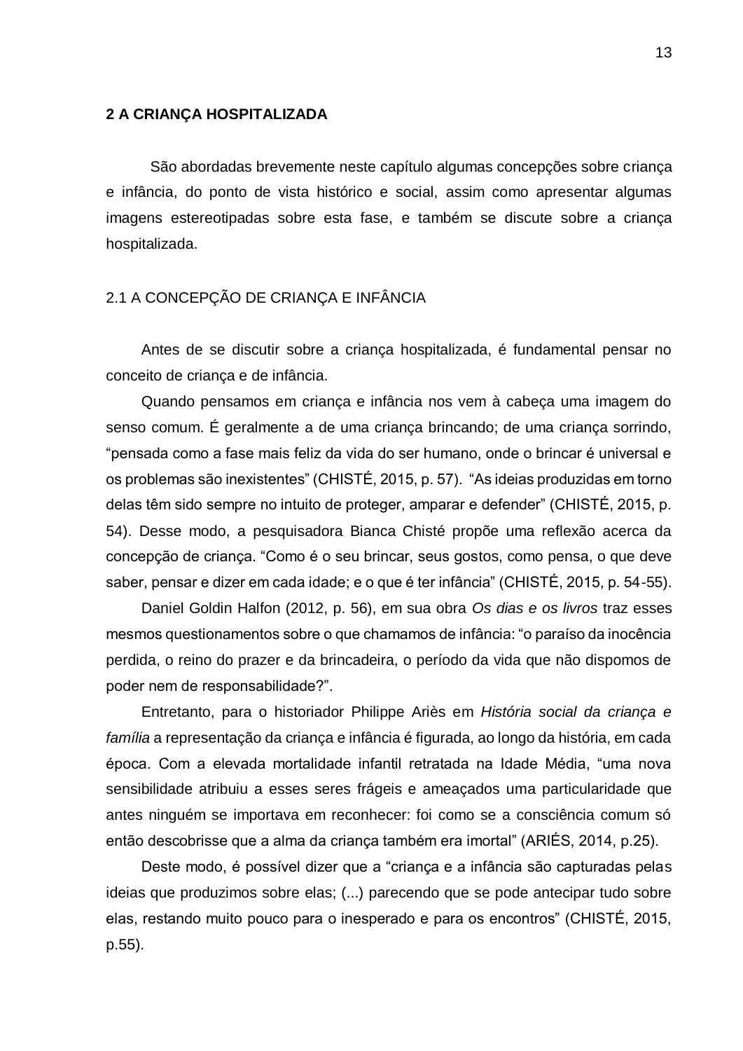## 2 A CRIANÇA HOSPITALIZADA

São abordadas brevemente neste capítulo algumas concepções sobre criança e infância, do ponto de vista histórico e social, assim como apresentar algumas imagens estereotipadas sobre esta fase, e também se discute sobre a criança hospitalizada.

### 2.1 A CONCEPÇÃO DE CRIANÇA E INFÂNCIA

Antes de se discutir sobre a criança hospitalizada, é fundamental pensar no conceito de criança e de infância.

Quando pensamos em criança e infância nos vem à cabeça uma imagem do senso comum. É geralmente a de uma criança brincando; de uma criança sorrindo, "pensada como a fase mais feliz da vida do ser humano, onde o brincar é universal e os problemas são inexistentes" (CHISTÉ, 2015, p. 57). "As ideias produzidas em torno delas têm sido sempre no intuito de proteger, amparar e defender" (CHISTÉ, 2015, p. 54). Desse modo, a pesquisadora Bianca Chisté propõe uma reflexão acerca da concepção de criança. "Como é o seu brincar, seus gostos, como pensa, o que deve saber, pensar e dizer em cada idade; e o que é ter infância" (CHISTÉ, 2015, p. 54-55).

Daniel Goldin Halfon (2012, p. 56), em sua obra *Os dias e os livros* traz esses mesmos questionamentos sobre o que chamamos de infância: "o paraíso da inocência perdida, o reino do prazer e da brincadeira, o período da vida que não dispomos de poder nem de responsabilidade?".

Entretanto, para o historiador Philippe Ariès em *História social da criança e família* a representação da criança e infância é figurada, ao longo da história, em cada época. Com a elevada mortalidade infantil retratada na Idade Média, "uma nova sensibilidade atribuiu a esses seres frágeis e ameaçados uma particularidade que antes ninguém se importava em reconhecer: foi como se a consciência comum só então descobrisse que a alma da criança também era imortal" (ARIÉS, 2014, p.25).

Deste modo, é possível dizer que a "criança e a infância são capturadas pelas ideias que produzimos sobre elas; (...) parecendo que se pode antecipar tudo sobre elas, restando muito pouco para o inesperado e para os encontros" (CHISTÉ, 2015, p.55).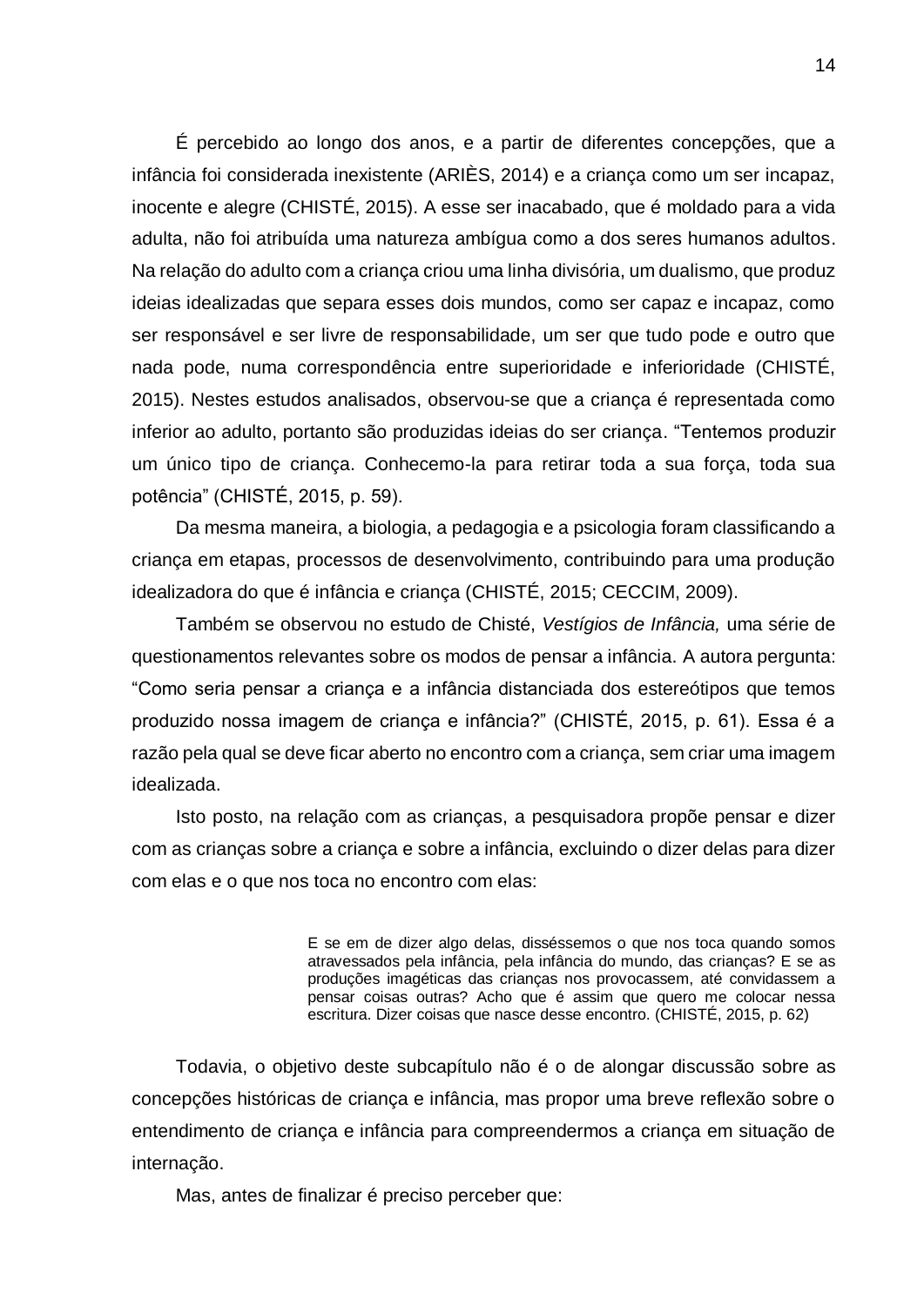É percebido ao longo dos anos, e a partir de diferentes concepções, que a infância foi considerada inexistente (ARIÈS, 2014) e a criança como um ser incapaz, inocente e alegre (CHISTÉ, 2015). A esse ser inacabado, que é moldado para a vida adulta, não foi atribuída uma natureza ambígua como a dos seres humanos adultos. Na relação do adulto com a criança criou uma linha divisória, um dualismo, que produz ideias idealizadas que separa esses dois mundos, como ser capaz e incapaz, como ser responsável e ser livre de responsabilidade, um ser que tudo pode e outro que nada pode, numa correspondência entre superioridade e inferioridade (CHISTÉ, 2015). Nestes estudos analisados, observou-se que a criança é representada como inferior ao adulto, portanto são produzidas ideias do ser criança. "Tentemos produzir um único tipo de criança. Conhecemo-la para retirar toda a sua força, toda sua potência" (CHISTÉ, 2015, p. 59).

Da mesma maneira, a biologia, a pedagogia e a psicologia foram classificando a criança em etapas, processos de desenvolvimento, contribuindo para uma produção idealizadora do que é infância e criança (CHISTÉ, 2015; CECCIM, 2009).

Também se observou no estudo de Chisté, *Vestígios de Infância,* uma série de questionamentos relevantes sobre os modos de pensar a infância. A autora pergunta: "Como seria pensar a criança e a infância distanciada dos estereótipos que temos produzido nossa imagem de criança e infância?" (CHISTÉ, 2015, p. 61). Essa é a razão pela qual se deve ficar aberto no encontro com a criança, sem criar uma imagem idealizada.

Isto posto, na relação com as crianças, a pesquisadora propõe pensar e dizer com as crianças sobre a criança e sobre a infância, excluindo o dizer delas para dizer com elas e o que nos toca no encontro com elas:

> E se em de dizer algo delas, disséssemos o que nos toca quando somos atravessados pela infância, pela infância do mundo, das crianças? E se as produções imagéticas das crianças nos provocassem, até convidassem a pensar coisas outras? Acho que é assim que quero me colocar nessa escritura. Dizer coisas que nasce desse encontro. (CHISTÉ, 2015, p. 62)

Todavia, o objetivo deste subcapítulo não é o de alongar discussão sobre as concepções históricas de criança e infância, mas propor uma breve reflexão sobre o entendimento de criança e infância para compreendermos a criança em situação de internação.

Mas, antes de finalizar é preciso perceber que: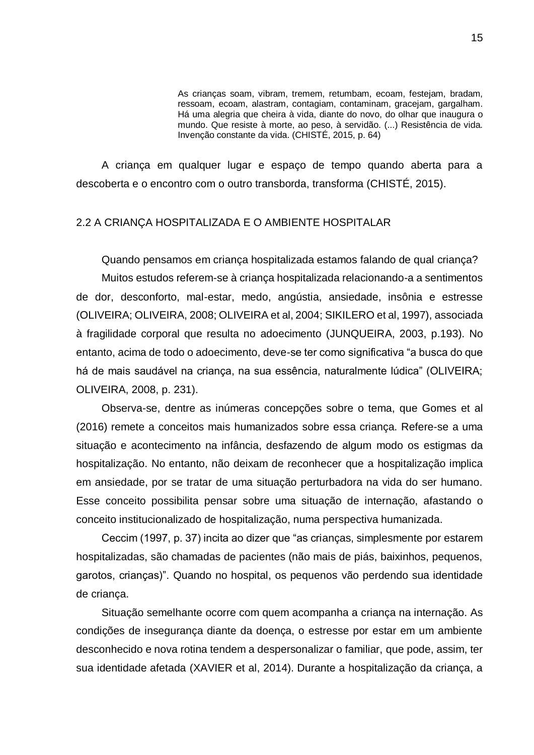> As crianças soam, vibram, tremem, retumbam, ecoam, festejam, bradam, ressoam, ecoam, alastram, contagiam, contaminam, gracejam, gargalham. Há uma alegria que cheira à vida, diante do novo, do olhar que inaugura o mundo. Que resiste à morte, ao peso, à servidão. (...) Resistência de vida. Invenção constante da vida. (CHISTÉ, 2015, p. 64)

A criança em qualquer lugar e espaço de tempo quando aberta para a descoberta e o encontro com o outro transborda, transforma (CHISTÉ, 2015).

## 2.2 A CRIANÇA HOSPITALIZADA E O AMBIENTE HOSPITALAR

Quando pensamos em criança hospitalizada estamos falando de qual criança?

Muitos estudos referem-se à criança hospitalizada relacionando-a a sentimentos de dor, desconforto, mal-estar, medo, angústia, ansiedade, insônia e estresse (OLIVEIRA; OLIVEIRA, 2008; OLIVEIRA et al, 2004; SIKILERO et al, 1997), associada à fragilidade corporal que resulta no adoecimento (JUNQUEIRA, 2003, p.193). No entanto, acima de todo o adoecimento, deve-se ter como significativa "a busca do que há de mais saudável na criança, na sua essência, naturalmente lúdica" (OLIVEIRA; OLIVEIRA, 2008, p. 231).

Observa-se, dentre as inúmeras concepções sobre o tema, que Gomes et al (2016) remete a conceitos mais humanizados sobre essa criança. Refere-se a uma situação e acontecimento na infância, desfazendo de algum modo os estigmas da hospitalização. No entanto, não deixam de reconhecer que a hospitalização implica em ansiedade, por se tratar de uma situação perturbadora na vida do ser humano. Esse conceito possibilita pensar sobre uma situação de internação, afastando o conceito institucionalizado de hospitalização, numa perspectiva humanizada.

Ceccim (1997, p. 37) incita ao dizer que "as crianças, simplesmente por estarem hospitalizadas, são chamadas de pacientes (não mais de piás, baixinhos, pequenos, garotos, crianças)". Quando no hospital, os pequenos vão perdendo sua identidade de criança.

Situação semelhante ocorre com quem acompanha a criança na internação. As condições de insegurança diante da doença, o estresse por estar em um ambiente desconhecido e nova rotina tendem a despersonalizar o familiar, que pode, assim, ter sua identidade afetada (XAVIER et al, 2014). Durante a hospitalização da criança, a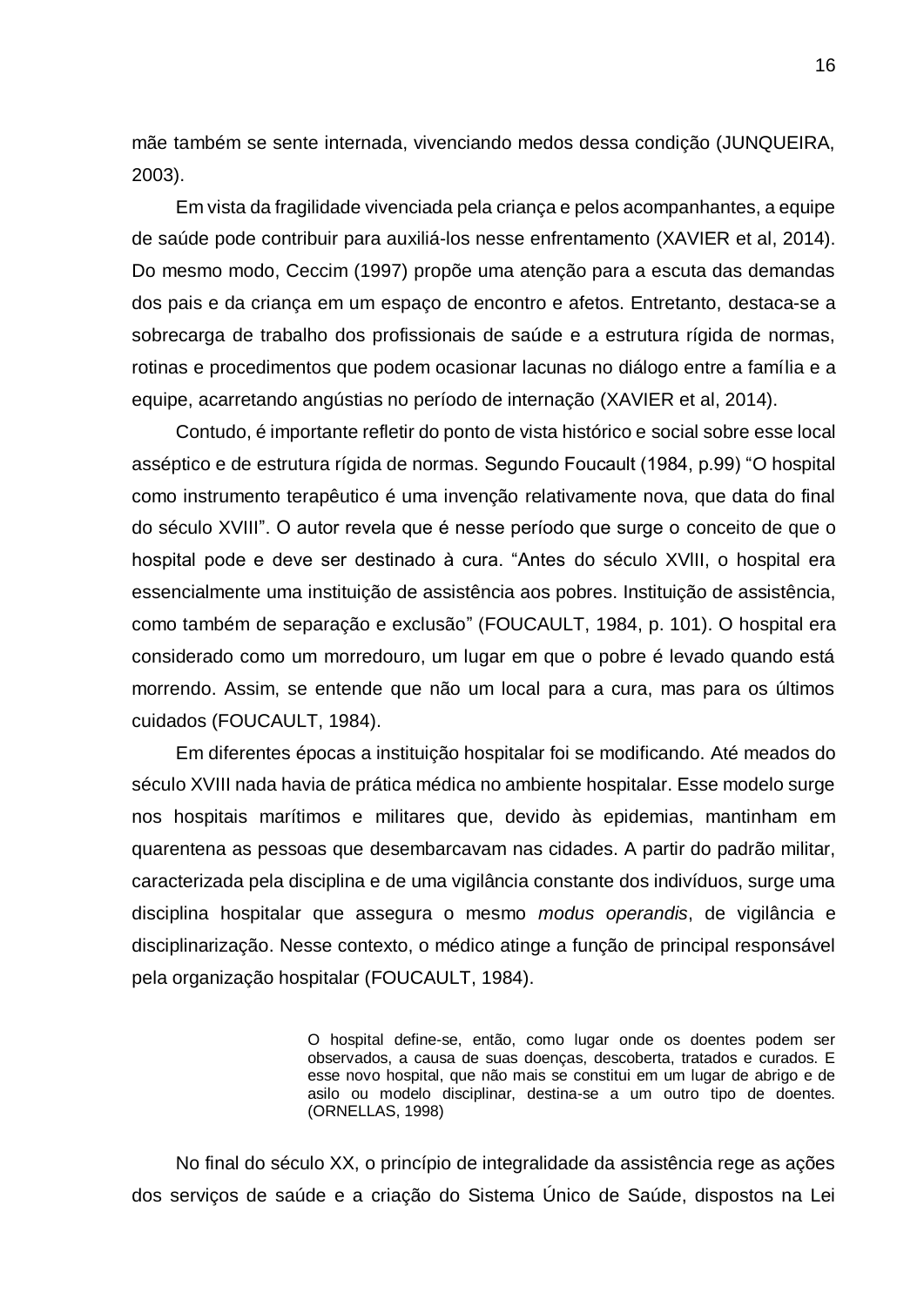mãe também se sente internada, vivenciando medos dessa condição (JUNQUEIRA, 2003).

Em vista da fragilidade vivenciada pela criança e pelos acompanhantes, a equipe de saúde pode contribuir para auxiliá-los nesse enfrentamento (XAVIER et al, 2014). Do mesmo modo, Ceccim (1997) propõe uma atenção para a escuta das demandas dos pais e da criança em um espaço de encontro e afetos. Entretanto, destaca-se a sobrecarga de trabalho dos profissionais de saúde e a estrutura rígida de normas, rotinas e procedimentos que podem ocasionar lacunas no diálogo entre a família e a equipe, acarretando angústias no período de internação (XAVIER et al, 2014).

Contudo, é importante refletir do ponto de vista histórico e social sobre esse local asséptico e de estrutura rígida de normas. Segundo Foucault (1984, p.99) "O hospital como instrumento terapêutico é uma invenção relativamente nova, que data do final do século XVIII". O autor revela que é nesse período que surge o conceito de que o hospital pode e deve ser destinado à cura. "Antes do século XVIII, o hospital era essencialmente uma instituição de assistência aos pobres. Instituição de assistência, como também de separação e exclusão" (FOUCAULT, 1984, p. 101). O hospital era considerado como um morredouro, um lugar em que o pobre é levado quando está morrendo. Assim, se entende que não um local para a cura, mas para os últimos cuidados (FOUCAULT, 1984).

Em diferentes épocas a instituição hospitalar foi se modificando. Até meados do século XVIII nada havia de prática médica no ambiente hospitalar. Esse modelo surge nos hospitais marítimos e militares que, devido às epidemias, mantinham em quarentena as pessoas que desembarcavam nas cidades. A partir do padrão militar, caracterizada pela disciplina e de uma vigilância constante dos indivíduos, surge uma disciplina hospitalar que assegura o mesmo *modus operandis*, de vigilância e disciplinarização. Nesse contexto, o médico atinge a função de principal responsável pela organização hospitalar (FOUCAULT, 1984).

> O hospital define-se, então, como lugar onde os doentes podem ser observados, a causa de suas doenças, descoberta, tratados e curados. E esse novo hospital, que não mais se constitui em um lugar de abrigo e de asilo ou modelo disciplinar, destina-se a um outro tipo de doentes. (ORNELLAS, 1998)

No final do século XX, o princípio de integralidade da assistência rege as ações dos serviços de saúde e a criação do Sistema Único de Saúde, dispostos na Lei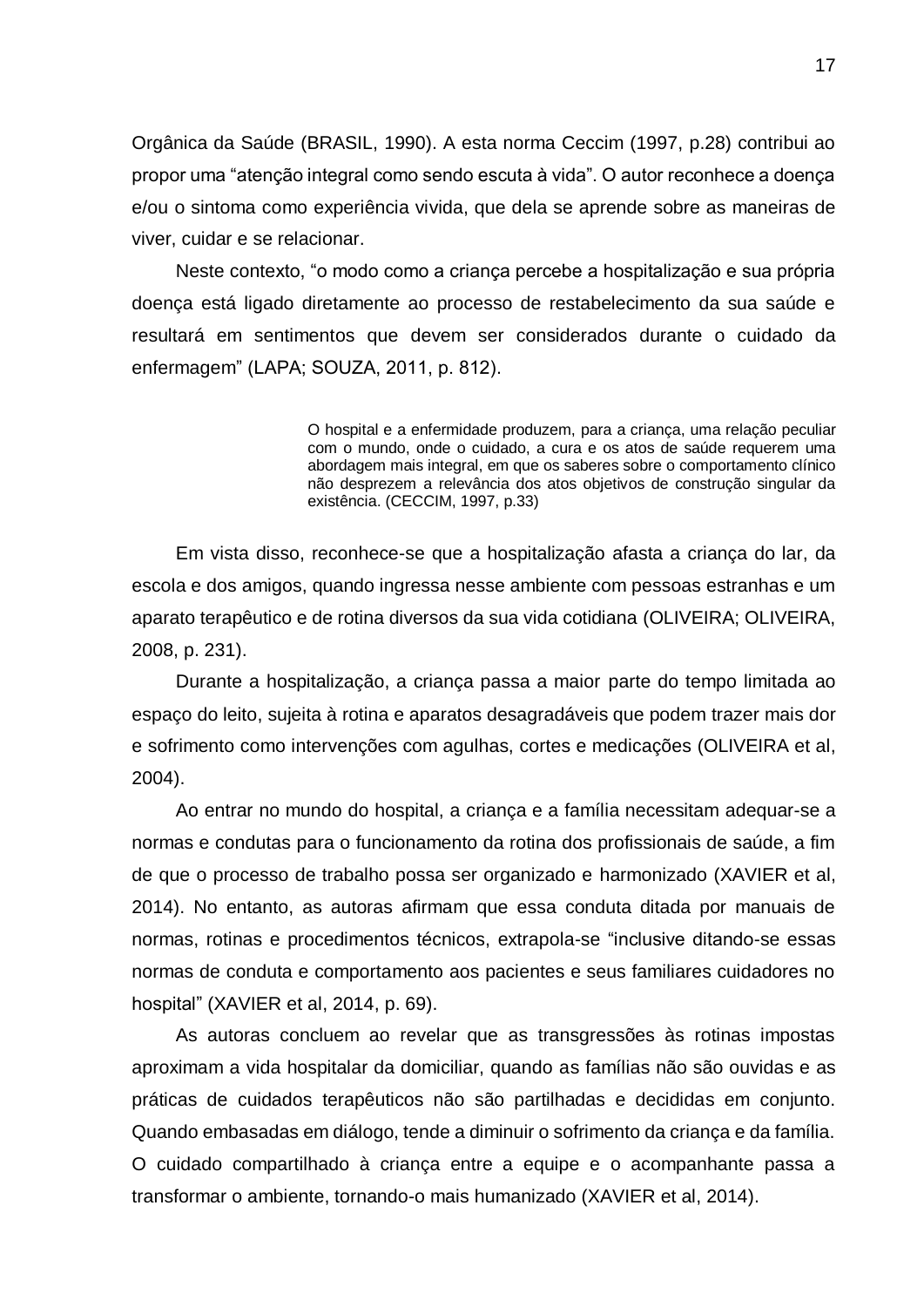Orgânica da Saúde (BRASIL, 1990). A esta norma Ceccim (1997, p.28) contribui ao propor uma "atenção integral como sendo escuta à vida". O autor reconhece a doença e/ou o sintoma como experiência vivida, que dela se aprende sobre as maneiras de viver, cuidar e se relacionar.

Neste contexto, "o modo como a criança percebe a hospitalização e sua própria doença está ligado diretamente ao processo de restabelecimento da sua saúde e resultará em sentimentos que devem ser considerados durante o cuidado da enfermagem" (LAPA; SOUZA, 2011, p. 812).

> O hospital e a enfermidade produzem, para a criança, uma relação peculiar com o mundo, onde o cuidado, a cura e os atos de saúde requerem uma abordagem mais integral, em que os saberes sobre o comportamento clínico não desprezem a relevância dos atos objetivos de construção singular da existência. (CECCIM, 1997, p.33)

Em vista disso, reconhece-se que a hospitalização afasta a criança do lar, da escola e dos amigos, quando ingressa nesse ambiente com pessoas estranhas e um aparato terapêutico e de rotina diversos da sua vida cotidiana (OLIVEIRA; OLIVEIRA, 2008, p. 231).

Durante a hospitalização, a criança passa a maior parte do tempo limitada ao espaço do leito, sujeita à rotina e aparatos desagradáveis que podem trazer mais dor e sofrimento como intervenções com agulhas, cortes e medicações (OLIVEIRA et al, 2004).

Ao entrar no mundo do hospital, a criança e a família necessitam adequar-se a normas e condutas para o funcionamento da rotina dos profissionais de saúde, a fim de que o processo de trabalho possa ser organizado e harmonizado (XAVIER et al, 2014). No entanto, as autoras afirmam que essa conduta ditada por manuais de normas, rotinas e procedimentos técnicos, extrapola-se "inclusive ditando-se essas normas de conduta e comportamento aos pacientes e seus familiares cuidadores no hospital" (XAVIER et al, 2014, p. 69).

As autoras concluem ao revelar que as transgressões às rotinas impostas aproximam a vida hospitalar da domiciliar, quando as famílias não são ouvidas e as práticas de cuidados terapêuticos não são partilhadas e decididas em conjunto. Quando embasadas em diálogo, tende a diminuir o sofrimento da criança e da família. O cuidado compartilhado à criança entre a equipe e o acompanhante passa a transformar o ambiente, tornando-o mais humanizado (XAVIER et al, 2014).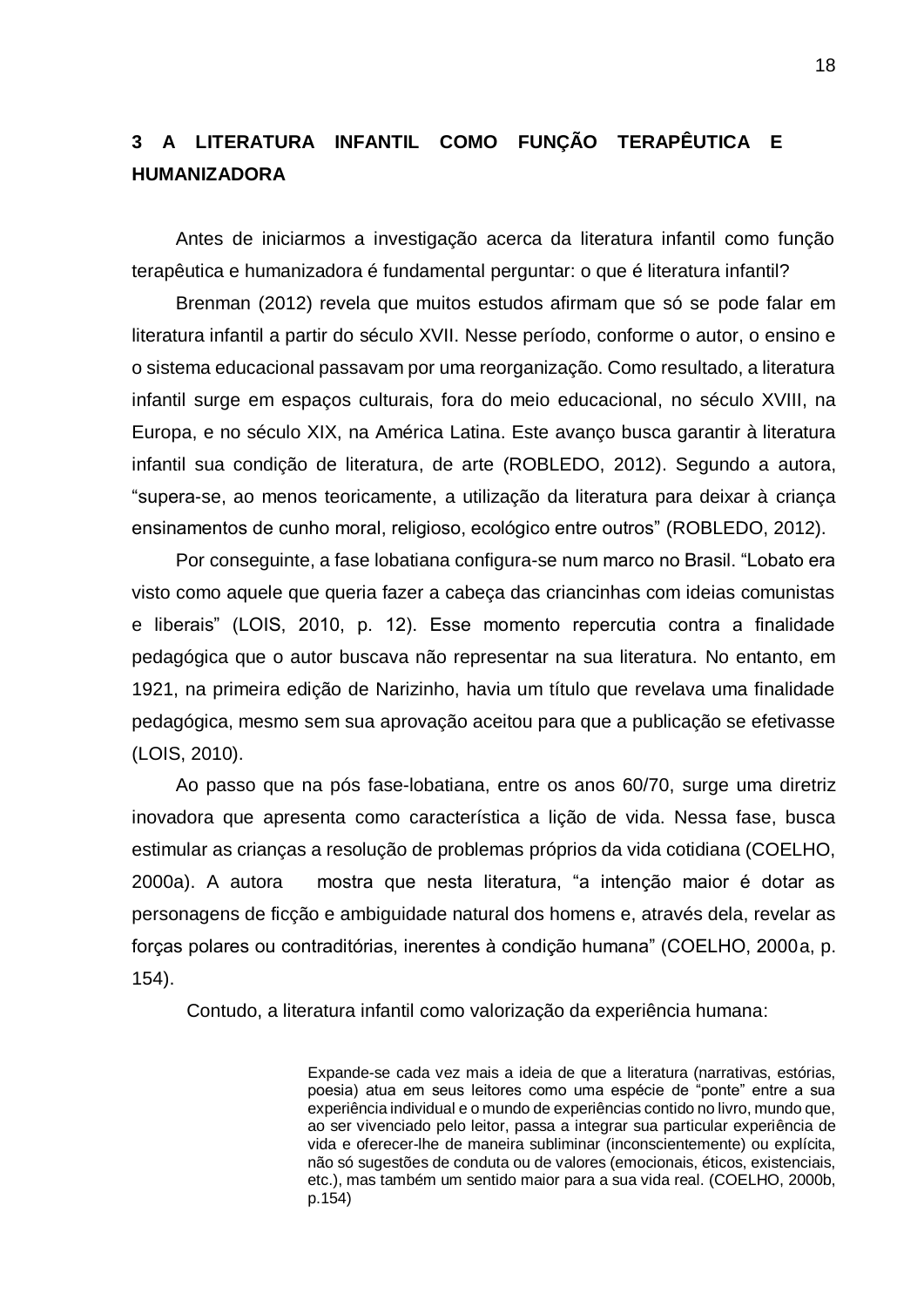# 3 A LITERATURA INFANTIL COMO FUNÇÃO TERAPÊUTICA E HUMANIZADORA

Antes de iniciarmos a investigação acerca da literatura infantil como função terapêutica e humanizadora é fundamental perguntar: o que é literatura infantil?

Brenman (2012) revela que muitos estudos afirmam que só se pode falar em literatura infantil a partir do século XVII. Nesse período, conforme o autor, o ensino e o sistema educacional passavam por uma reorganização. Como resultado, a literatura infantil surge em espaços culturais, fora do meio educacional, no século XVIII, na Europa, e no século XIX, na América Latina. Este avanço busca garantir à literatura infantil sua condição de literatura, de arte (ROBLEDO, 2012). Segundo a autora, "supera-se, ao menos teoricamente, a utilização da literatura para deixar à criança ensinamentos de cunho moral, religioso, ecológico entre outros" (ROBLEDO, 2012).

Por conseguinte, a fase lobatiana configura-se num marco no Brasil. "Lobato era visto como aquele que queria fazer a cabeça das criancinhas com ideias comunistas e liberais" (LOIS, 2010, p. 12). Esse momento repercutia contra a finalidade pedagógica que o autor buscava não representar na sua literatura. No entanto, em 1921, na primeira edição de Narizinho, havia um título que revelava uma finalidade pedagógica, mesmo sem sua aprovação aceitou para que a publicação se efetivasse (LOIS, 2010).

Ao passo que na pós fase-lobatiana, entre os anos 60/70, surge uma diretriz inovadora que apresenta como característica a lição de vida. Nessa fase, busca estimular as crianças a resolução de problemas próprios da vida cotidiana (COELHO, 2000a). A autora mostra que nesta literatura, "a intenção maior é dotar as personagens de ficção e ambiguidade natural dos homens e, através dela, revelar as forças polares ou contraditórias, inerentes à condição humana" (COELHO, 2000a, p. 154).

Contudo, a literatura infantil como valorização da experiência humana:

> Expande-se cada vez mais a ideia de que a literatura (narrativas, estórias, poesia) atua em seus leitores como uma espécie de "ponte" entre a sua experiência individual e o mundo de experiências contido no livro, mundo que, ao ser vivenciado pelo leitor, passa a integrar sua particular experiência de vida e oferecer-lhe de maneira subliminar (inconscientemente) ou explícita, não só sugestões de conduta ou de valores (emocionais, éticos, existenciais, etc.), mas também um sentido maior para a sua vida real. (COELHO, 2000b, p.154)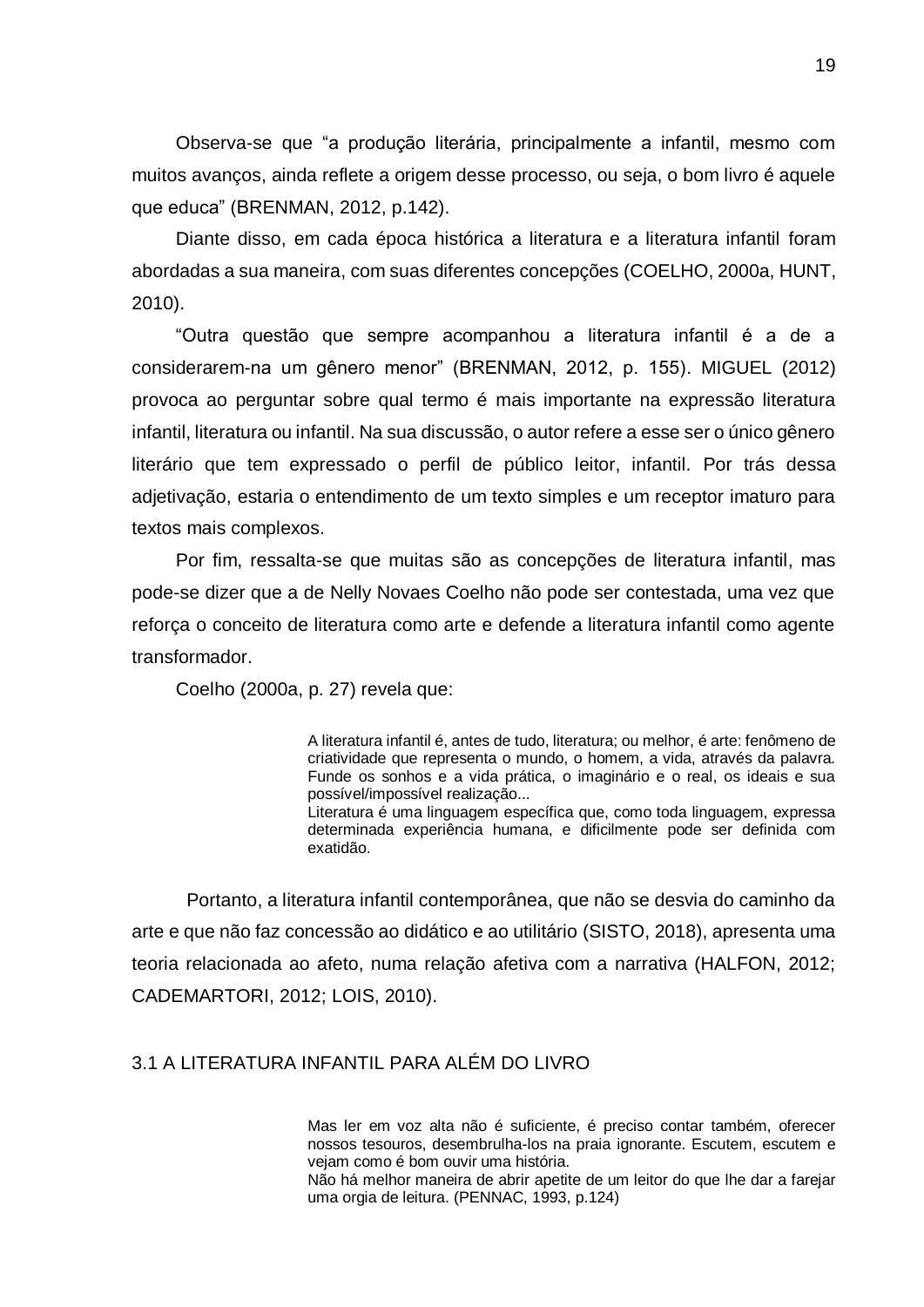Observa-se que “a produção literária, principalmente a infantil, mesmo com muitos avanços, ainda reflete a origem desse processo, ou seja, o bom livro é aquele que educa” (BRENMAN, 2012, p.142).

Diante disso, em cada época histórica a literatura e a literatura infantil foram abordadas a sua maneira, com suas diferentes concepções (COELHO, 2000a, HUNT, 2010).

“Outra questão que sempre acompanhou a literatura infantil é a de a considerarem-na um gênero menor” (BRENMAN, 2012, p. 155). MIGUEL (2012) provoca ao perguntar sobre qual termo é mais importante na expressão literatura infantil, literatura ou infantil. Na sua discussão, o autor refere a esse ser o único gênero literário que tem expressado o perfil de público leitor, infantil. Por trás dessa adjetivação, estaria o entendimento de um texto simples e um receptor imaturo para textos mais complexos.

Por fim, ressalta-se que muitas são as concepções de literatura infantil, mas pode-se dizer que a de Nelly Novaes Coelho não pode ser contestada, uma vez que reforça o conceito de literatura como arte e defende a literatura infantil como agente transformador.

Coelho (2000a, p. 27) revela que:

> A literatura infantil é, antes de tudo, literatura; ou melhor, é arte: fenômeno de criatividade que representa o mundo, o homem, a vida, através da palavra. Funde os sonhos e a vida prática, o imaginário e o real, os ideais e sua possível/impossível realização...
>
> Literatura é uma linguagem específica que, como toda linguagem, expressa determinada experiência humana, e dificilmente pode ser definida com exatidão.

Portanto, a literatura infantil contemporânea, que não se desvia do caminho da arte e que não faz concessão ao didático e ao utilitário (SISTO, 2018), apresenta uma teoria relacionada ao afeto, numa relação afetiva com a narrativa (HALFON, 2012; CADEMARTORI, 2012; LOIS, 2010).

## 3.1 A LITERATURA INFANTIL PARA ALÉM DO LIVRO

> Mas ler em voz alta não é suficiente, é preciso contar também, oferecer nossos tesouros, desembrulha-los na praia ignorante. Escutem, escutem e vejam como é bom ouvir uma história.
>
> Não há melhor maneira de abrir apetite de um leitor do que lhe dar a farejar uma orgia de leitura. (PENNAC, 1993, p.124)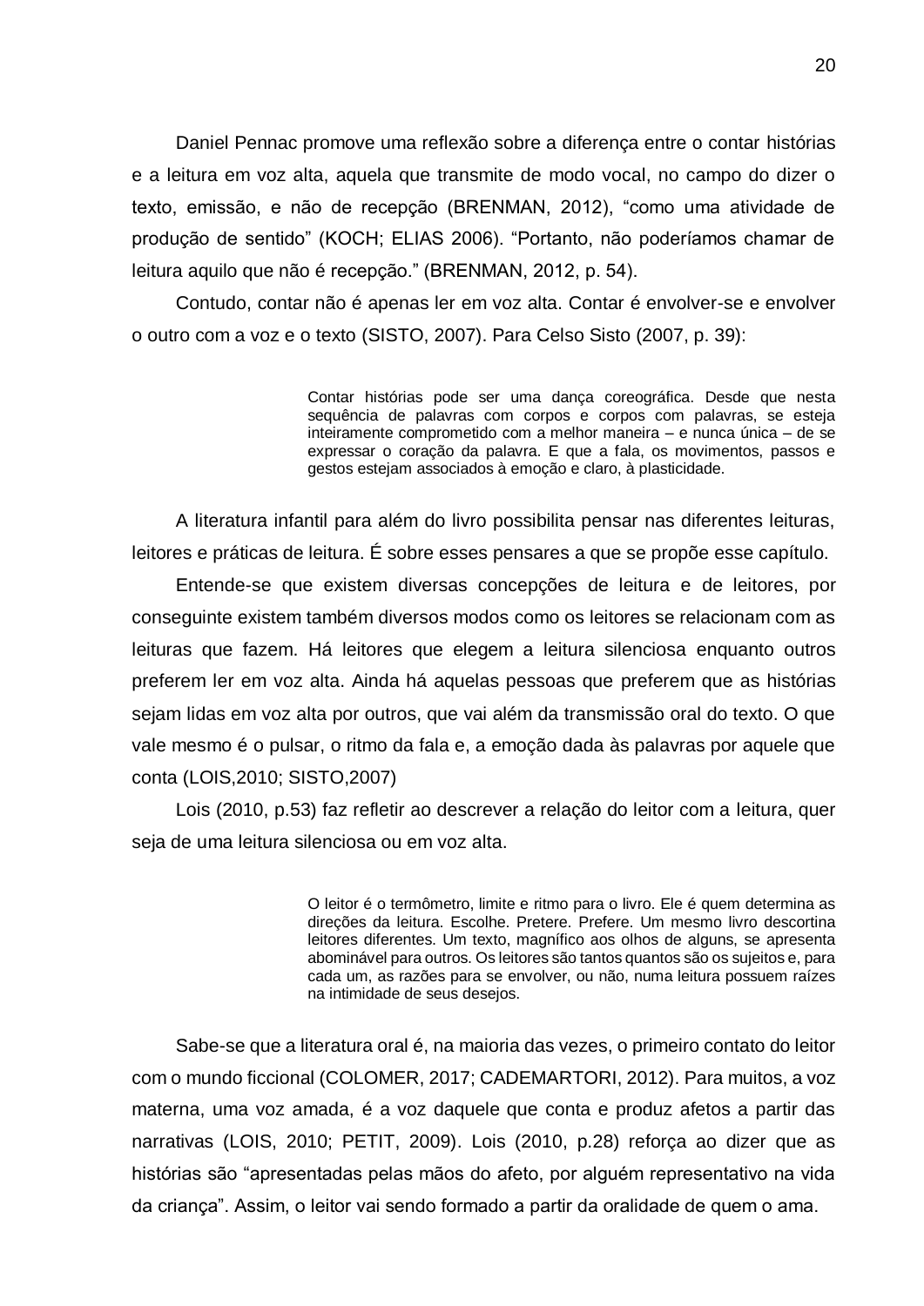Daniel Pennac promove uma reflexão sobre a diferença entre o contar histórias e a leitura em voz alta, aquela que transmite de modo vocal, no campo do dizer o texto, emissão, e não de recepção (BRENMAN, 2012), "como uma atividade de produção de sentido" (KOCH; ELIAS 2006). "Portanto, não poderíamos chamar de leitura aquilo que não é recepção." (BRENMAN, 2012, p. 54).

Contudo, contar não é apenas ler em voz alta. Contar é envolver-se e envolver o outro com a voz e o texto (SISTO, 2007). Para Celso Sisto (2007, p. 39):

> Contar histórias pode ser uma dança coreográfica. Desde que nesta sequência de palavras com corpos e corpos com palavras, se esteja inteiramente comprometido com a melhor maneira – e nunca única – de se expressar o coração da palavra. E que a fala, os movimentos, passos e gestos estejam associados à emoção e claro, à plasticidade.

A literatura infantil para além do livro possibilita pensar nas diferentes leituras, leitores e práticas de leitura. É sobre esses pensares a que se propõe esse capítulo.

Entende-se que existem diversas concepções de leitura e de leitores, por conseguinte existem também diversos modos como os leitores se relacionam com as leituras que fazem. Há leitores que elegem a leitura silenciosa enquanto outros preferem ler em voz alta. Ainda há aquelas pessoas que preferem que as histórias sejam lidas em voz alta por outros, que vai além da transmissão oral do texto. O que vale mesmo é o pulsar, o ritmo da fala e, a emoção dada às palavras por aquele que conta (LOIS,2010; SISTO,2007)

Lois (2010, p.53) faz refletir ao descrever a relação do leitor com a leitura, quer seja de uma leitura silenciosa ou em voz alta.

> O leitor é o termômetro, limite e ritmo para o livro. Ele é quem determina as direções da leitura. Escolhe. Pretere. Prefere. Um mesmo livro descortina leitores diferentes. Um texto, magnífico aos olhos de alguns, se apresenta abominável para outros. Os leitores são tantos quantos são os sujeitos e, para cada um, as razões para se envolver, ou não, numa leitura possuem raízes na intimidade de seus desejos.

Sabe-se que a literatura oral é, na maioria das vezes, o primeiro contato do leitor com o mundo ficcional (COLOMER, 2017; CADEMARTORI, 2012). Para muitos, a voz materna, uma voz amada, é a voz daquele que conta e produz afetos a partir das narrativas (LOIS, 2010; PETIT, 2009). Lois (2010, p.28) reforça ao dizer que as histórias são "apresentadas pelas mãos do afeto, por alguém representativo na vida da criança". Assim, o leitor vai sendo formado a partir da oralidade de quem o ama.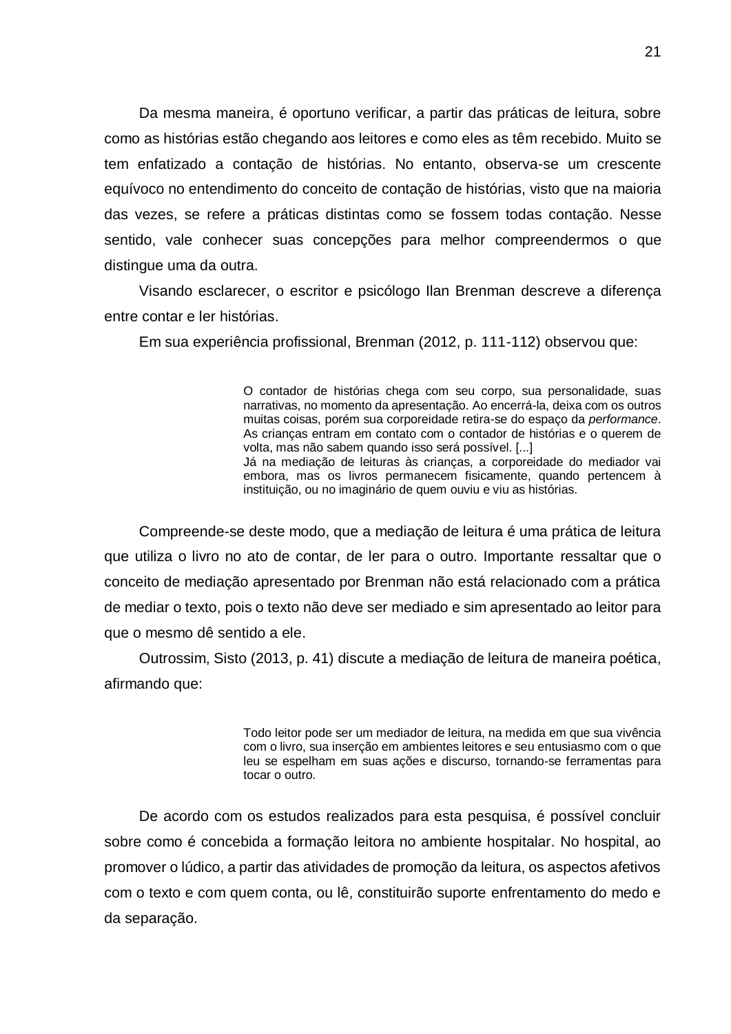Da mesma maneira, é oportuno verificar, a partir das práticas de leitura, sobre como as histórias estão chegando aos leitores e como eles as têm recebido. Muito se tem enfatizado a contação de histórias. No entanto, observa-se um crescente equívoco no entendimento do conceito de contação de histórias, visto que na maioria das vezes, se refere a práticas distintas como se fossem todas contação. Nesse sentido, vale conhecer suas concepções para melhor compreendermos o que distingue uma da outra.

Visando esclarecer, o escritor e psicólogo Ilan Brenman descreve a diferença entre contar e ler histórias.

Em sua experiência profissional, Brenman (2012, p. 111-112) observou que:

> O contador de histórias chega com seu corpo, sua personalidade, suas narrativas, no momento da apresentação. Ao encerrá-la, deixa com os outros muitas coisas, porém sua corporeidade retira-se do espaço da *performance*. As crianças entram em contato com o contador de histórias e o querem de volta, mas não sabem quando isso será possível. [...]
> Já na mediação de leituras às crianças, a corporeidade do mediador vai embora, mas os livros permanecem fisicamente, quando pertencem à instituição, ou no imaginário de quem ouviu e viu as histórias.

Compreende-se deste modo, que a mediação de leitura é uma prática de leitura que utiliza o livro no ato de contar, de ler para o outro. Importante ressaltar que o conceito de mediação apresentado por Brenman não está relacionado com a prática de mediar o texto, pois o texto não deve ser mediado e sim apresentado ao leitor para que o mesmo dê sentido a ele.

Outrossim, Sisto (2013, p. 41) discute a mediação de leitura de maneira poética, afirmando que:

> Todo leitor pode ser um mediador de leitura, na medida em que sua vivência com o livro, sua inserção em ambientes leitores e seu entusiasmo com o que leu se espelham em suas ações e discurso, tornando-se ferramentas para tocar o outro.

De acordo com os estudos realizados para esta pesquisa, é possível concluir sobre como é concebida a formação leitora no ambiente hospitalar. No hospital, ao promover o lúdico, a partir das atividades de promoção da leitura, os aspectos afetivos com o texto e com quem conta, ou lê, constituirão suporte enfrentamento do medo e da separação.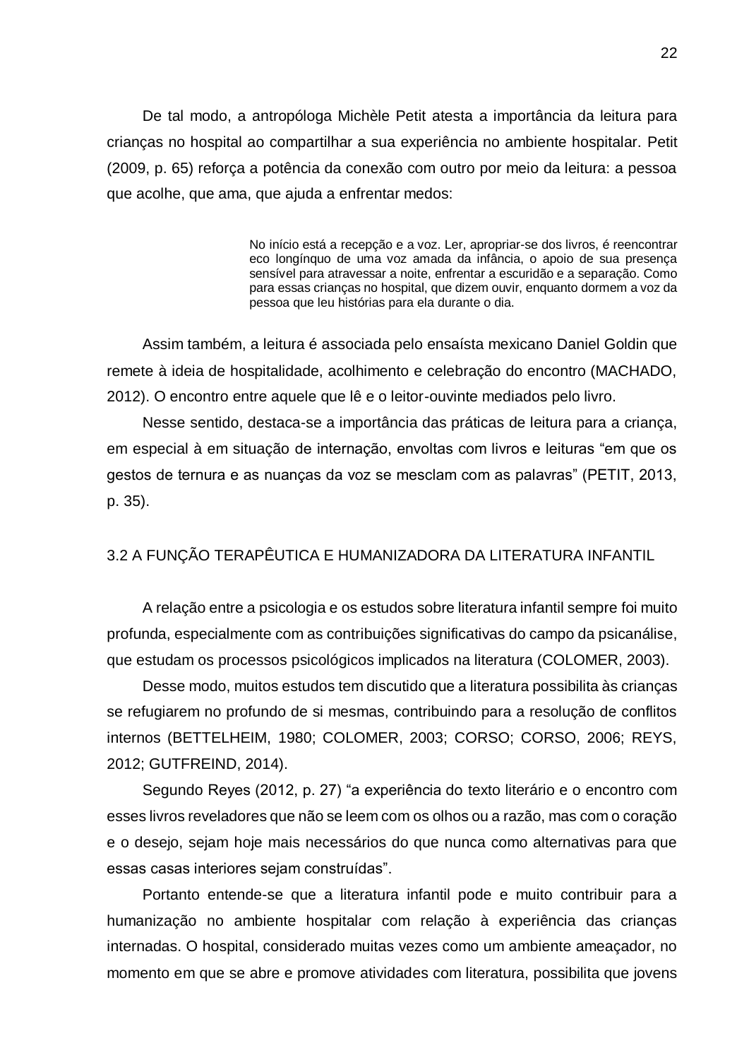De tal modo, a antropóloga Michèle Petit atesta a importância da leitura para crianças no hospital ao compartilhar a sua experiência no ambiente hospitalar. Petit (2009, p. 65) reforça a potência da conexão com outro por meio da leitura: a pessoa que acolhe, que ama, que ajuda a enfrentar medos:

> No início está a recepção e a voz. Ler, apropriar-se dos livros, é reencontrar eco longínquo de uma voz amada da infância, o apoio de sua presença sensível para atravessar a noite, enfrentar a escuridão e a separação. Como para essas crianças no hospital, que dizem ouvir, enquanto dormem a voz da pessoa que leu histórias para ela durante o dia.

Assim também, a leitura é associada pelo ensaísta mexicano Daniel Goldin que remete à ideia de hospitalidade, acolhimento e celebração do encontro (MACHADO, 2012). O encontro entre aquele que lê e o leitor-ouvinte mediados pelo livro.

Nesse sentido, destaca-se a importância das práticas de leitura para a criança, em especial à em situação de internação, envoltas com livros e leituras “em que os gestos de ternura e as nuanças da voz se mesclam com as palavras” (PETIT, 2013, p. 35).

## 3.2 A FUNÇÃO TERAPÊUTICA E HUMANIZADORA DA LITERATURA INFANTIL

A relação entre a psicologia e os estudos sobre literatura infantil sempre foi muito profunda, especialmente com as contribuições significativas do campo da psicanálise, que estudam os processos psicológicos implicados na literatura (COLOMER, 2003).

Desse modo, muitos estudos tem discutido que a literatura possibilita às crianças se refugiarem no profundo de si mesmas, contribuindo para a resolução de conflitos internos (BETTELHEIM, 1980; COLOMER, 2003; CORSO; CORSO, 2006; REYS, 2012; GUTFREIND, 2014).

Segundo Reyes (2012, p. 27) “a experiência do texto literário e o encontro com esses livros reveladores que não se leem com os olhos ou a razão, mas com o coração e o desejo, sejam hoje mais necessários do que nunca como alternativas para que essas casas interiores sejam construídas”.

Portanto entende-se que a literatura infantil pode e muito contribuir para a humanização no ambiente hospitalar com relação à experiência das crianças internadas. O hospital, considerado muitas vezes como um ambiente ameaçador, no momento em que se abre e promove atividades com literatura, possibilita que jovens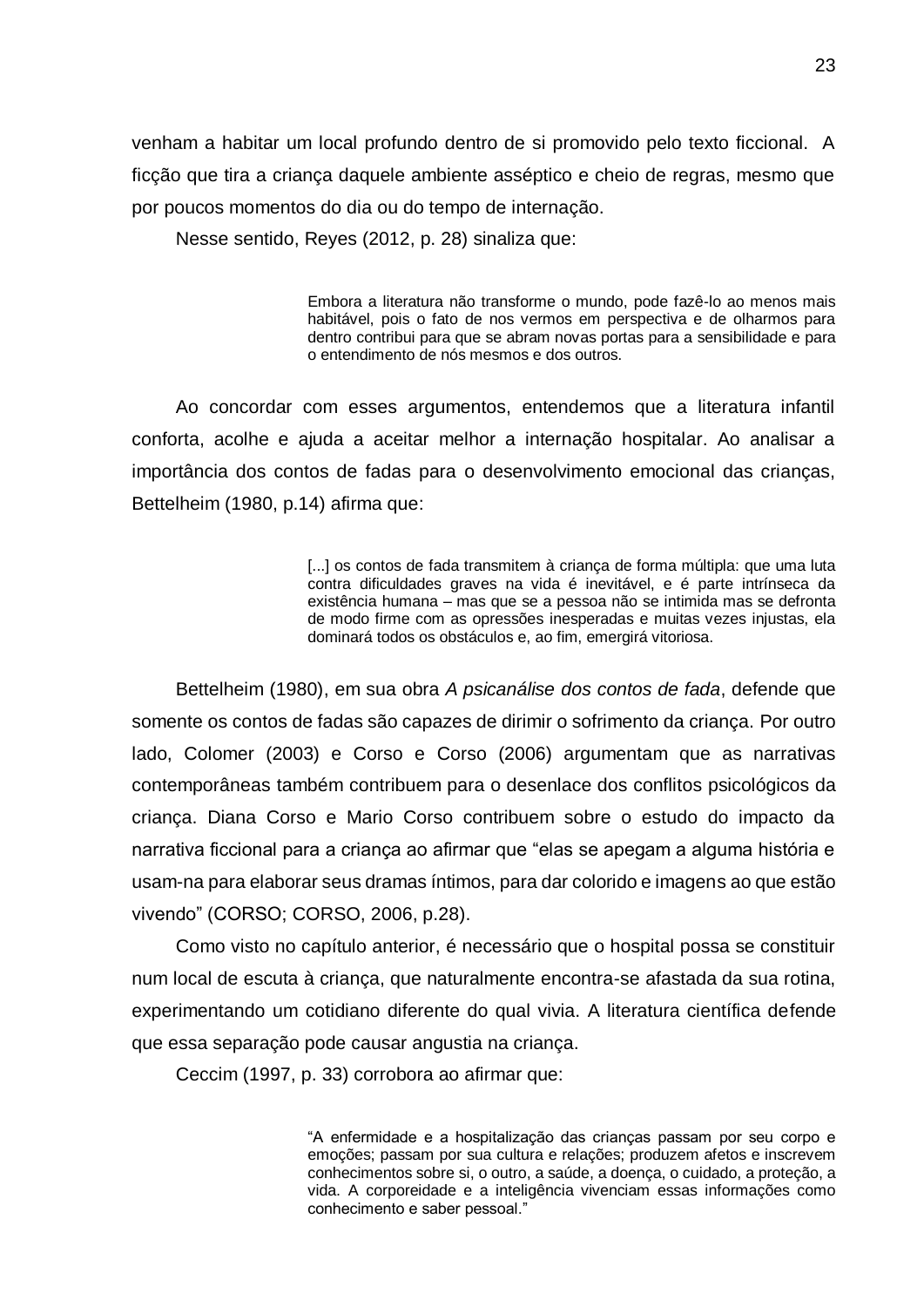venham a habitar um local profundo dentro de si promovido pelo texto ficcional. A ficção que tira a criança daquele ambiente asséptico e cheio de regras, mesmo que por poucos momentos do dia ou do tempo de internação.

Nesse sentido, Reyes (2012, p. 28) sinaliza que:

> Embora a literatura não transforme o mundo, pode fazê-lo ao menos mais habitável, pois o fato de nos vermos em perspectiva e de olharmos para dentro contribui para que se abram novas portas para a sensibilidade e para o entendimento de nós mesmos e dos outros.

Ao concordar com esses argumentos, entendemos que a literatura infantil conforta, acolhe e ajuda a aceitar melhor a internação hospitalar. Ao analisar a importância dos contos de fadas para o desenvolvimento emocional das crianças, Bettelheim (1980, p.14) afirma que:

> [...] os contos de fada transmitem à criança de forma múltipla: que uma luta contra dificuldades graves na vida é inevitável, e é parte intrínseca da existência humana – mas que se a pessoa não se intimida mas se defronta de modo firme com as opressões inesperadas e muitas vezes injustas, ela dominará todos os obstáculos e, ao fim, emergirá vitoriosa.

Bettelheim (1980), em sua obra *A psicanálise dos contos de fada*, defende que somente os contos de fadas são capazes de dirimir o sofrimento da criança. Por outro lado, Colomer (2003) e Corso e Corso (2006) argumentam que as narrativas contemporâneas também contribuem para o desenlace dos conflitos psicológicos da criança. Diana Corso e Mario Corso contribuem sobre o estudo do impacto da narrativa ficcional para a criança ao afirmar que "elas se apegam a alguma história e usam-na para elaborar seus dramas íntimos, para dar colorido e imagens ao que estão vivendo" (CORSO; CORSO, 2006, p.28).

Como visto no capítulo anterior, é necessário que o hospital possa se constituir num local de escuta à criança, que naturalmente encontra-se afastada da sua rotina, experimentando um cotidiano diferente do qual vivia. A literatura científica defende que essa separação pode causar angustia na criança.

Ceccim (1997, p. 33) corrobora ao afirmar que:

> "A enfermidade e a hospitalização das crianças passam por seu corpo e emoções; passam por sua cultura e relações; produzem afetos e inscrevem conhecimentos sobre si, o outro, a saúde, a doença, o cuidado, a proteção, a vida. A corporeidade e a inteligência vivenciam essas informações como conhecimento e saber pessoal."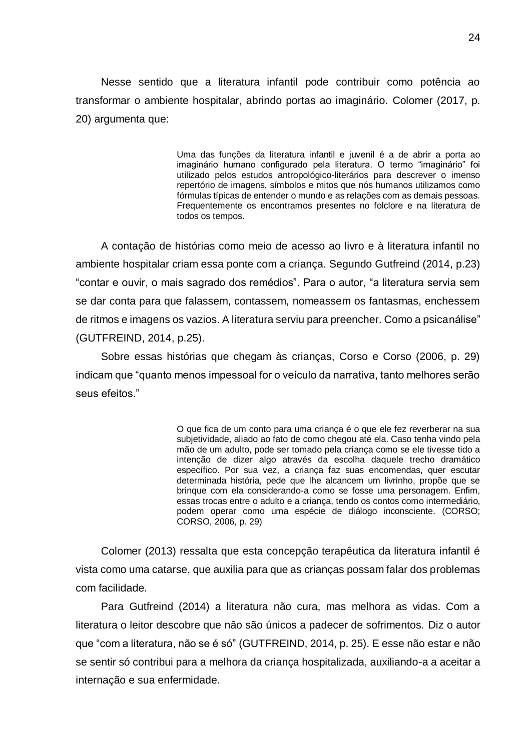Nesse sentido que a literatura infantil pode contribuir como potência ao transformar o ambiente hospitalar, abrindo portas ao imaginário. Colomer (2017, p. 20) argumenta que:

> Uma das funções da literatura infantil e juvenil é a de abrir a porta ao imaginário humano configurado pela literatura. O termo "imaginário" foi utilizado pelos estudos antropológico-literários para descrever o imenso repertório de imagens, símbolos e mitos que nós humanos utilizamos como fórmulas típicas de entender o mundo e as relações com as demais pessoas. Frequentemente os encontramos presentes no folclore e na literatura de todos os tempos.

A contação de histórias como meio de acesso ao livro e à literatura infantil no ambiente hospitalar criam essa ponte com a criança. Segundo Gutfreind (2014, p.23) "contar e ouvir, o mais sagrado dos remédios". Para o autor, "a literatura servia sem se dar conta para que falassem, contassem, nomeassem os fantasmas, enchessem de ritmos e imagens os vazios. A literatura serviu para preencher. Como a psicanálise" (GUTFREIND, 2014, p.25).

Sobre essas histórias que chegam às crianças, Corso e Corso (2006, p. 29) indicam que "quanto menos impessoal for o veículo da narrativa, tanto melhores serão seus efeitos."

> O que fica de um conto para uma criança é o que ele fez reverberar na sua subjetividade, aliado ao fato de como chegou até ela. Caso tenha vindo pela mão de um adulto, pode ser tomado pela criança como se ele tivesse tido a intenção de dizer algo através da escolha daquele trecho dramático específico. Por sua vez, a criança faz suas encomendas, quer escutar determinada história, pede que lhe alcancem um livrinho, propõe que se brinque com ela considerando-a como se fosse uma personagem. Enfim, essas trocas entre o adulto e a criança, tendo os contos como intermediário, podem operar como uma espécie de diálogo inconsciente. (CORSO; CORSO, 2006, p. 29)

Colomer (2013) ressalta que esta concepção terapêutica da literatura infantil é vista como uma catarse, que auxilia para que as crianças possam falar dos problemas com facilidade.

Para Gutfreind (2014) a literatura não cura, mas melhora as vidas. Com a literatura o leitor descobre que não são únicos a padecer de sofrimentos. Diz o autor que "com a literatura, não se é só" (GUTFREIND, 2014, p. 25). E esse não estar e não se sentir só contribui para a melhora da criança hospitalizada, auxiliando-a a aceitar a internação e sua enfermidade.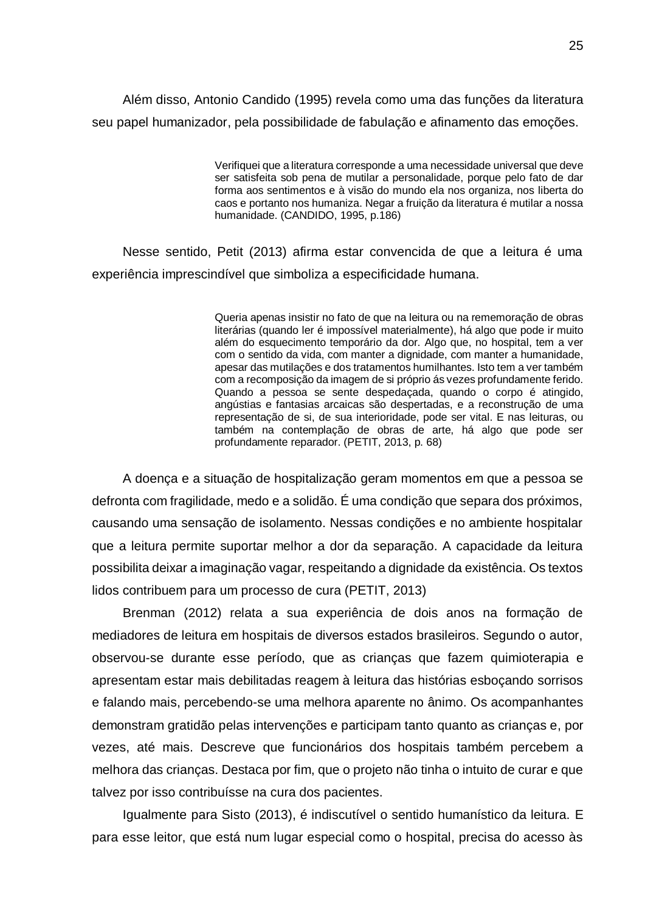Além disso, Antonio Candido (1995) revela como uma das funções da literatura seu papel humanizador, pela possibilidade de fabulação e afinamento das emoções.

> Verifiquei que a literatura corresponde a uma necessidade universal que deve ser satisfeita sob pena de mutilar a personalidade, porque pelo fato de dar forma aos sentimentos e à visão do mundo ela nos organiza, nos liberta do caos e portanto nos humaniza. Negar a fruição da literatura é mutilar a nossa humanidade. (CANDIDO, 1995, p.186)

Nesse sentido, Petit (2013) afirma estar convencida de que a leitura é uma experiência imprescindível que simboliza a especificidade humana.

> Queria apenas insistir no fato de que na leitura ou na rememoração de obras literárias (quando ler é impossível materialmente), há algo que pode ir muito além do esquecimento temporário da dor. Algo que, no hospital, tem a ver com o sentido da vida, com manter a dignidade, com manter a humanidade, apesar das mutilações e dos tratamentos humilhantes. Isto tem a ver também com a recomposição da imagem de si próprio ás vezes profundamente ferido. Quando a pessoa se sente despedaçada, quando o corpo é atingido, angústias e fantasias arcaicas são despertadas, e a reconstrução de uma representação de si, de sua interioridade, pode ser vital. E nas leituras, ou também na contemplação de obras de arte, há algo que pode ser profundamente reparador. (PETIT, 2013, p. 68)

A doença e a situação de hospitalização geram momentos em que a pessoa se defronta com fragilidade, medo e a solidão. É uma condição que separa dos próximos, causando uma sensação de isolamento. Nessas condições e no ambiente hospitalar que a leitura permite suportar melhor a dor da separação. A capacidade da leitura possibilita deixar a imaginação vagar, respeitando a dignidade da existência. Os textos lidos contribuem para um processo de cura (PETIT, 2013)

Brenman (2012) relata a sua experiência de dois anos na formação de mediadores de leitura em hospitais de diversos estados brasileiros. Segundo o autor, observou-se durante esse período, que as crianças que fazem quimioterapia e apresentam estar mais debilitadas reagem à leitura das histórias esboçando sorrisos e falando mais, percebendo-se uma melhora aparente no ânimo. Os acompanhantes demonstram gratidão pelas intervenções e participam tanto quanto as crianças e, por vezes, até mais. Descreve que funcionários dos hospitais também percebem a melhora das crianças. Destaca por fim, que o projeto não tinha o intuito de curar e que talvez por isso contribuísse na cura dos pacientes.

Igualmente para Sisto (2013), é indiscutível o sentido humanístico da leitura. E para esse leitor, que está num lugar especial como o hospital, precisa do acesso às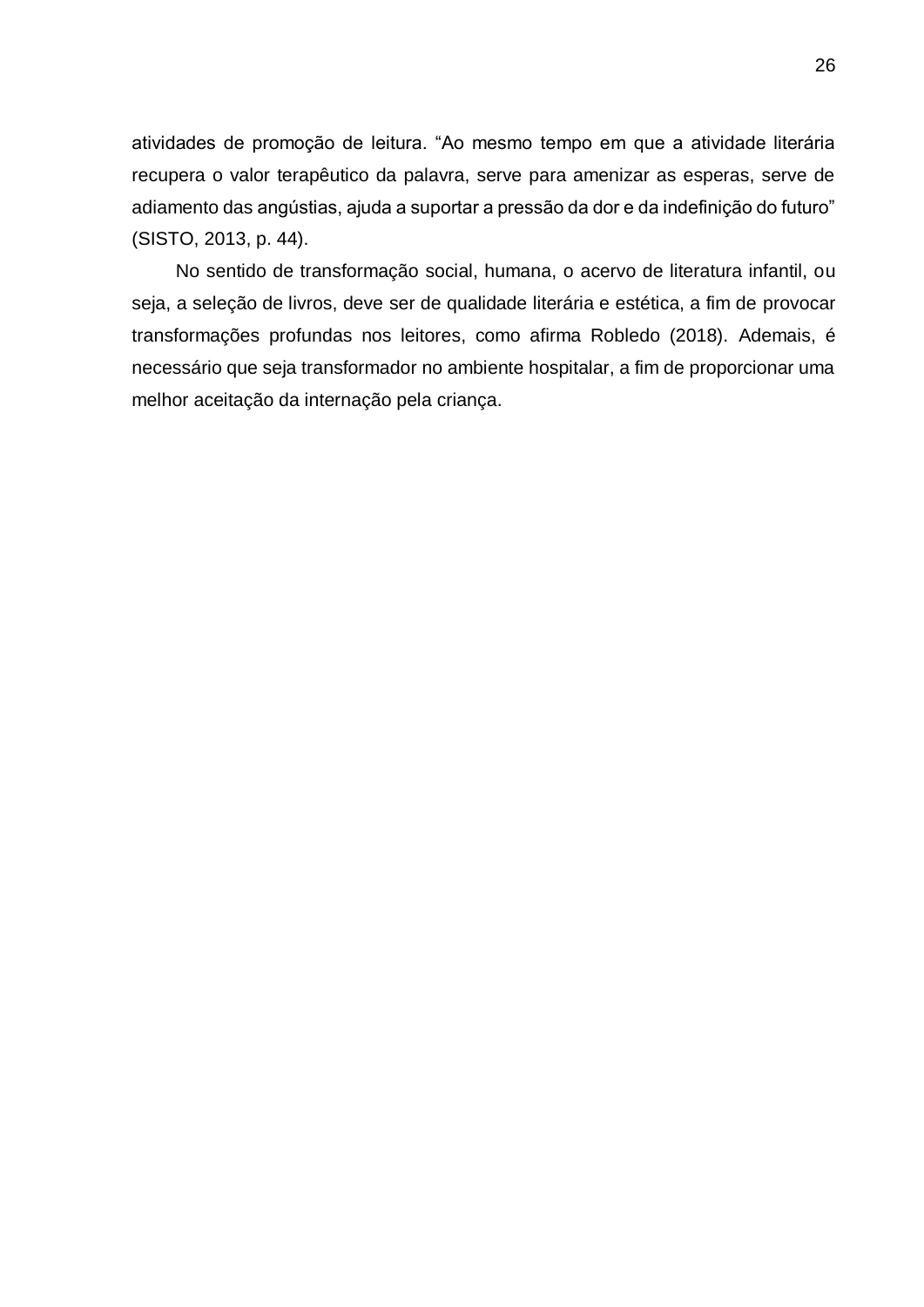atividades de promoção de leitura. "Ao mesmo tempo em que a atividade literária recupera o valor terapêutico da palavra, serve para amenizar as esperas, serve de adiamento das angústias, ajuda a suportar a pressão da dor e da indefinição do futuro" (SISTO, 2013, p. 44).

No sentido de transformação social, humana, o acervo de literatura infantil, ou seja, a seleção de livros, deve ser de qualidade literária e estética, a fim de provocar transformações profundas nos leitores, como afirma Robledo (2018). Ademais, é necessário que seja transformador no ambiente hospitalar, a fim de proporcionar uma melhor aceitação da internação pela criança.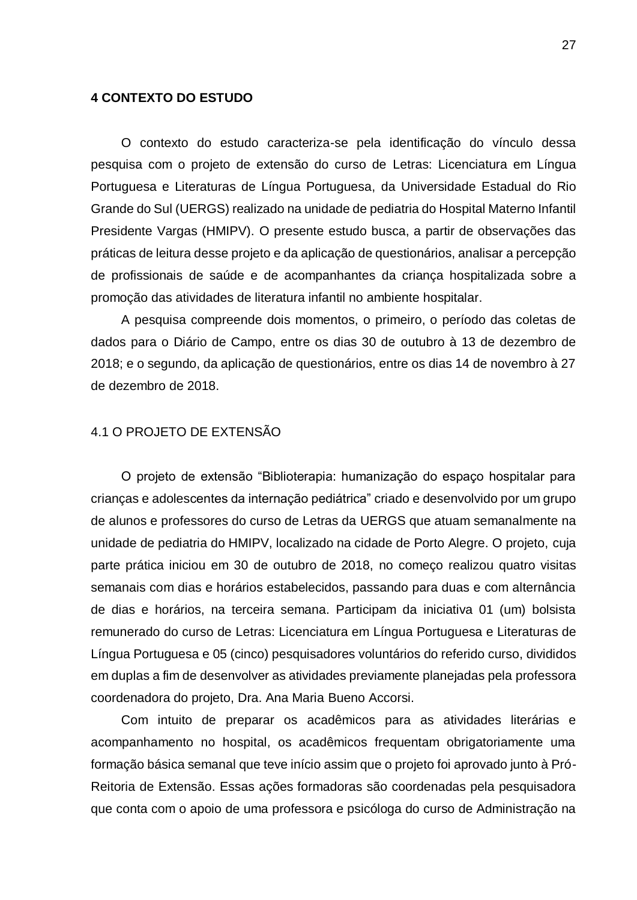# 4 CONTEXTO DO ESTUDO

O contexto do estudo caracteriza-se pela identificação do vínculo dessa pesquisa com o projeto de extensão do curso de Letras: Licenciatura em Língua Portuguesa e Literaturas de Língua Portuguesa, da Universidade Estadual do Rio Grande do Sul (UERGS) realizado na unidade de pediatria do Hospital Materno Infantil Presidente Vargas (HMIPV). O presente estudo busca, a partir de observações das práticas de leitura desse projeto e da aplicação de questionários, analisar a percepção de profissionais de saúde e de acompanhantes da criança hospitalizada sobre a promoção das atividades de literatura infantil no ambiente hospitalar.

A pesquisa compreende dois momentos, o primeiro, o período das coletas de dados para o Diário de Campo, entre os dias 30 de outubro à 13 de dezembro de 2018; e o segundo, da aplicação de questionários, entre os dias 14 de novembro à 27 de dezembro de 2018.

## 4.1 O PROJETO DE EXTENSÃO

O projeto de extensão “Biblioterapia: humanização do espaço hospitalar para crianças e adolescentes da internação pediátrica” criado e desenvolvido por um grupo de alunos e professores do curso de Letras da UERGS que atuam semanalmente na unidade de pediatria do HMIPV, localizado na cidade de Porto Alegre. O projeto, cuja parte prática iniciou em 30 de outubro de 2018, no começo realizou quatro visitas semanais com dias e horários estabelecidos, passando para duas e com alternância de dias e horários, na terceira semana. Participam da iniciativa 01 (um) bolsista remunerado do curso de Letras: Licenciatura em Língua Portuguesa e Literaturas de Língua Portuguesa e 05 (cinco) pesquisadores voluntários do referido curso, divididos em duplas a fim de desenvolver as atividades previamente planejadas pela professora coordenadora do projeto, Dra. Ana Maria Bueno Accorsi.

Com intuito de preparar os acadêmicos para as atividades literárias e acompanhamento no hospital, os acadêmicos frequentam obrigatoriamente uma formação básica semanal que teve início assim que o projeto foi aprovado junto à Pró-Reitoria de Extensão. Essas ações formadoras são coordenadas pela pesquisadora que conta com o apoio de uma professora e psicóloga do curso de Administração na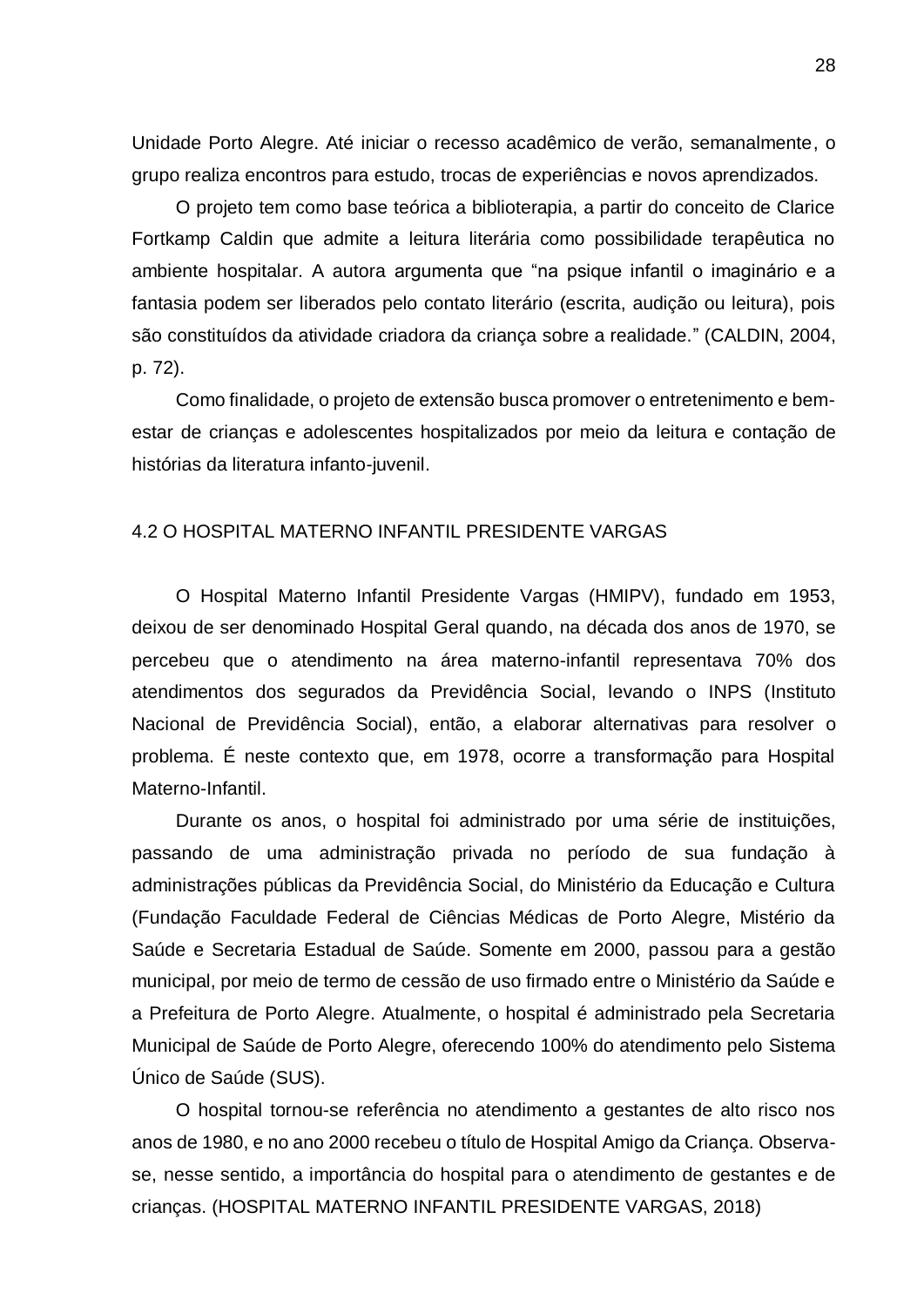Unidade Porto Alegre. Até iniciar o recesso acadêmico de verão, semanalmente, o grupo realiza encontros para estudo, trocas de experiências e novos aprendizados.

O projeto tem como base teórica a biblioterapia, a partir do conceito de Clarice Fortkamp Caldin que admite a leitura literária como possibilidade terapêutica no ambiente hospitalar. A autora argumenta que "na psique infantil o imaginário e a fantasia podem ser liberados pelo contato literário (escrita, audição ou leitura), pois são constituídos da atividade criadora da criança sobre a realidade." (CALDIN, 2004, p. 72).

Como finalidade, o projeto de extensão busca promover o entretenimento e bem-estar de crianças e adolescentes hospitalizados por meio da leitura e contação de histórias da literatura infanto-juvenil.

## 4.2 O HOSPITAL MATERNO INFANTIL PRESIDENTE VARGAS

O Hospital Materno Infantil Presidente Vargas (HMIPV), fundado em 1953, deixou de ser denominado Hospital Geral quando, na década dos anos de 1970, se percebeu que o atendimento na área materno-infantil representava 70% dos atendimentos dos segurados da Previdência Social, levando o INPS (Instituto Nacional de Previdência Social), então, a elaborar alternativas para resolver o problema. É neste contexto que, em 1978, ocorre a transformação para Hospital Materno-Infantil.

Durante os anos, o hospital foi administrado por uma série de instituições, passando de uma administração privada no período de sua fundação à administrações públicas da Previdência Social, do Ministério da Educação e Cultura (Fundação Faculdade Federal de Ciências Médicas de Porto Alegre, Mistério da Saúde e Secretaria Estadual de Saúde. Somente em 2000, passou para a gestão municipal, por meio de termo de cessão de uso firmado entre o Ministério da Saúde e a Prefeitura de Porto Alegre. Atualmente, o hospital é administrado pela Secretaria Municipal de Saúde de Porto Alegre, oferecendo 100% do atendimento pelo Sistema Único de Saúde (SUS).

O hospital tornou-se referência no atendimento a gestantes de alto risco nos anos de 1980, e no ano 2000 recebeu o título de Hospital Amigo da Criança. Observa-se, nesse sentido, a importância do hospital para o atendimento de gestantes e de crianças. (HOSPITAL MATERNO INFANTIL PRESIDENTE VARGAS, 2018)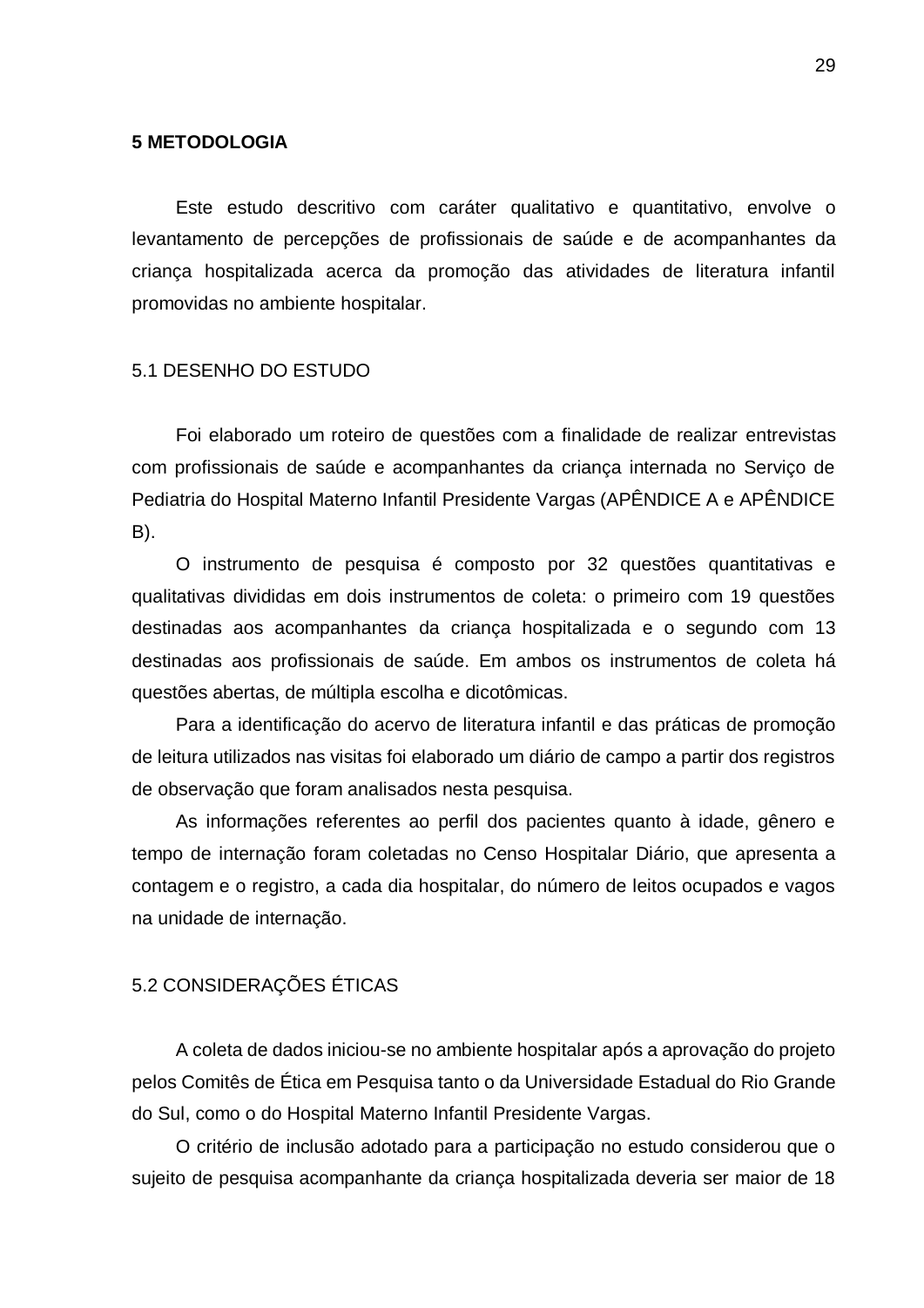# 5 METODOLOGIA

Este estudo descritivo com caráter qualitativo e quantitativo, envolve o levantamento de percepções de profissionais de saúde e de acompanhantes da criança hospitalizada acerca da promoção das atividades de literatura infantil promovidas no ambiente hospitalar.

## 5.1 DESENHO DO ESTUDO

Foi elaborado um roteiro de questões com a finalidade de realizar entrevistas com profissionais de saúde e acompanhantes da criança internada no Serviço de Pediatria do Hospital Materno Infantil Presidente Vargas (APÊNDICE A e APÊNDICE B).

O instrumento de pesquisa é composto por 32 questões quantitativas e qualitativas divididas em dois instrumentos de coleta: o primeiro com 19 questões destinadas aos acompanhantes da criança hospitalizada e o segundo com 13 destinadas aos profissionais de saúde. Em ambos os instrumentos de coleta há questões abertas, de múltipla escolha e dicotômicas.

Para a identificação do acervo de literatura infantil e das práticas de promoção de leitura utilizados nas visitas foi elaborado um diário de campo a partir dos registros de observação que foram analisados nesta pesquisa.

As informações referentes ao perfil dos pacientes quanto à idade, gênero e tempo de internação foram coletadas no Censo Hospitalar Diário, que apresenta a contagem e o registro, a cada dia hospitalar, do número de leitos ocupados e vagos na unidade de internação.

## 5.2 CONSIDERAÇÕES ÉTICAS

A coleta de dados iniciou-se no ambiente hospitalar após a aprovação do projeto pelos Comitês de Ética em Pesquisa tanto o da Universidade Estadual do Rio Grande do Sul, como o do Hospital Materno Infantil Presidente Vargas.

O critério de inclusão adotado para a participação no estudo considerou que o sujeito de pesquisa acompanhante da criança hospitalizada deveria ser maior de 18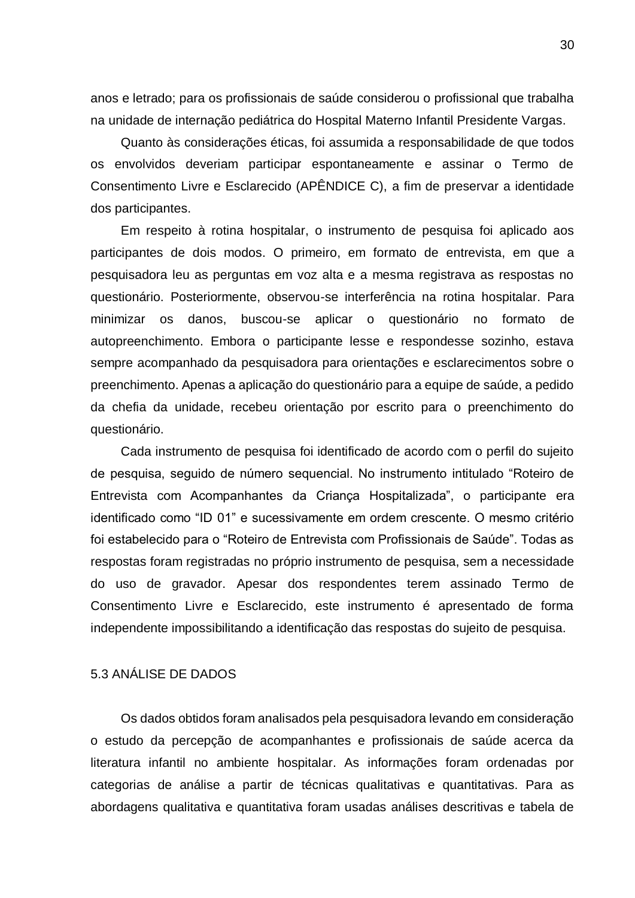anos e letrado; para os profissionais de saúde considerou o profissional que trabalha na unidade de internação pediátrica do Hospital Materno Infantil Presidente Vargas.

Quanto às considerações éticas, foi assumida a responsabilidade de que todos os envolvidos deveriam participar espontaneamente e assinar o Termo de Consentimento Livre e Esclarecido (APÊNDICE C), a fim de preservar a identidade dos participantes.

Em respeito à rotina hospitalar, o instrumento de pesquisa foi aplicado aos participantes de dois modos. O primeiro, em formato de entrevista, em que a pesquisadora leu as perguntas em voz alta e a mesma registrava as respostas no questionário. Posteriormente, observou-se interferência na rotina hospitalar. Para minimizar os danos, buscou-se aplicar o questionário no formato de autopreenchimento. Embora o participante lesse e respondesse sozinho, estava sempre acompanhado da pesquisadora para orientações e esclarecimentos sobre o preenchimento. Apenas a aplicação do questionário para a equipe de saúde, a pedido da chefia da unidade, recebeu orientação por escrito para o preenchimento do questionário.

Cada instrumento de pesquisa foi identificado de acordo com o perfil do sujeito de pesquisa, seguido de número sequencial. No instrumento intitulado “Roteiro de Entrevista com Acompanhantes da Criança Hospitalizada”, o participante era identificado como “ID 01” e sucessivamente em ordem crescente. O mesmo critério foi estabelecido para o “Roteiro de Entrevista com Profissionais de Saúde”. Todas as respostas foram registradas no próprio instrumento de pesquisa, sem a necessidade do uso de gravador. Apesar dos respondentes terem assinado Termo de Consentimento Livre e Esclarecido, este instrumento é apresentado de forma independente impossibilitando a identificação das respostas do sujeito de pesquisa.

## 5.3 ANÁLISE DE DADOS

Os dados obtidos foram analisados pela pesquisadora levando em consideração o estudo da percepção de acompanhantes e profissionais de saúde acerca da literatura infantil no ambiente hospitalar. As informações foram ordenadas por categorias de análise a partir de técnicas qualitativas e quantitativas. Para as abordagens qualitativa e quantitativa foram usadas análises descritivas e tabela de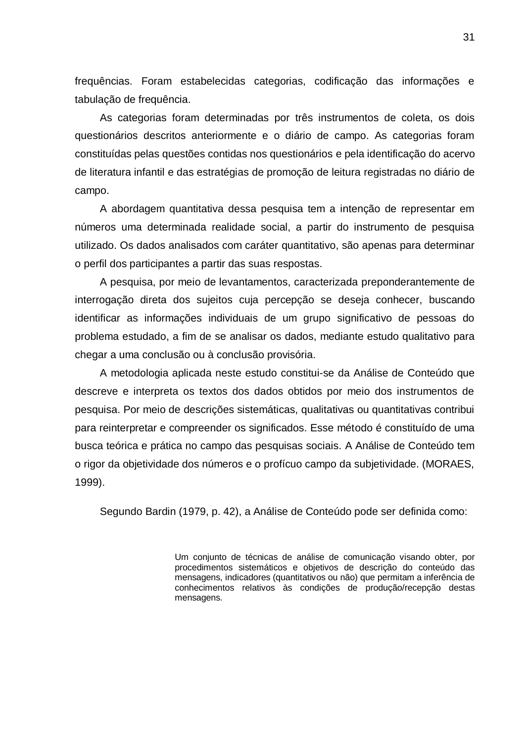frequências. Foram estabelecidas categorias, codificação das informações e tabulação de frequência.

As categorias foram determinadas por três instrumentos de coleta, os dois questionários descritos anteriormente e o diário de campo. As categorias foram constituídas pelas questões contidas nos questionários e pela identificação do acervo de literatura infantil e das estratégias de promoção de leitura registradas no diário de campo.

A abordagem quantitativa dessa pesquisa tem a intenção de representar em números uma determinada realidade social, a partir do instrumento de pesquisa utilizado. Os dados analisados com caráter quantitativo, são apenas para determinar o perfil dos participantes a partir das suas respostas.

A pesquisa, por meio de levantamentos, caracterizada preponderantemente de interrogação direta dos sujeitos cuja percepção se deseja conhecer, buscando identificar as informações individuais de um grupo significativo de pessoas do problema estudado, a fim de se analisar os dados, mediante estudo qualitativo para chegar a uma conclusão ou à conclusão provisória.

A metodologia aplicada neste estudo constitui-se da Análise de Conteúdo que descreve e interpreta os textos dos dados obtidos por meio dos instrumentos de pesquisa. Por meio de descrições sistemáticas, qualitativas ou quantitativas contribui para reinterpretar e compreender os significados. Esse método é constituído de uma busca teórica e prática no campo das pesquisas sociais. A Análise de Conteúdo tem o rigor da objetividade dos números e o profícuo campo da subjetividade. (MORAES, 1999).

Segundo Bardin (1979, p. 42), a Análise de Conteúdo pode ser definida como:

> Um conjunto de técnicas de análise de comunicação visando obter, por procedimentos sistemáticos e objetivos de descrição do conteúdo das mensagens, indicadores (quantitativos ou não) que permitam a inferência de conhecimentos relativos às condições de produção/recepção destas mensagens.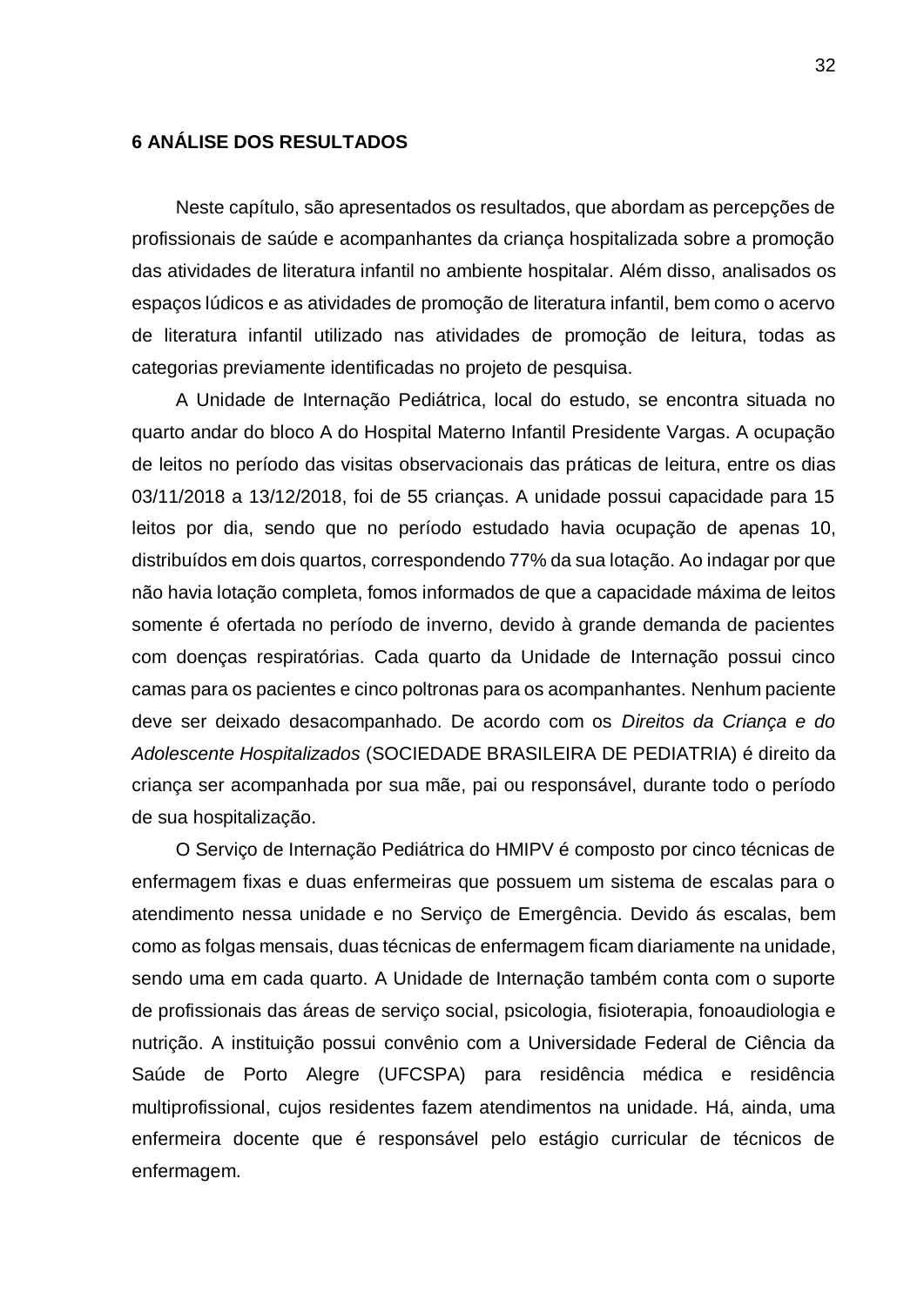# 6 ANÁLISE DOS RESULTADOS

Neste capítulo, são apresentados os resultados, que abordam as percepções de profissionais de saúde e acompanhantes da criança hospitalizada sobre a promoção das atividades de literatura infantil no ambiente hospitalar. Além disso, analisados os espaços lúdicos e as atividades de promoção de literatura infantil, bem como o acervo de literatura infantil utilizado nas atividades de promoção de leitura, todas as categorias previamente identificadas no projeto de pesquisa.

A Unidade de Internação Pediátrica, local do estudo, se encontra situada no quarto andar do bloco A do Hospital Materno Infantil Presidente Vargas. A ocupação de leitos no período das visitas observacionais das práticas de leitura, entre os dias 03/11/2018 a 13/12/2018, foi de 55 crianças. A unidade possui capacidade para 15 leitos por dia, sendo que no período estudado havia ocupação de apenas 10, distribuídos em dois quartos, correspondendo 77% da sua lotação. Ao indagar por que não havia lotação completa, fomos informados de que a capacidade máxima de leitos somente é ofertada no período de inverno, devido à grande demanda de pacientes com doenças respiratórias. Cada quarto da Unidade de Internação possui cinco camas para os pacientes e cinco poltronas para os acompanhantes. Nenhum paciente deve ser deixado desacompanhado. De acordo com os *Direitos da Criança e do Adolescente Hospitalizados* (SOCIEDADE BRASILEIRA DE PEDIATRIA) é direito da criança ser acompanhada por sua mãe, pai ou responsável, durante todo o período de sua hospitalização.

O Serviço de Internação Pediátrica do HMIPV é composto por cinco técnicas de enfermagem fixas e duas enfermeiras que possuem um sistema de escalas para o atendimento nessa unidade e no Serviço de Emergência. Devido ás escalas, bem como as folgas mensais, duas técnicas de enfermagem ficam diariamente na unidade, sendo uma em cada quarto. A Unidade de Internação também conta com o suporte de profissionais das áreas de serviço social, psicologia, fisioterapia, fonoaudiologia e nutrição. A instituição possui convênio com a Universidade Federal de Ciência da Saúde de Porto Alegre (UFCSPA) para residência médica e residência multiprofissional, cujos residentes fazem atendimentos na unidade. Há, ainda, uma enfermeira docente que é responsável pelo estágio curricular de técnicos de enfermagem.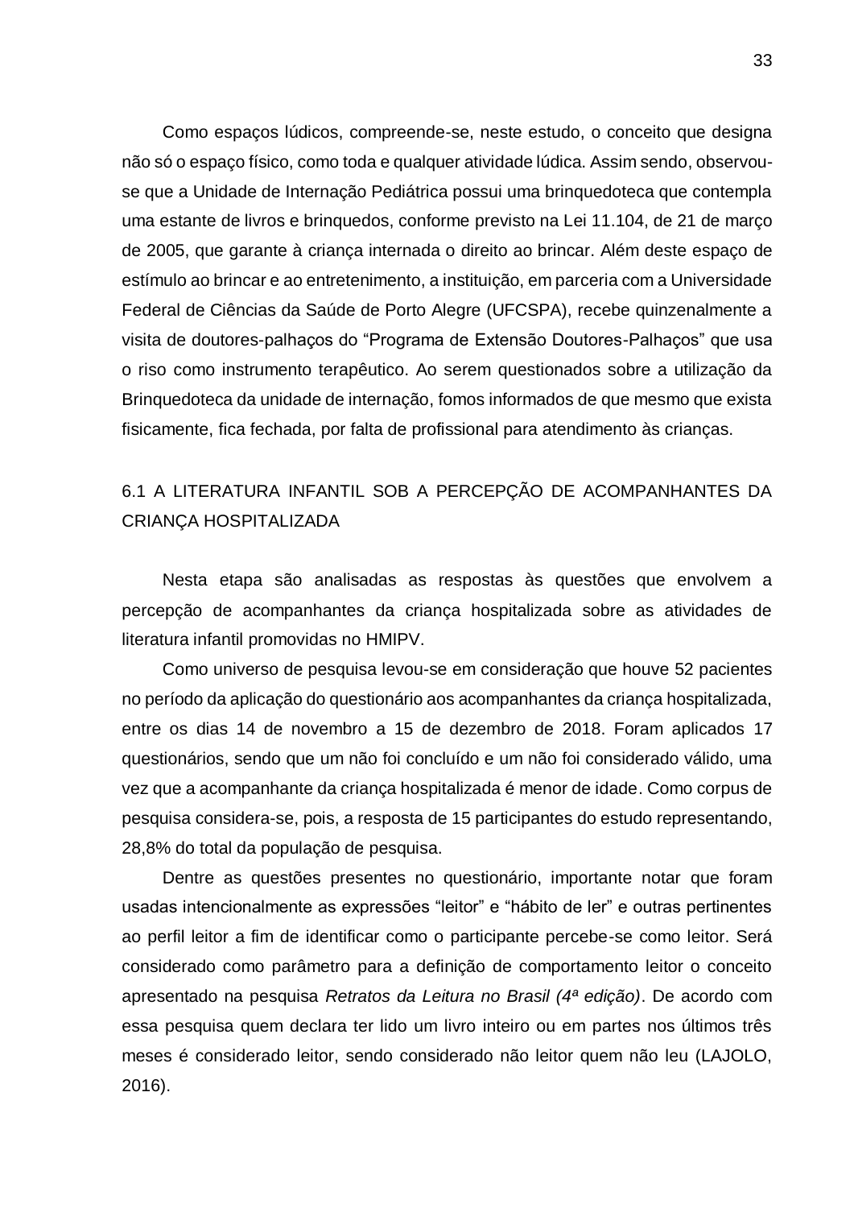Como espaços lúdicos, compreende-se, neste estudo, o conceito que designa não só o espaço físico, como toda e qualquer atividade lúdica. Assim sendo, observou-se que a Unidade de Internação Pediátrica possui uma brinquedoteca que contempla uma estante de livros e brinquedos, conforme previsto na Lei 11.104, de 21 de março de 2005, que garante à criança internada o direito ao brincar. Além deste espaço de estímulo ao brincar e ao entretenimento, a instituição, em parceria com a Universidade Federal de Ciências da Saúde de Porto Alegre (UFCSPA), recebe quinzenalmente a visita de doutores-palhaços do "Programa de Extensão Doutores-Palhaços" que usa o riso como instrumento terapêutico. Ao serem questionados sobre a utilização da Brinquedoteca da unidade de internação, fomos informados de que mesmo que exista fisicamente, fica fechada, por falta de profissional para atendimento às crianças.

## 6.1 A LITERATURA INFANTIL SOB A PERCEPÇÃO DE ACOMPANHANTES DA CRIANÇA HOSPITALIZADA

Nesta etapa são analisadas as respostas às questões que envolvem a percepção de acompanhantes da criança hospitalizada sobre as atividades de literatura infantil promovidas no HMIPV.

Como universo de pesquisa levou-se em consideração que houve 52 pacientes no período da aplicação do questionário aos acompanhantes da criança hospitalizada, entre os dias 14 de novembro a 15 de dezembro de 2018. Foram aplicados 17 questionários, sendo que um não foi concluído e um não foi considerado válido, uma vez que a acompanhante da criança hospitalizada é menor de idade. Como corpus de pesquisa considera-se, pois, a resposta de 15 participantes do estudo representando, 28,8% do total da população de pesquisa.

Dentre as questões presentes no questionário, importante notar que foram usadas intencionalmente as expressões "leitor" e "hábito de ler" e outras pertinentes ao perfil leitor a fim de identificar como o participante percebe-se como leitor. Será considerado como parâmetro para a definição de comportamento leitor o conceito apresentado na pesquisa *Retratos da Leitura no Brasil (4ª edição)*. De acordo com essa pesquisa quem declara ter lido um livro inteiro ou em partes nos últimos três meses é considerado leitor, sendo considerado não leitor quem não leu (LAJOLO, 2016).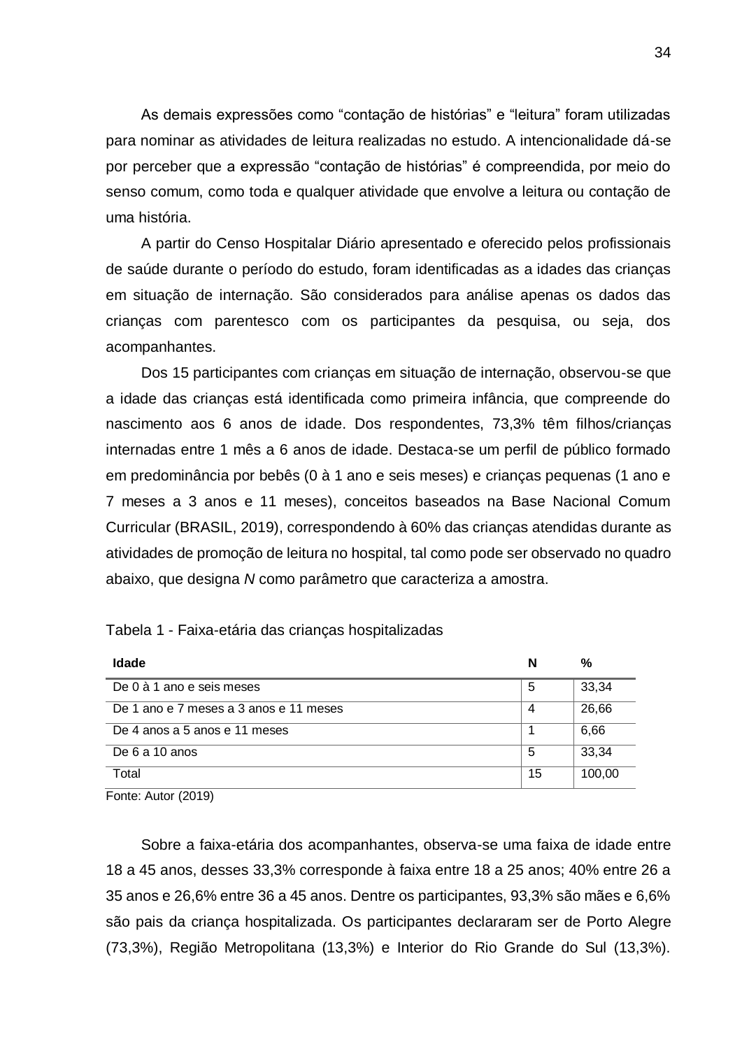As demais expressões como "contação de histórias" e "leitura" foram utilizadas para nominar as atividades de leitura realizadas no estudo. A intencionalidade dá-se por perceber que a expressão "contação de histórias" é compreendida, por meio do senso comum, como toda e qualquer atividade que envolve a leitura ou contação de uma história.

A partir do Censo Hospitalar Diário apresentado e oferecido pelos profissionais de saúde durante o período do estudo, foram identificadas as a idades das crianças em situação de internação. São considerados para análise apenas os dados das crianças com parentesco com os participantes da pesquisa, ou seja, dos acompanhantes.

Dos 15 participantes com crianças em situação de internação, observou-se que a idade das crianças está identificada como primeira infância, que compreende do nascimento aos 6 anos de idade. Dos respondentes, 73,3% têm filhos/crianças internadas entre 1 mês a 6 anos de idade. Destaca-se um perfil de público formado em predominância por bebês (0 à 1 ano e seis meses) e crianças pequenas (1 ano e 7 meses a 3 anos e 11 meses), conceitos baseados na Base Nacional Comum Curricular (BRASIL, 2019), correspondendo à 60% das crianças atendidas durante as atividades de promoção de leitura no hospital, tal como pode ser observado no quadro abaixo, que designa *N* como parâmetro que caracteriza a amostra.

Tabela 1 - Faixa-etária das crianças hospitalizadas

| Idade | N | % |
|---|---|---|
| De 0 à 1 ano e seis meses | 5 | 33,34 |
| De 1 ano e 7 meses a 3 anos e 11 meses | 4 | 26,66 |
| De 4 anos a 5 anos e 11 meses | 1 | 6,66 |
| De 6 a 10 anos | 5 | 33,34 |
| Total | 15 | 100,00 |

Fonte: Autor (2019)

Sobre a faixa-etária dos acompanhantes, observa-se uma faixa de idade entre 18 a 45 anos, desses 33,3% corresponde à faixa entre 18 a 25 anos; 40% entre 26 a 35 anos e 26,6% entre 36 a 45 anos. Dentre os participantes, 93,3% são mães e 6,6% são pais da criança hospitalizada. Os participantes declararam ser de Porto Alegre (73,3%), Região Metropolitana (13,3%) e Interior do Rio Grande do Sul (13,3%).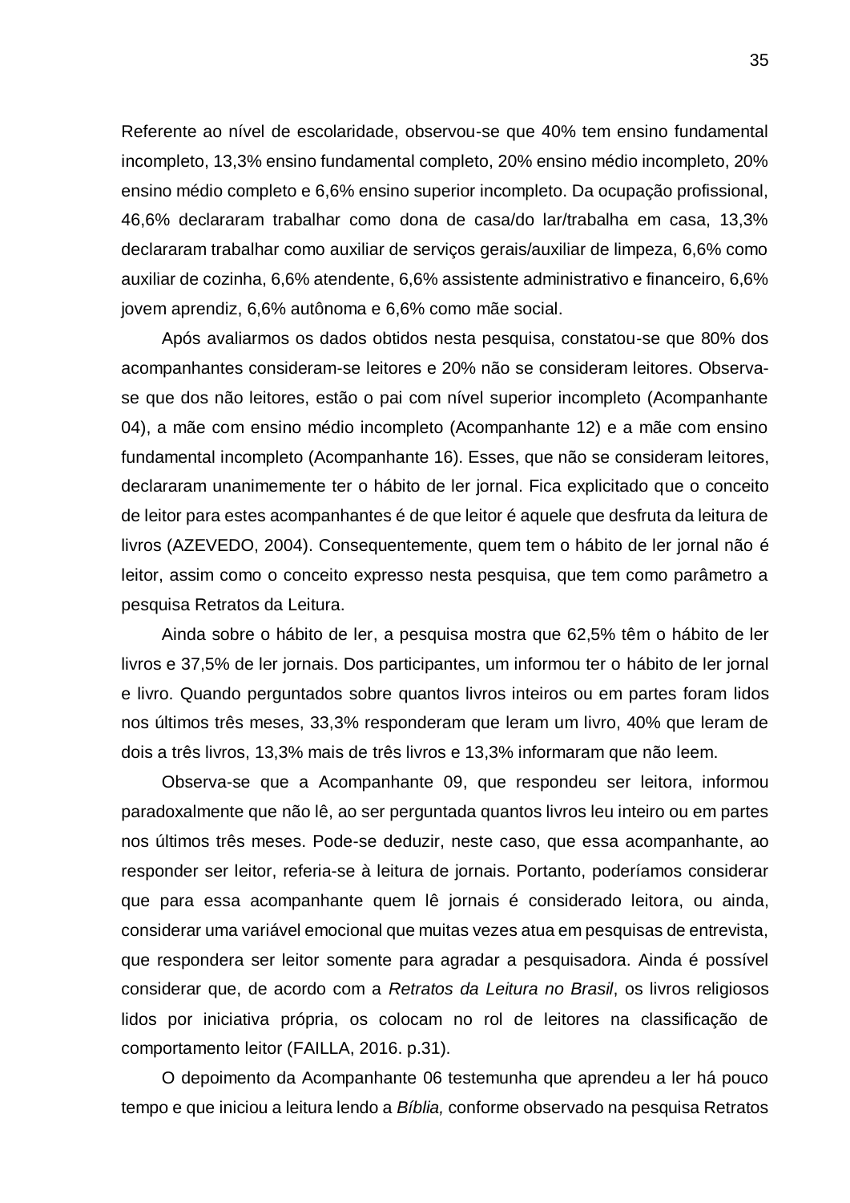Referente ao nível de escolaridade, observou-se que 40% tem ensino fundamental incompleto, 13,3% ensino fundamental completo, 20% ensino médio incompleto, 20% ensino médio completo e 6,6% ensino superior incompleto. Da ocupação profissional, 46,6% declararam trabalhar como dona de casa/do lar/trabalha em casa, 13,3% declararam trabalhar como auxiliar de serviços gerais/auxiliar de limpeza, 6,6% como auxiliar de cozinha, 6,6% atendente, 6,6% assistente administrativo e financeiro, 6,6% jovem aprendiz, 6,6% autônoma e 6,6% como mãe social.

Após avaliarmos os dados obtidos nesta pesquisa, constatou-se que 80% dos acompanhantes consideram-se leitores e 20% não se consideram leitores. Observa-se que dos não leitores, estão o pai com nível superior incompleto (Acompanhante 04), a mãe com ensino médio incompleto (Acompanhante 12) e a mãe com ensino fundamental incompleto (Acompanhante 16). Esses, que não se consideram leitores, declararam unanimemente ter o hábito de ler jornal. Fica explicitado que o conceito de leitor para estes acompanhantes é de que leitor é aquele que desfruta da leitura de livros (AZEVEDO, 2004). Consequentemente, quem tem o hábito de ler jornal não é leitor, assim como o conceito expresso nesta pesquisa, que tem como parâmetro a pesquisa Retratos da Leitura.

Ainda sobre o hábito de ler, a pesquisa mostra que 62,5% têm o hábito de ler livros e 37,5% de ler jornais. Dos participantes, um informou ter o hábito de ler jornal e livro. Quando perguntados sobre quantos livros inteiros ou em partes foram lidos nos últimos três meses, 33,3% responderam que leram um livro, 40% que leram de dois a três livros, 13,3% mais de três livros e 13,3% informaram que não leem.

Observa-se que a Acompanhante 09, que respondeu ser leitora, informou paradoxalmente que não lê, ao ser perguntada quantos livros leu inteiro ou em partes nos últimos três meses. Pode-se deduzir, neste caso, que essa acompanhante, ao responder ser leitor, referia-se à leitura de jornais. Portanto, poderíamos considerar que para essa acompanhante quem lê jornais é considerado leitora, ou ainda, considerar uma variável emocional que muitas vezes atua em pesquisas de entrevista, que respondera ser leitor somente para agradar a pesquisadora. Ainda é possível considerar que, de acordo com a *Retratos da Leitura no Brasil*, os livros religiosos lidos por iniciativa própria, os colocam no rol de leitores na classificação de comportamento leitor (FAILLA, 2016. p.31).

O depoimento da Acompanhante 06 testemunha que aprendeu a ler há pouco tempo e que iniciou a leitura lendo a *Bíblia,* conforme observado na pesquisa Retratos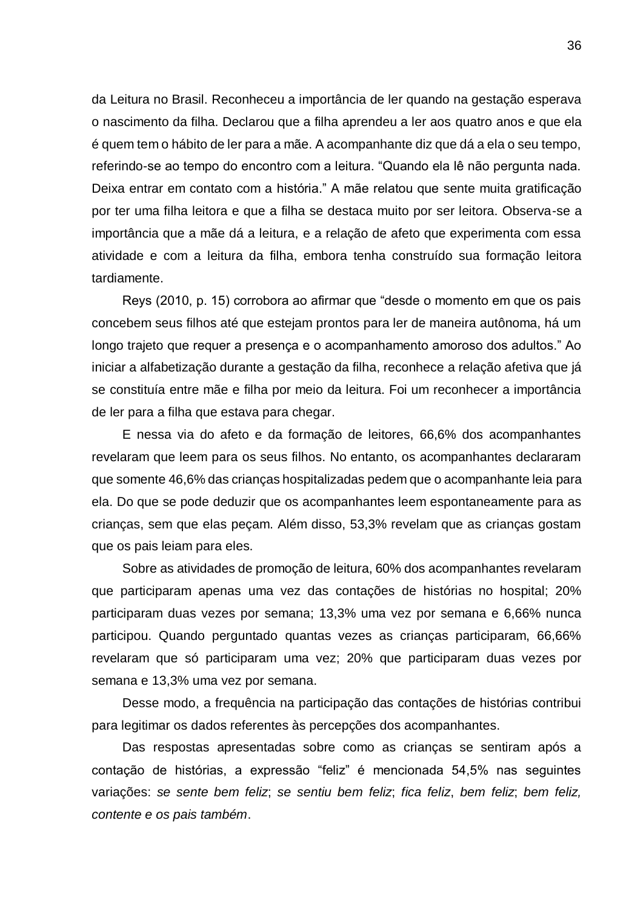da Leitura no Brasil. Reconheceu a importância de ler quando na gestação esperava o nascimento da filha. Declarou que a filha aprendeu a ler aos quatro anos e que ela é quem tem o hábito de ler para a mãe. A acompanhante diz que dá a ela o seu tempo, referindo-se ao tempo do encontro com a leitura. “Quando ela lê não pergunta nada. Deixa entrar em contato com a história.” A mãe relatou que sente muita gratificação por ter uma filha leitora e que a filha se destaca muito por ser leitora. Observa-se a importância que a mãe dá a leitura, e a relação de afeto que experimenta com essa atividade e com a leitura da filha, embora tenha construído sua formação leitora tardiamente.

Reys (2010, p. 15) corrobora ao afirmar que “desde o momento em que os pais concebem seus filhos até que estejam prontos para ler de maneira autônoma, há um longo trajeto que requer a presença e o acompanhamento amoroso dos adultos.” Ao iniciar a alfabetização durante a gestação da filha, reconhece a relação afetiva que já se constituía entre mãe e filha por meio da leitura. Foi um reconhecer a importância de ler para a filha que estava para chegar.

E nessa via do afeto e da formação de leitores, 66,6% dos acompanhantes revelaram que leem para os seus filhos. No entanto, os acompanhantes declararam que somente 46,6% das crianças hospitalizadas pedem que o acompanhante leia para ela. Do que se pode deduzir que os acompanhantes leem espontaneamente para as crianças, sem que elas peçam. Além disso, 53,3% revelam que as crianças gostam que os pais leiam para eles.

Sobre as atividades de promoção de leitura, 60% dos acompanhantes revelaram que participaram apenas uma vez das contações de histórias no hospital; 20% participaram duas vezes por semana; 13,3% uma vez por semana e 6,66% nunca participou. Quando perguntado quantas vezes as crianças participaram, 66,66% revelaram que só participaram uma vez; 20% que participaram duas vezes por semana e 13,3% uma vez por semana.

Desse modo, a frequência na participação das contações de histórias contribui para legitimar os dados referentes às percepções dos acompanhantes.

Das respostas apresentadas sobre como as crianças se sentiram após a contação de histórias, a expressão “feliz” é mencionada 54,5% nas seguintes variações: *se sente bem feliz*; *se sentiu bem feliz*; *fica feliz*, *bem feliz*; *bem feliz, contente e os pais também*.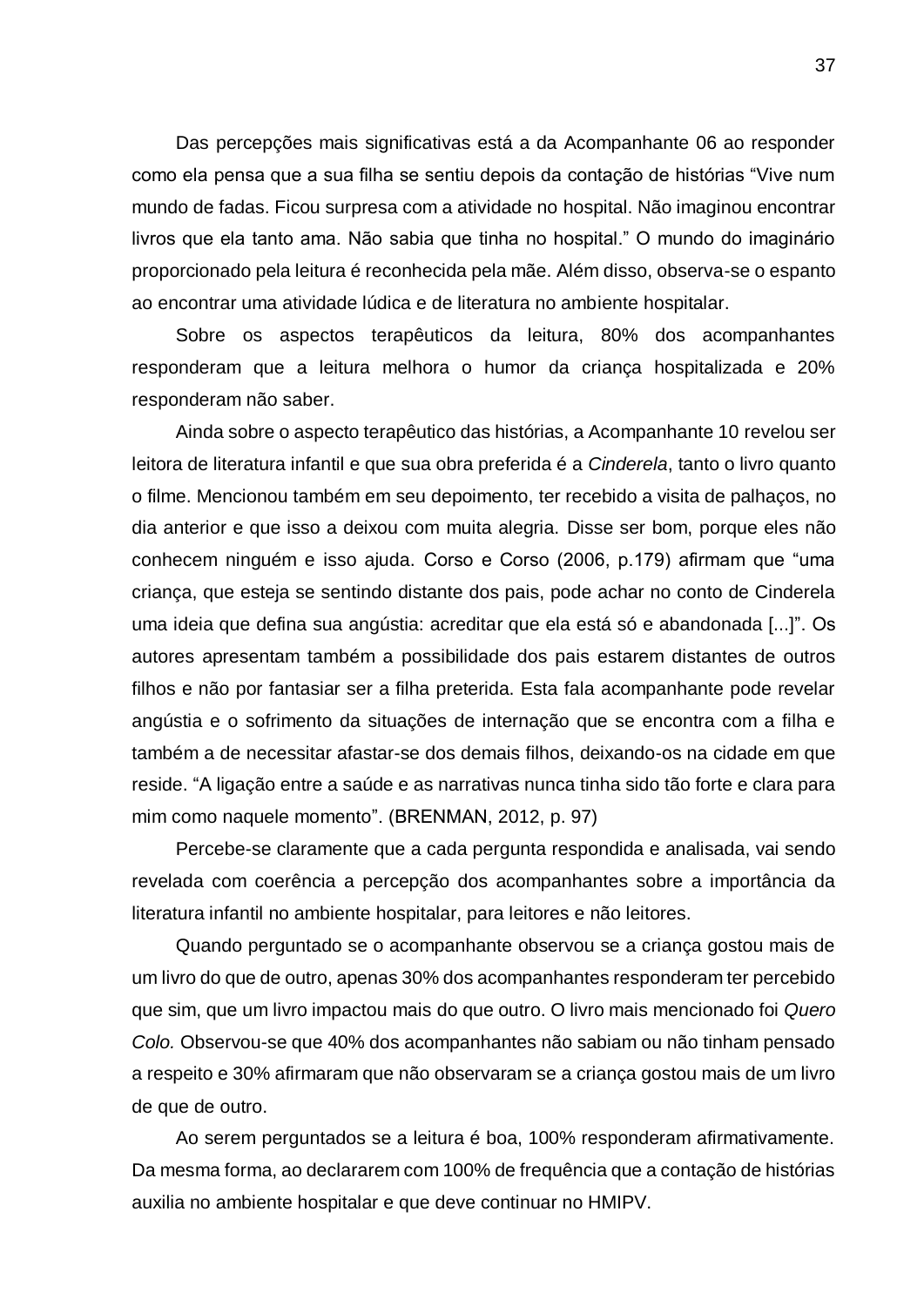Das percepções mais significativas está a da Acompanhante 06 ao responder como ela pensa que a sua filha se sentiu depois da contação de histórias “Vive num mundo de fadas. Ficou surpresa com a atividade no hospital. Não imaginou encontrar livros que ela tanto ama. Não sabia que tinha no hospital.” O mundo do imaginário proporcionado pela leitura é reconhecida pela mãe. Além disso, observa-se o espanto ao encontrar uma atividade lúdica e de literatura no ambiente hospitalar.

Sobre os aspectos terapêuticos da leitura, 80% dos acompanhantes responderam que a leitura melhora o humor da criança hospitalizada e 20% responderam não saber.

Ainda sobre o aspecto terapêutico das histórias, a Acompanhante 10 revelou ser leitora de literatura infantil e que sua obra preferida é a *Cinderela*, tanto o livro quanto o filme. Mencionou também em seu depoimento, ter recebido a visita de palhaços, no dia anterior e que isso a deixou com muita alegria. Disse ser bom, porque eles não conhecem ninguém e isso ajuda. Corso e Corso (2006, p.179) afirmam que “uma criança, que esteja se sentindo distante dos pais, pode achar no conto de Cinderela uma ideia que defina sua angústia: acreditar que ela está só e abandonada [...]”. Os autores apresentam também a possibilidade dos pais estarem distantes de outros filhos e não por fantasiar ser a filha preterida. Esta fala acompanhante pode revelar angústia e o sofrimento da situações de internação que se encontra com a filha e também a de necessitar afastar-se dos demais filhos, deixando-os na cidade em que reside. “A ligação entre a saúde e as narrativas nunca tinha sido tão forte e clara para mim como naquele momento”. (BRENMAN, 2012, p. 97)

Percebe-se claramente que a cada pergunta respondida e analisada, vai sendo revelada com coerência a percepção dos acompanhantes sobre a importância da literatura infantil no ambiente hospitalar, para leitores e não leitores.

Quando perguntado se o acompanhante observou se a criança gostou mais de um livro do que de outro, apenas 30% dos acompanhantes responderam ter percebido que sim, que um livro impactou mais do que outro. O livro mais mencionado foi *Quero Colo.* Observou-se que 40% dos acompanhantes não sabiam ou não tinham pensado a respeito e 30% afirmaram que não observaram se a criança gostou mais de um livro de que de outro.

Ao serem perguntados se a leitura é boa, 100% responderam afirmativamente. Da mesma forma, ao declararem com 100% de frequência que a contação de histórias auxilia no ambiente hospitalar e que deve continuar no HMIPV.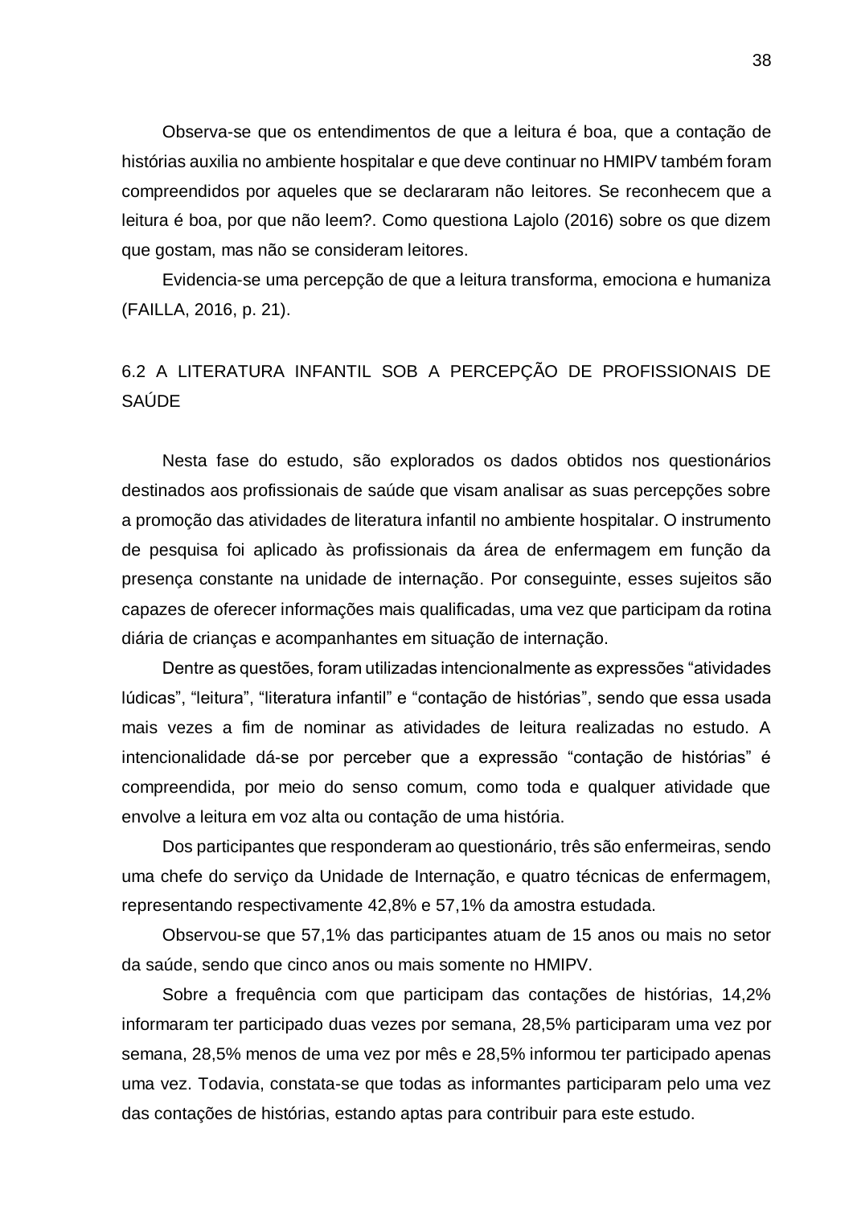Observa-se que os entendimentos de que a leitura é boa, que a contação de histórias auxilia no ambiente hospitalar e que deve continuar no HMIPV também foram compreendidos por aqueles que se declararam não leitores. Se reconhecem que a leitura é boa, por que não leem?. Como questiona Lajolo (2016) sobre os que dizem que gostam, mas não se consideram leitores.

Evidencia-se uma percepção de que a leitura transforma, emociona e humaniza (FAILLA, 2016, p. 21).

## 6.2 A LITERATURA INFANTIL SOB A PERCEPÇÃO DE PROFISSIONAIS DE SAÚDE

Nesta fase do estudo, são explorados os dados obtidos nos questionários destinados aos profissionais de saúde que visam analisar as suas percepções sobre a promoção das atividades de literatura infantil no ambiente hospitalar. O instrumento de pesquisa foi aplicado às profissionais da área de enfermagem em função da presença constante na unidade de internação. Por conseguinte, esses sujeitos são capazes de oferecer informações mais qualificadas, uma vez que participam da rotina diária de crianças e acompanhantes em situação de internação.

Dentre as questões, foram utilizadas intencionalmente as expressões "atividades lúdicas", "leitura", "literatura infantil" e "contação de histórias", sendo que essa usada mais vezes a fim de nominar as atividades de leitura realizadas no estudo. A intencionalidade dá-se por perceber que a expressão "contação de histórias" é compreendida, por meio do senso comum, como toda e qualquer atividade que envolve a leitura em voz alta ou contação de uma história.

Dos participantes que responderam ao questionário, três são enfermeiras, sendo uma chefe do serviço da Unidade de Internação, e quatro técnicas de enfermagem, representando respectivamente 42,8% e 57,1% da amostra estudada.

Observou-se que 57,1% das participantes atuam de 15 anos ou mais no setor da saúde, sendo que cinco anos ou mais somente no HMIPV.

Sobre a frequência com que participam das contações de histórias, 14,2% informaram ter participado duas vezes por semana, 28,5% participaram uma vez por semana, 28,5% menos de uma vez por mês e 28,5% informou ter participado apenas uma vez. Todavia, constata-se que todas as informantes participaram pelo uma vez das contações de histórias, estando aptas para contribuir para este estudo.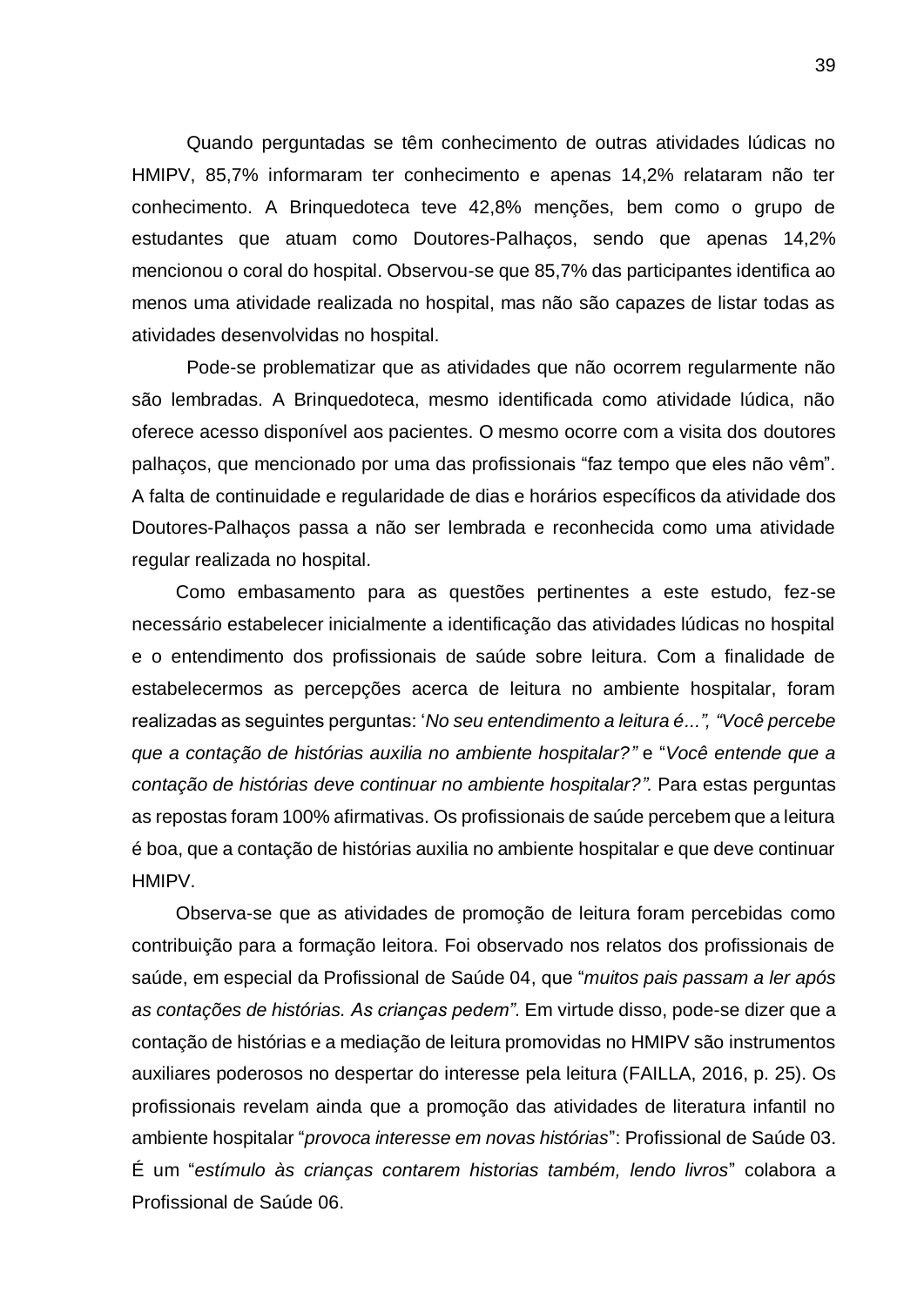Quando perguntadas se têm conhecimento de outras atividades lúdicas no HMIPV, 85,7% informaram ter conhecimento e apenas 14,2% relataram não ter conhecimento. A Brinquedoteca teve 42,8% menções, bem como o grupo de estudantes que atuam como Doutores-Palhaços, sendo que apenas 14,2% mencionou o coral do hospital. Observou-se que 85,7% das participantes identifica ao menos uma atividade realizada no hospital, mas não são capazes de listar todas as atividades desenvolvidas no hospital.

Pode-se problematizar que as atividades que não ocorrem regularmente não são lembradas. A Brinquedoteca, mesmo identificada como atividade lúdica, não oferece acesso disponível aos pacientes. O mesmo ocorre com a visita dos doutores palhaços, que mencionado por uma das profissionais "faz tempo que eles não vêm". A falta de continuidade e regularidade de dias e horários específicos da atividade dos Doutores-Palhaços passa a não ser lembrada e reconhecida como uma atividade regular realizada no hospital.

Como embasamento para as questões pertinentes a este estudo, fez-se necessário estabelecer inicialmente a identificação das atividades lúdicas no hospital e o entendimento dos profissionais de saúde sobre leitura. Com a finalidade de estabelecermos as percepções acerca de leitura no ambiente hospitalar, foram realizadas as seguintes perguntas: '*No seu entendimento a leitura é...", "Você percebe que a contação de histórias auxilia no ambiente hospitalar?"* e "*Você entende que a contação de histórias deve continuar no ambiente hospitalar?".* Para estas perguntas as repostas foram 100% afirmativas. Os profissionais de saúde percebem que a leitura é boa, que a contação de histórias auxilia no ambiente hospitalar e que deve continuar HMIPV.

Observa-se que as atividades de promoção de leitura foram percebidas como contribuição para a formação leitora. Foi observado nos relatos dos profissionais de saúde, em especial da Profissional de Saúde 04, que "*muitos pais passam a ler após as contações de histórias. As crianças pedem"*. Em virtude disso, pode-se dizer que a contação de histórias e a mediação de leitura promovidas no HMIPV são instrumentos auxiliares poderosos no despertar do interesse pela leitura (FAILLA, 2016, p. 25). Os profissionais revelam ainda que a promoção das atividades de literatura infantil no ambiente hospitalar "*provoca interesse em novas histórias*": Profissional de Saúde 03. É um "*estímulo às crianças contarem historias também, lendo livros*" colabora a Profissional de Saúde 06.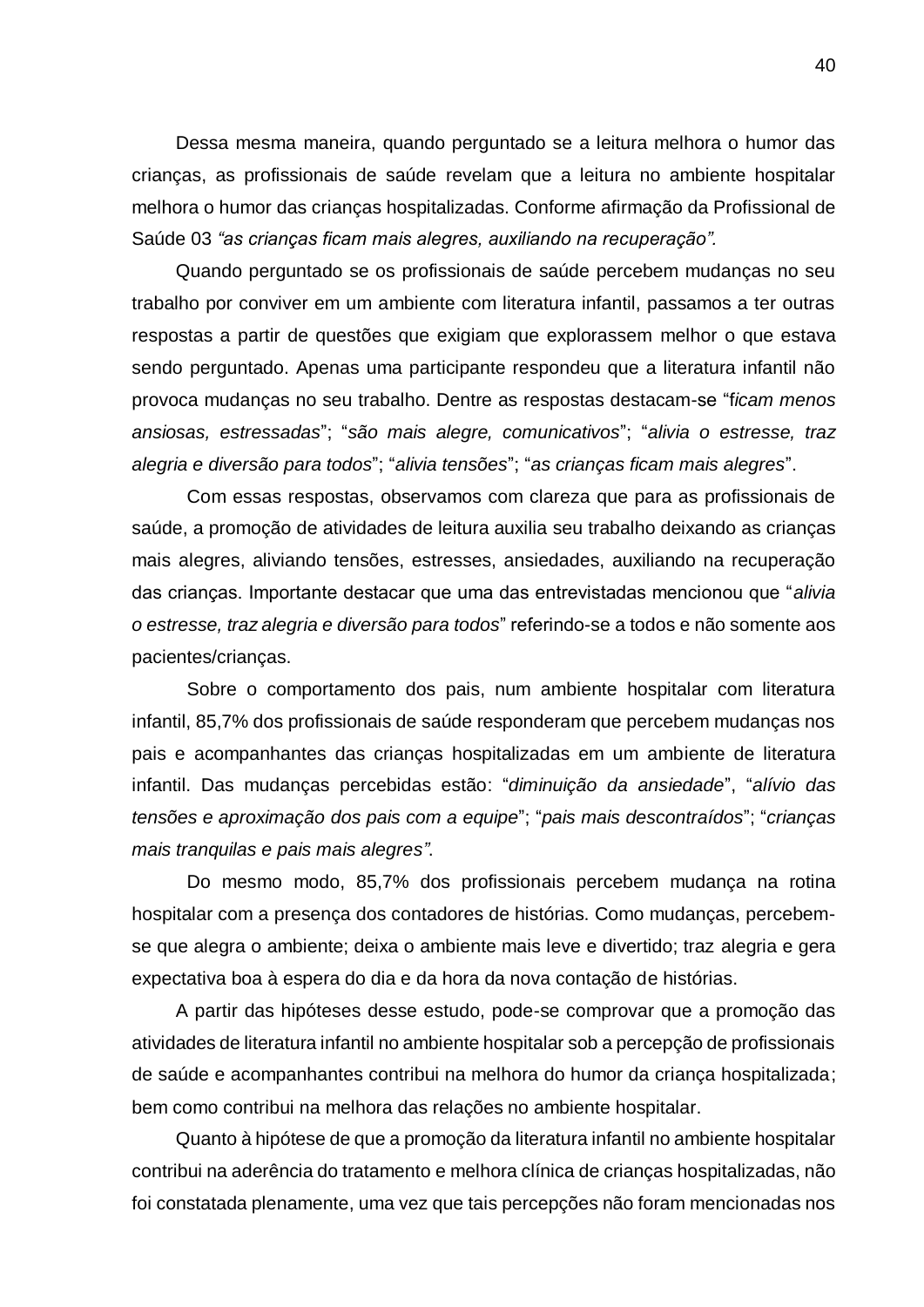Dessa mesma maneira, quando perguntado se a leitura melhora o humor das crianças, as profissionais de saúde revelam que a leitura no ambiente hospitalar melhora o humor das crianças hospitalizadas. Conforme afirmação da Profissional de Saúde 03 *"as crianças ficam mais alegres, auxiliando na recuperação".*

Quando perguntado se os profissionais de saúde percebem mudanças no seu trabalho por conviver em um ambiente com literatura infantil, passamos a ter outras respostas a partir de questões que exigiam que explorassem melhor o que estava sendo perguntado. Apenas uma participante respondeu que a literatura infantil não provoca mudanças no seu trabalho. Dentre as respostas destacam-se "f*icam menos ansiosas, estressadas*"; "*são mais alegre, comunicativos*"; "*alivia o estresse, traz alegria e diversão para todos*"; "*alivia tensões*"; "*as crianças ficam mais alegres*".

Com essas respostas, observamos com clareza que para as profissionais de saúde, a promoção de atividades de leitura auxilia seu trabalho deixando as crianças mais alegres, aliviando tensões, estresses, ansiedades, auxiliando na recuperação das crianças. Importante destacar que uma das entrevistadas mencionou que "*alivia o estresse, traz alegria e diversão para todos*" referindo-se a todos e não somente aos pacientes/crianças.

Sobre o comportamento dos pais, num ambiente hospitalar com literatura infantil, 85,7% dos profissionais de saúde responderam que percebem mudanças nos pais e acompanhantes das crianças hospitalizadas em um ambiente de literatura infantil. Das mudanças percebidas estão: "*diminuição da ansiedade*", "*alívio das tensões e aproximação dos pais com a equipe*"; "*pais mais descontraídos*"; "*crianças mais tranquilas e pais mais alegres"*.

Do mesmo modo, 85,7% dos profissionais percebem mudança na rotina hospitalar com a presença dos contadores de histórias. Como mudanças, percebem-se que alegra o ambiente; deixa o ambiente mais leve e divertido; traz alegria e gera expectativa boa à espera do dia e da hora da nova contação de histórias.

A partir das hipóteses desse estudo, pode-se comprovar que a promoção das atividades de literatura infantil no ambiente hospitalar sob a percepção de profissionais de saúde e acompanhantes contribui na melhora do humor da criança hospitalizada; bem como contribui na melhora das relações no ambiente hospitalar.

Quanto à hipótese de que a promoção da literatura infantil no ambiente hospitalar contribui na aderência do tratamento e melhora clínica de crianças hospitalizadas, não foi constatada plenamente, uma vez que tais percepções não foram mencionadas nos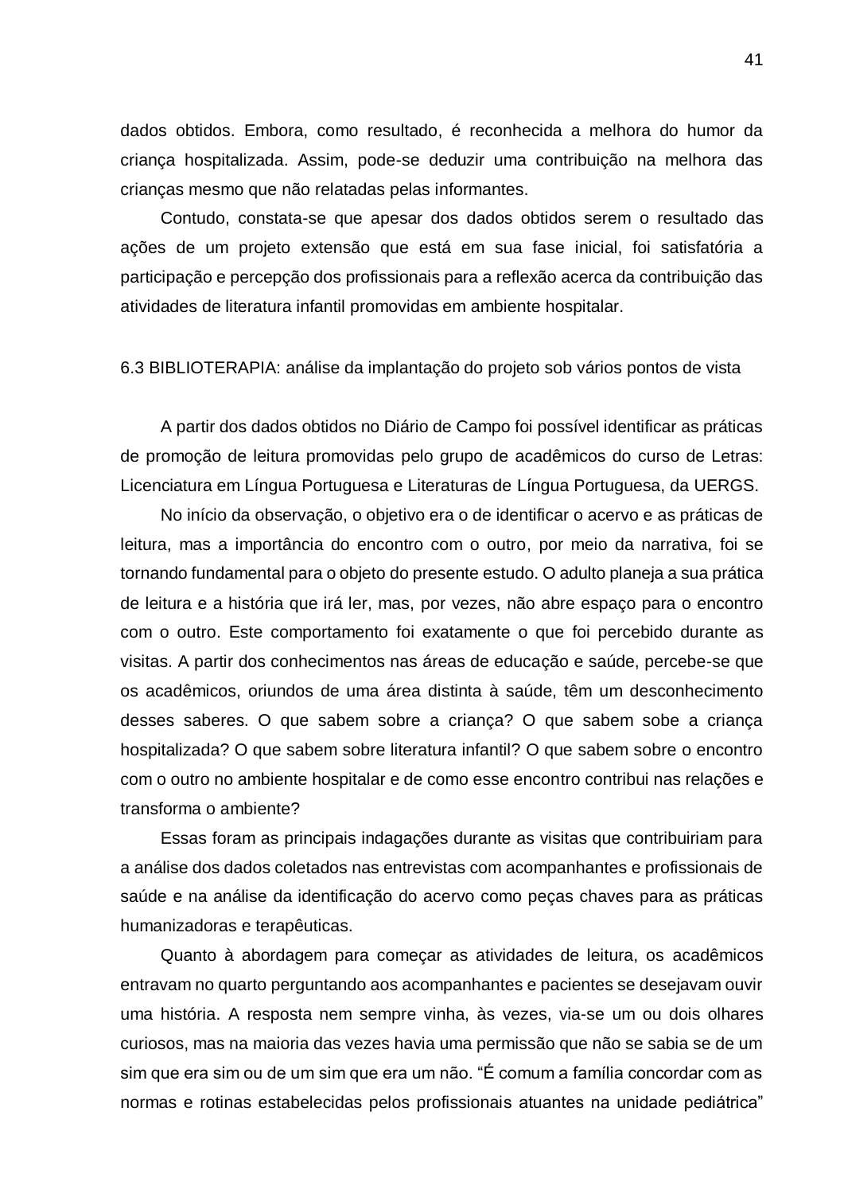dados obtidos. Embora, como resultado, é reconhecida a melhora do humor da criança hospitalizada. Assim, pode-se deduzir uma contribuição na melhora das crianças mesmo que não relatadas pelas informantes.

Contudo, constata-se que apesar dos dados obtidos serem o resultado das ações de um projeto extensão que está em sua fase inicial, foi satisfatória a participação e percepção dos profissionais para a reflexão acerca da contribuição das atividades de literatura infantil promovidas em ambiente hospitalar.

### 6.3 BIBLIOTERAPIA: análise da implantação do projeto sob vários pontos de vista

A partir dos dados obtidos no Diário de Campo foi possível identificar as práticas de promoção de leitura promovidas pelo grupo de acadêmicos do curso de Letras: Licenciatura em Língua Portuguesa e Literaturas de Língua Portuguesa, da UERGS.

No início da observação, o objetivo era o de identificar o acervo e as práticas de leitura, mas a importância do encontro com o outro, por meio da narrativa, foi se tornando fundamental para o objeto do presente estudo. O adulto planeja a sua prática de leitura e a história que irá ler, mas, por vezes, não abre espaço para o encontro com o outro. Este comportamento foi exatamente o que foi percebido durante as visitas. A partir dos conhecimentos nas áreas de educação e saúde, percebe-se que os acadêmicos, oriundos de uma área distinta à saúde, têm um desconhecimento desses saberes. O que sabem sobre a criança? O que sabem sobe a criança hospitalizada? O que sabem sobre literatura infantil? O que sabem sobre o encontro com o outro no ambiente hospitalar e de como esse encontro contribui nas relações e transforma o ambiente?

Essas foram as principais indagações durante as visitas que contribuiriam para a análise dos dados coletados nas entrevistas com acompanhantes e profissionais de saúde e na análise da identificação do acervo como peças chaves para as práticas humanizadoras e terapêuticas.

Quanto à abordagem para começar as atividades de leitura, os acadêmicos entravam no quarto perguntando aos acompanhantes e pacientes se desejavam ouvir uma história. A resposta nem sempre vinha, às vezes, via-se um ou dois olhares curiosos, mas na maioria das vezes havia uma permissão que não se sabia se de um sim que era sim ou de um sim que era um não. "É comum a família concordar com as normas e rotinas estabelecidas pelos profissionais atuantes na unidade pediátrica"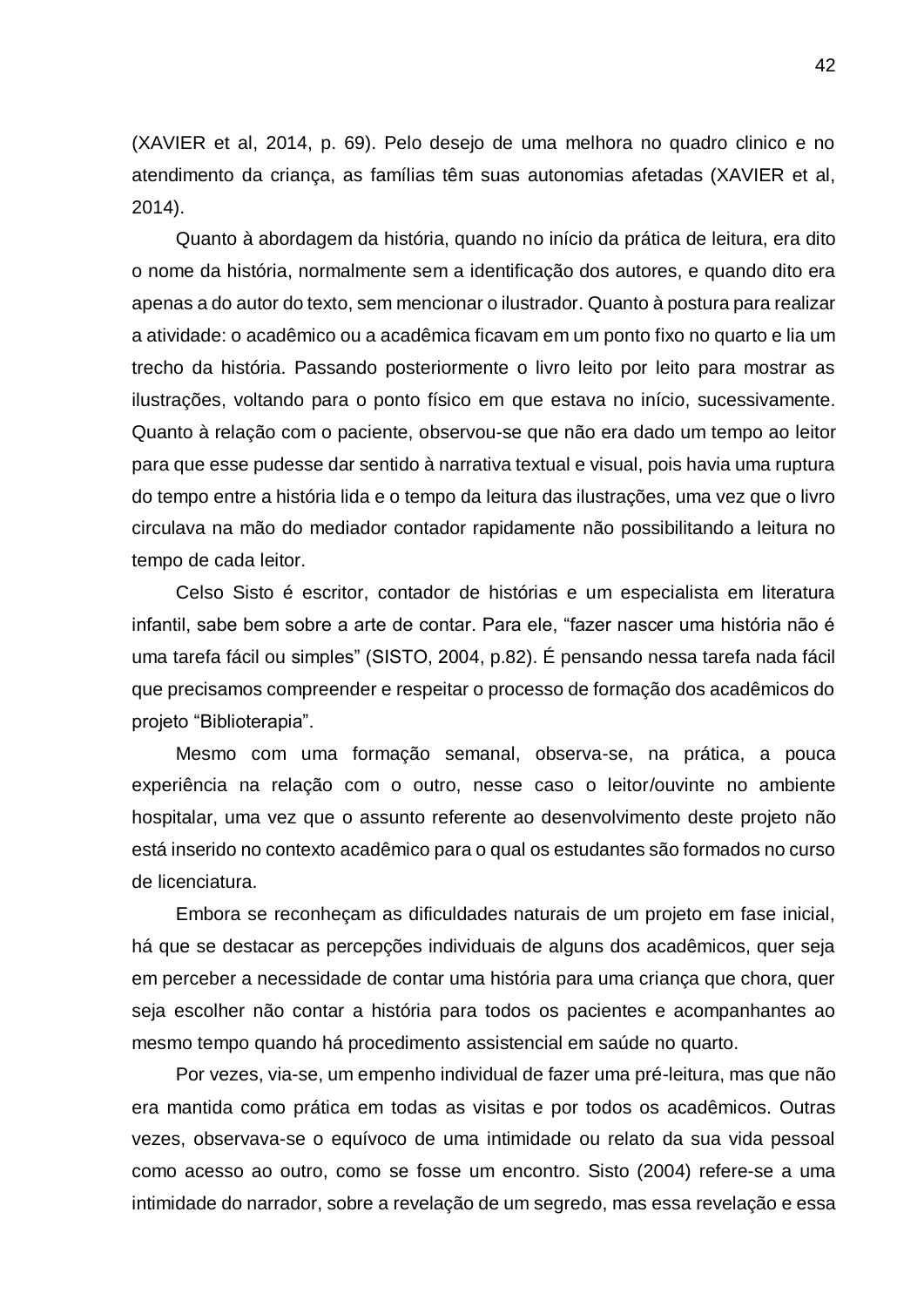(XAVIER et al, 2014, p. 69). Pelo desejo de uma melhora no quadro clinico e no atendimento da criança, as famílias têm suas autonomias afetadas (XAVIER et al, 2014).

Quanto à abordagem da história, quando no início da prática de leitura, era dito o nome da história, normalmente sem a identificação dos autores, e quando dito era apenas a do autor do texto, sem mencionar o ilustrador. Quanto à postura para realizar a atividade: o acadêmico ou a acadêmica ficavam em um ponto fixo no quarto e lia um trecho da história. Passando posteriormente o livro leito por leito para mostrar as ilustrações, voltando para o ponto físico em que estava no início, sucessivamente. Quanto à relação com o paciente, observou-se que não era dado um tempo ao leitor para que esse pudesse dar sentido à narrativa textual e visual, pois havia uma ruptura do tempo entre a história lida e o tempo da leitura das ilustrações, uma vez que o livro circulava na mão do mediador contador rapidamente não possibilitando a leitura no tempo de cada leitor.

Celso Sisto é escritor, contador de histórias e um especialista em literatura infantil, sabe bem sobre a arte de contar. Para ele, "fazer nascer uma história não é uma tarefa fácil ou simples" (SISTO, 2004, p.82). É pensando nessa tarefa nada fácil que precisamos compreender e respeitar o processo de formação dos acadêmicos do projeto "Biblioterapia".

Mesmo com uma formação semanal, observa-se, na prática, a pouca experiência na relação com o outro, nesse caso o leitor/ouvinte no ambiente hospitalar, uma vez que o assunto referente ao desenvolvimento deste projeto não está inserido no contexto acadêmico para o qual os estudantes são formados no curso de licenciatura.

Embora se reconheçam as dificuldades naturais de um projeto em fase inicial, há que se destacar as percepções individuais de alguns dos acadêmicos, quer seja em perceber a necessidade de contar uma história para uma criança que chora, quer seja escolher não contar a história para todos os pacientes e acompanhantes ao mesmo tempo quando há procedimento assistencial em saúde no quarto.

Por vezes, via-se, um empenho individual de fazer uma pré-leitura, mas que não era mantida como prática em todas as visitas e por todos os acadêmicos. Outras vezes, observava-se o equívoco de uma intimidade ou relato da sua vida pessoal como acesso ao outro, como se fosse um encontro. Sisto (2004) refere-se a uma intimidade do narrador, sobre a revelação de um segredo, mas essa revelação e essa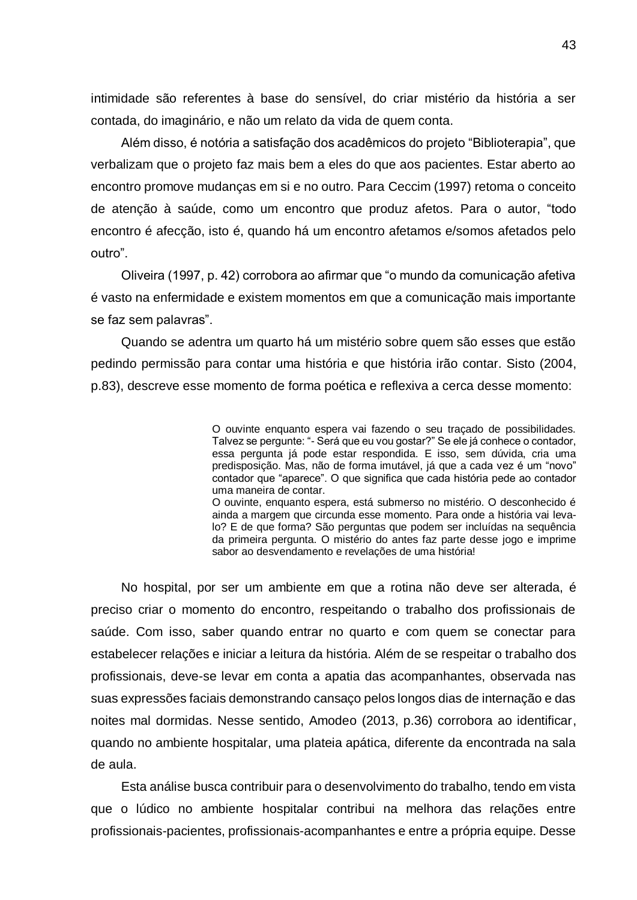intimidade são referentes à base do sensível, do criar mistério da história a ser contada, do imaginário, e não um relato da vida de quem conta.

Além disso, é notória a satisfação dos acadêmicos do projeto "Biblioterapia", que verbalizam que o projeto faz mais bem a eles do que aos pacientes. Estar aberto ao encontro promove mudanças em si e no outro. Para Ceccim (1997) retoma o conceito de atenção à saúde, como um encontro que produz afetos. Para o autor, "todo encontro é afecção, isto é, quando há um encontro afetamos e/somos afetados pelo outro".

Oliveira (1997, p. 42) corrobora ao afirmar que "o mundo da comunicação afetiva é vasto na enfermidade e existem momentos em que a comunicação mais importante se faz sem palavras".

Quando se adentra um quarto há um mistério sobre quem são esses que estão pedindo permissão para contar uma história e que história irão contar. Sisto (2004, p.83), descreve esse momento de forma poética e reflexiva a cerca desse momento:

> O ouvinte enquanto espera vai fazendo o seu traçado de possibilidades. Talvez se pergunte: "- Será que eu vou gostar?" Se ele já conhece o contador, essa pergunta já pode estar respondida. E isso, sem dúvida, cria uma predisposição. Mas, não de forma imutável, já que a cada vez é um "novo" contador que "aparece". O que significa que cada história pede ao contador uma maneira de contar.
>
> O ouvinte, enquanto espera, está submerso no mistério. O desconhecido é ainda a margem que circunda esse momento. Para onde a história vai leva-lo? E de que forma? São perguntas que podem ser incluídas na sequência da primeira pergunta. O mistério do antes faz parte desse jogo e imprime sabor ao desvendamento e revelações de uma história!

No hospital, por ser um ambiente em que a rotina não deve ser alterada, é preciso criar o momento do encontro, respeitando o trabalho dos profissionais de saúde. Com isso, saber quando entrar no quarto e com quem se conectar para estabelecer relações e iniciar a leitura da história. Além de se respeitar o trabalho dos profissionais, deve-se levar em conta a apatia das acompanhantes, observada nas suas expressões faciais demonstrando cansaço pelos longos dias de internação e das noites mal dormidas. Nesse sentido, Amodeo (2013, p.36) corrobora ao identificar, quando no ambiente hospitalar, uma plateia apática, diferente da encontrada na sala de aula.

Esta análise busca contribuir para o desenvolvimento do trabalho, tendo em vista que o lúdico no ambiente hospitalar contribui na melhora das relações entre profissionais-pacientes, profissionais-acompanhantes e entre a própria equipe. Desse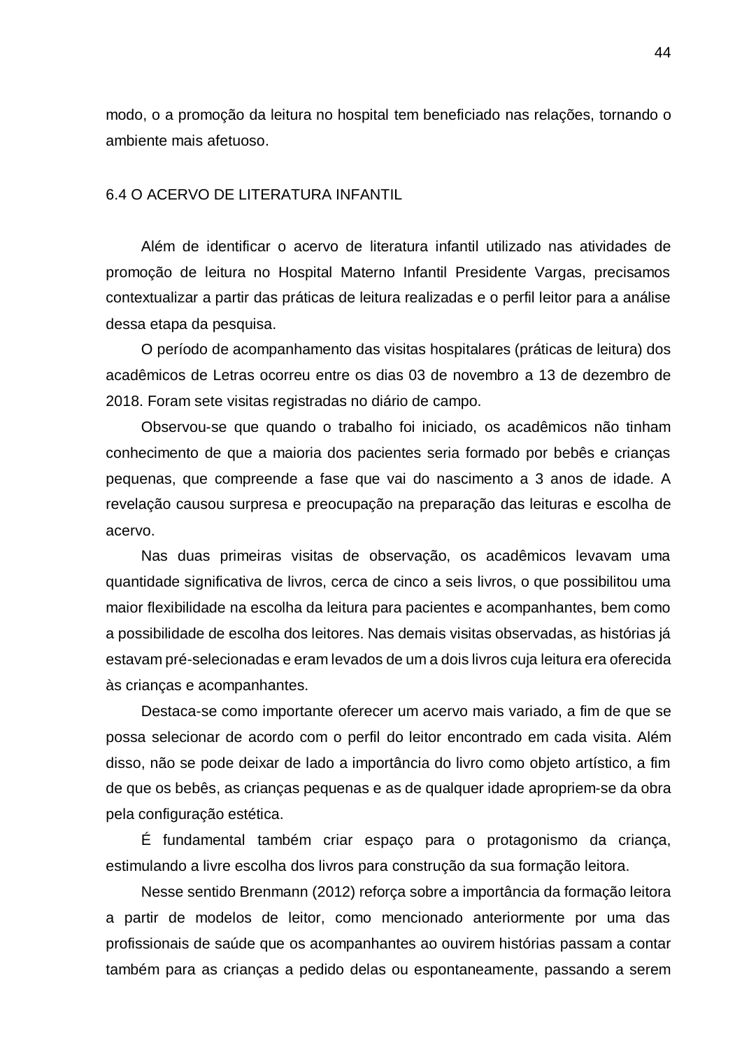modo, o a promoção da leitura no hospital tem beneficiado nas relações, tornando o ambiente mais afetuoso.

## 6.4 O ACERVO DE LITERATURA INFANTIL

Além de identificar o acervo de literatura infantil utilizado nas atividades de promoção de leitura no Hospital Materno Infantil Presidente Vargas, precisamos contextualizar a partir das práticas de leitura realizadas e o perfil leitor para a análise dessa etapa da pesquisa.

O período de acompanhamento das visitas hospitalares (práticas de leitura) dos acadêmicos de Letras ocorreu entre os dias 03 de novembro a 13 de dezembro de 2018. Foram sete visitas registradas no diário de campo.

Observou-se que quando o trabalho foi iniciado, os acadêmicos não tinham conhecimento de que a maioria dos pacientes seria formado por bebês e crianças pequenas, que compreende a fase que vai do nascimento a 3 anos de idade. A revelação causou surpresa e preocupação na preparação das leituras e escolha de acervo.

Nas duas primeiras visitas de observação, os acadêmicos levavam uma quantidade significativa de livros, cerca de cinco a seis livros, o que possibilitou uma maior flexibilidade na escolha da leitura para pacientes e acompanhantes, bem como a possibilidade de escolha dos leitores. Nas demais visitas observadas, as histórias já estavam pré-selecionadas e eram levados de um a dois livros cuja leitura era oferecida às crianças e acompanhantes.

Destaca-se como importante oferecer um acervo mais variado, a fim de que se possa selecionar de acordo com o perfil do leitor encontrado em cada visita. Além disso, não se pode deixar de lado a importância do livro como objeto artístico, a fim de que os bebês, as crianças pequenas e as de qualquer idade apropriem-se da obra pela configuração estética.

É fundamental também criar espaço para o protagonismo da criança, estimulando a livre escolha dos livros para construção da sua formação leitora.

Nesse sentido Brenmann (2012) reforça sobre a importância da formação leitora a partir de modelos de leitor, como mencionado anteriormente por uma das profissionais de saúde que os acompanhantes ao ouvirem histórias passam a contar também para as crianças a pedido delas ou espontaneamente, passando a serem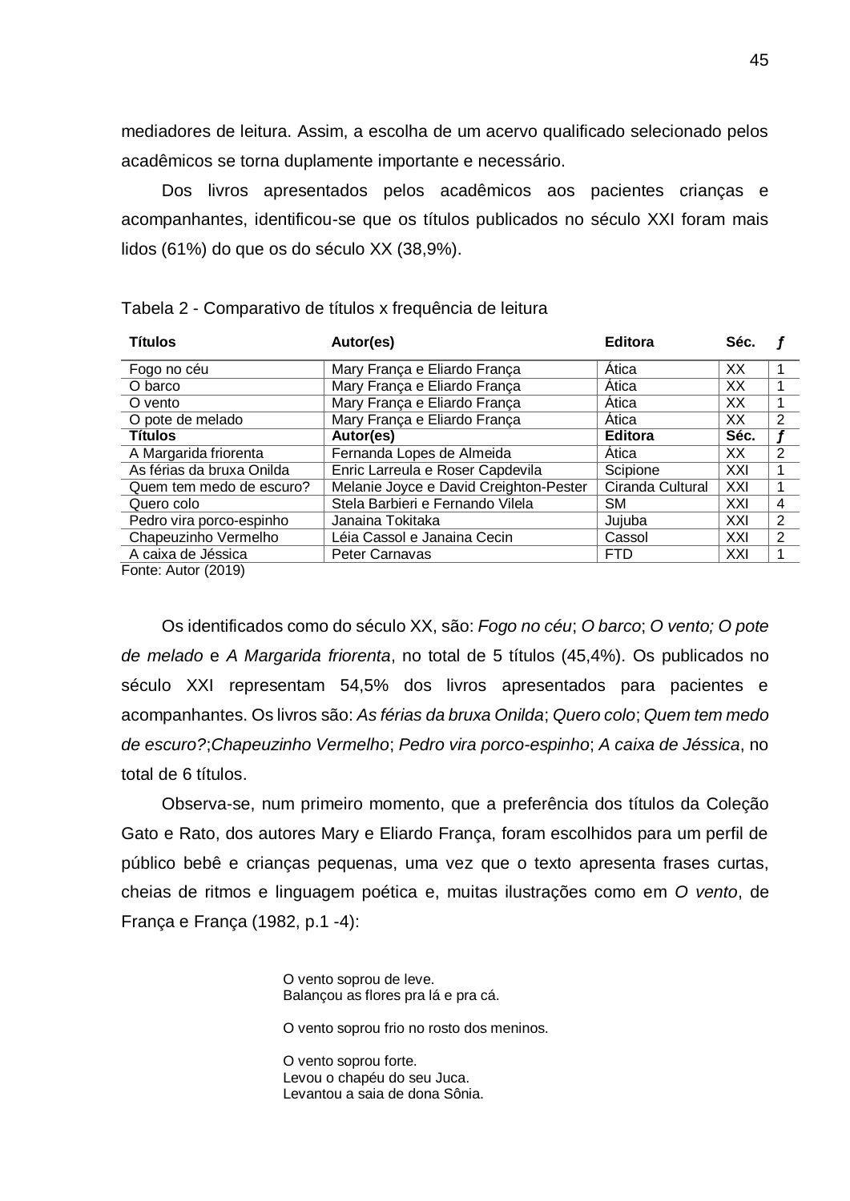mediadores de leitura. Assim, a escolha de um acervo qualificado selecionado pelos acadêmicos se torna duplamente importante e necessário.

Dos livros apresentados pelos acadêmicos aos pacientes crianças e acompanhantes, identificou-se que os títulos publicados no século XXI foram mais lidos (61%) do que os do século XX (38,9%).

Tabela 2 - Comparativo de títulos x frequência de leitura

| **Títulos** | **Autor(es)** | **Editora** | **Séc.** | ***ƒ*** |
|---|---|---|---|---|
| Fogo no céu | Mary França e Eliardo França | Ática | XX | 1 |
| O barco | Mary França e Eliardo França | Ática | XX | 1 |
| O vento | Mary França e Eliardo França | Ática | XX | 1 |
| O pote de melado | Mary França e Eliardo França | Ática | XX | 2 |
| **Títulos** | **Autor(es)** | **Editora** | **Séc.** | ***ƒ*** |
| A Margarida friorenta | Fernanda Lopes de Almeida | Ática | XX | 2 |
| As férias da bruxa Onilda | Enric Larreula e Roser Capdevila | Scipione | XXI | 1 |
| Quem tem medo de escuro? | Melanie Joyce e David Creighton-Pester | Ciranda Cultural | XXI | 1 |
| Quero colo | Stela Barbieri e Fernando Vilela | SM | XXI | 4 |
| Pedro vira porco-espinho | Janaina Tokitaka | Jujuba | XXI | 2 |
| Chapeuzinho Vermelho | Léia Cassol e Janaina Cecin | Cassol | XXI | 2 |
| A caixa de Jéssica | Peter Carnavas | FTD | XXI | 1 |

Fonte: Autor (2019)

Os identificados como do século XX, são: *Fogo no céu*; *O barco*; *O vento; O pote de melado* e *A Margarida friorenta*, no total de 5 títulos (45,4%). Os publicados no século XXI representam 54,5% dos livros apresentados para pacientes e acompanhantes. Os livros são: *As férias da bruxa Onilda*; *Quero colo*; *Quem tem medo de escuro?*;*Chapeuzinho Vermelho*; *Pedro vira porco-espinho*; *A caixa de Jéssica*, no total de 6 títulos.

Observa-se, num primeiro momento, que a preferência dos títulos da Coleção Gato e Rato, dos autores Mary e Eliardo França, foram escolhidos para um perfil de público bebê e crianças pequenas, uma vez que o texto apresenta frases curtas, cheias de ritmos e linguagem poética e, muitas ilustrações como em *O vento*, de França e França (1982, p.1 -4):

> O vento soprou de leve.
> Balançou as flores pra lá e pra cá.
>
> O vento soprou frio no rosto dos meninos.
>
> O vento soprou forte.
> Levou o chapéu do seu Juca.
> Levantou a saia de dona Sônia.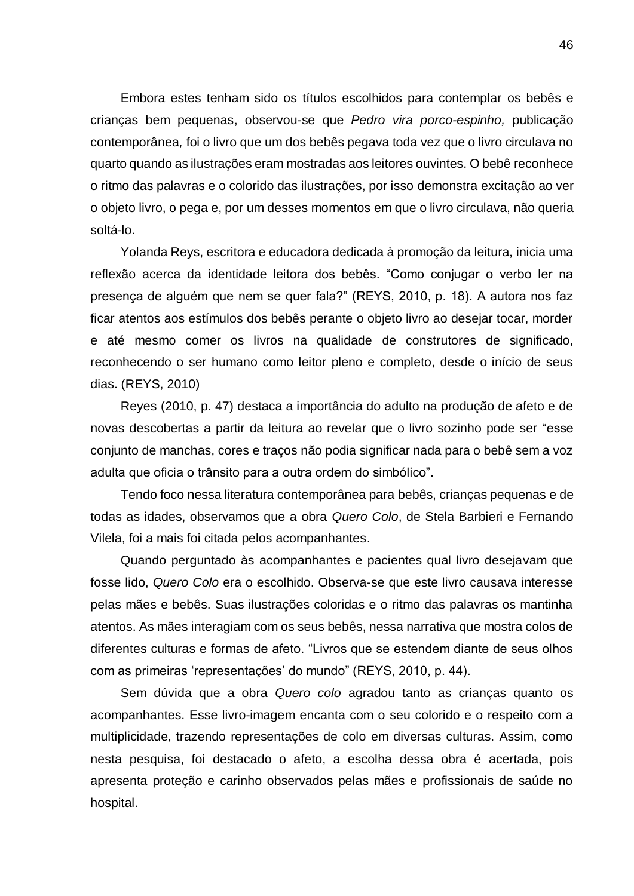Embora estes tenham sido os títulos escolhidos para contemplar os bebês e crianças bem pequenas, observou-se que *Pedro vira porco-espinho,* publicação contemporânea*,* foi o livro que um dos bebês pegava toda vez que o livro circulava no quarto quando as ilustrações eram mostradas aos leitores ouvintes. O bebê reconhece o ritmo das palavras e o colorido das ilustrações, por isso demonstra excitação ao ver o objeto livro, o pega e, por um desses momentos em que o livro circulava, não queria soltá-lo.

Yolanda Reys, escritora e educadora dedicada à promoção da leitura, inicia uma reflexão acerca da identidade leitora dos bebês. "Como conjugar o verbo ler na presença de alguém que nem se quer fala?" (REYS, 2010, p. 18). A autora nos faz ficar atentos aos estímulos dos bebês perante o objeto livro ao desejar tocar, morder e até mesmo comer os livros na qualidade de construtores de significado, reconhecendo o ser humano como leitor pleno e completo, desde o início de seus dias. (REYS, 2010)

Reyes (2010, p. 47) destaca a importância do adulto na produção de afeto e de novas descobertas a partir da leitura ao revelar que o livro sozinho pode ser "esse conjunto de manchas, cores e traços não podia significar nada para o bebê sem a voz adulta que oficia o trânsito para a outra ordem do simbólico".

Tendo foco nessa literatura contemporânea para bebês, crianças pequenas e de todas as idades, observamos que a obra *Quero Colo*, de Stela Barbieri e Fernando Vilela, foi a mais foi citada pelos acompanhantes.

Quando perguntado às acompanhantes e pacientes qual livro desejavam que fosse lido, *Quero Colo* era o escolhido. Observa-se que este livro causava interesse pelas mães e bebês. Suas ilustrações coloridas e o ritmo das palavras os mantinha atentos. As mães interagiam com os seus bebês, nessa narrativa que mostra colos de diferentes culturas e formas de afeto. "Livros que se estendem diante de seus olhos com as primeiras 'representações' do mundo" (REYS, 2010, p. 44).

Sem dúvida que a obra *Quero colo* agradou tanto as crianças quanto os acompanhantes. Esse livro-imagem encanta com o seu colorido e o respeito com a multiplicidade, trazendo representações de colo em diversas culturas. Assim, como nesta pesquisa, foi destacado o afeto, a escolha dessa obra é acertada, pois apresenta proteção e carinho observados pelas mães e profissionais de saúde no hospital.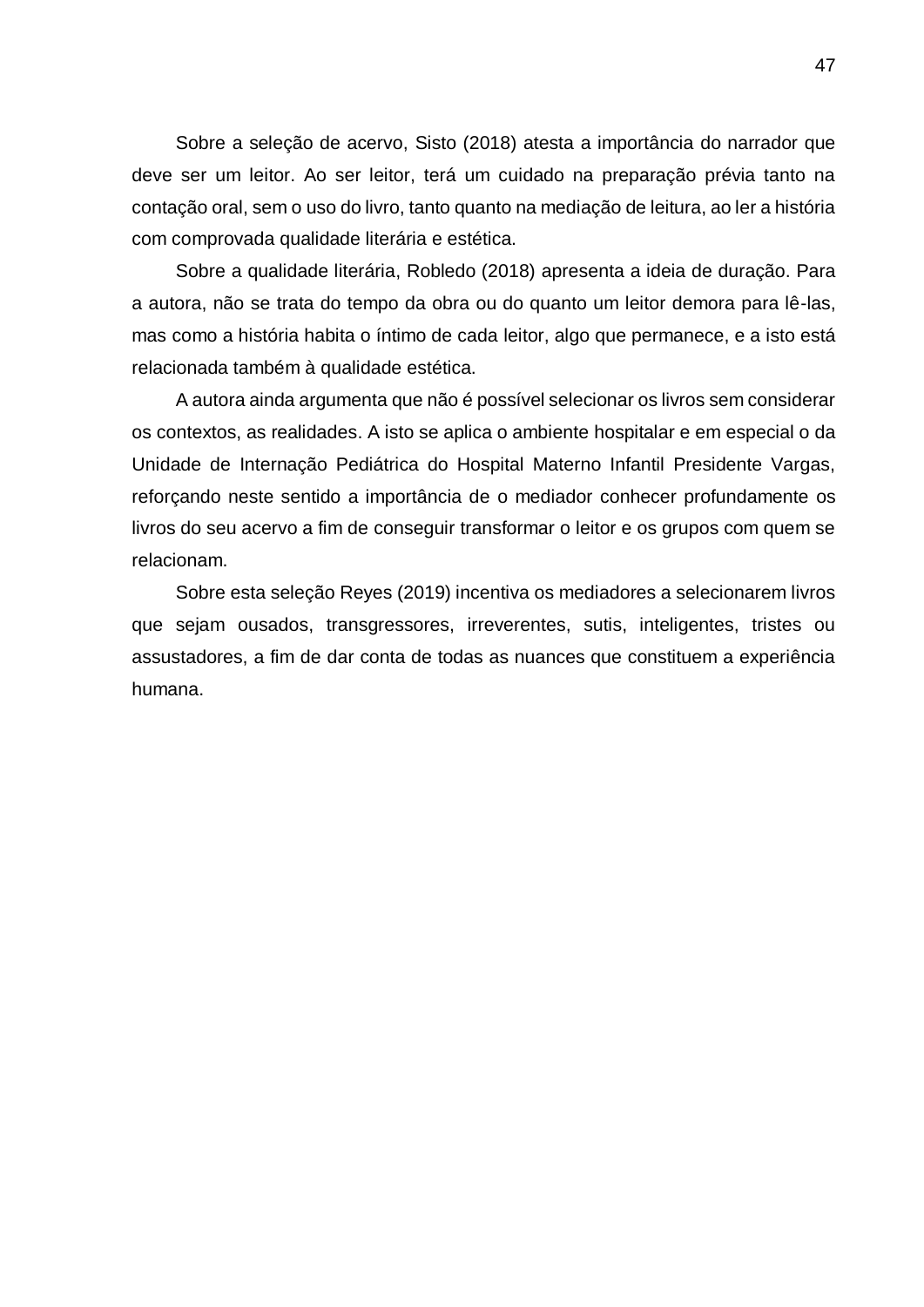Sobre a seleção de acervo, Sisto (2018) atesta a importância do narrador que deve ser um leitor. Ao ser leitor, terá um cuidado na preparação prévia tanto na contação oral, sem o uso do livro, tanto quanto na mediação de leitura, ao ler a história com comprovada qualidade literária e estética.

Sobre a qualidade literária, Robledo (2018) apresenta a ideia de duração. Para a autora, não se trata do tempo da obra ou do quanto um leitor demora para lê-las, mas como a história habita o íntimo de cada leitor, algo que permanece, e a isto está relacionada também à qualidade estética.

A autora ainda argumenta que não é possível selecionar os livros sem considerar os contextos, as realidades. A isto se aplica o ambiente hospitalar e em especial o da Unidade de Internação Pediátrica do Hospital Materno Infantil Presidente Vargas, reforçando neste sentido a importância de o mediador conhecer profundamente os livros do seu acervo a fim de conseguir transformar o leitor e os grupos com quem se relacionam.

Sobre esta seleção Reyes (2019) incentiva os mediadores a selecionarem livros que sejam ousados, transgressores, irreverentes, sutis, inteligentes, tristes ou assustadores, a fim de dar conta de todas as nuances que constituem a experiência humana.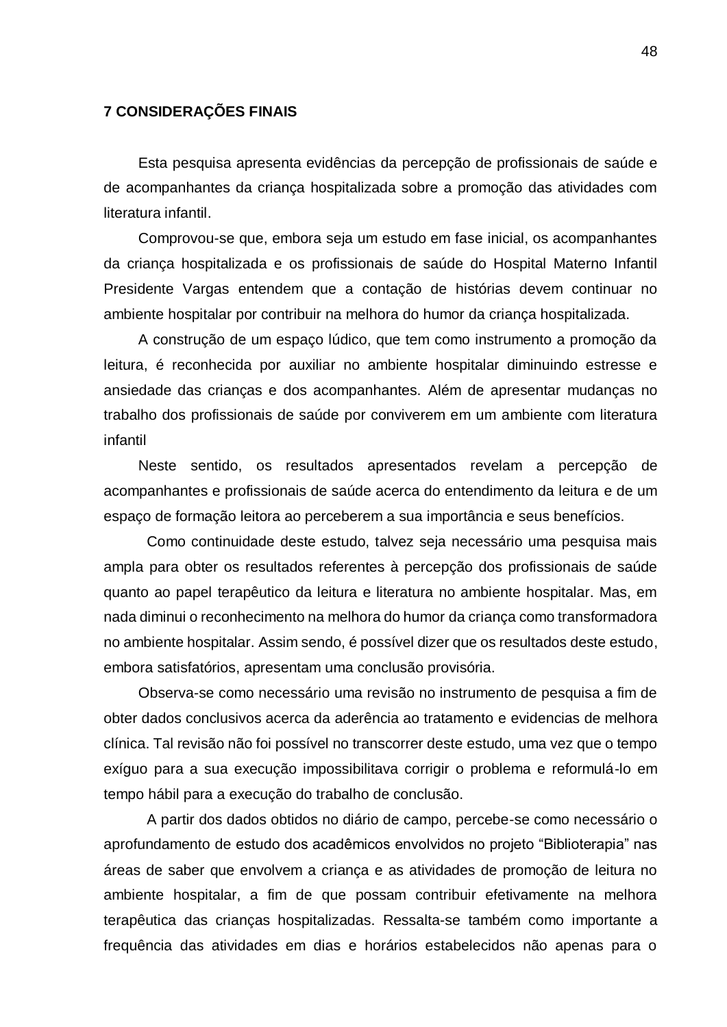## 7 CONSIDERAÇÕES FINAIS

Esta pesquisa apresenta evidências da percepção de profissionais de saúde e de acompanhantes da criança hospitalizada sobre a promoção das atividades com literatura infantil.

Comprovou-se que, embora seja um estudo em fase inicial, os acompanhantes da criança hospitalizada e os profissionais de saúde do Hospital Materno Infantil Presidente Vargas entendem que a contação de histórias devem continuar no ambiente hospitalar por contribuir na melhora do humor da criança hospitalizada.

A construção de um espaço lúdico, que tem como instrumento a promoção da leitura, é reconhecida por auxiliar no ambiente hospitalar diminuindo estresse e ansiedade das crianças e dos acompanhantes. Além de apresentar mudanças no trabalho dos profissionais de saúde por conviverem em um ambiente com literatura infantil

Neste sentido, os resultados apresentados revelam a percepção de acompanhantes e profissionais de saúde acerca do entendimento da leitura e de um espaço de formação leitora ao perceberem a sua importância e seus benefícios.

Como continuidade deste estudo, talvez seja necessário uma pesquisa mais ampla para obter os resultados referentes à percepção dos profissionais de saúde quanto ao papel terapêutico da leitura e literatura no ambiente hospitalar. Mas, em nada diminui o reconhecimento na melhora do humor da criança como transformadora no ambiente hospitalar. Assim sendo, é possível dizer que os resultados deste estudo, embora satisfatórios, apresentam uma conclusão provisória.

Observa-se como necessário uma revisão no instrumento de pesquisa a fim de obter dados conclusivos acerca da aderência ao tratamento e evidencias de melhora clínica. Tal revisão não foi possível no transcorrer deste estudo, uma vez que o tempo exíguo para a sua execução impossibilitava corrigir o problema e reformulá-lo em tempo hábil para a execução do trabalho de conclusão.

A partir dos dados obtidos no diário de campo, percebe-se como necessário o aprofundamento de estudo dos acadêmicos envolvidos no projeto "Biblioterapia" nas áreas de saber que envolvem a criança e as atividades de promoção de leitura no ambiente hospitalar, a fim de que possam contribuir efetivamente na melhora terapêutica das crianças hospitalizadas. Ressalta-se também como importante a frequência das atividades em dias e horários estabelecidos não apenas para o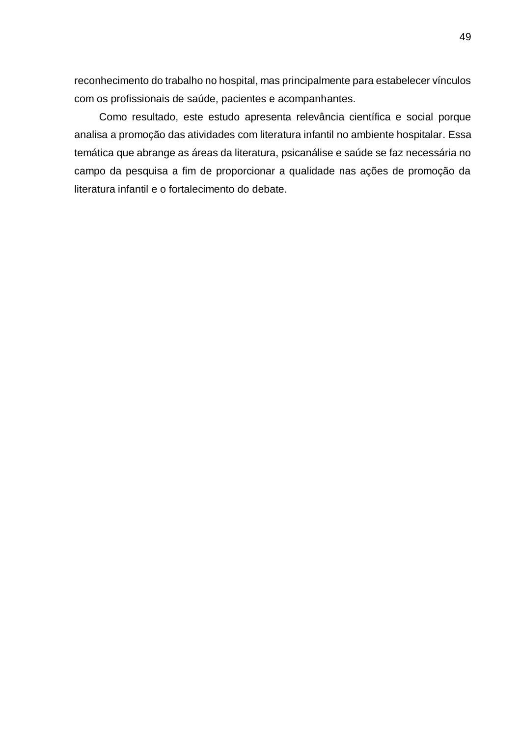reconhecimento do trabalho no hospital, mas principalmente para estabelecer vínculos com os profissionais de saúde, pacientes e acompanhantes.

Como resultado, este estudo apresenta relevância científica e social porque analisa a promoção das atividades com literatura infantil no ambiente hospitalar. Essa temática que abrange as áreas da literatura, psicanálise e saúde se faz necessária no campo da pesquisa a fim de proporcionar a qualidade nas ações de promoção da literatura infantil e o fortalecimento do debate.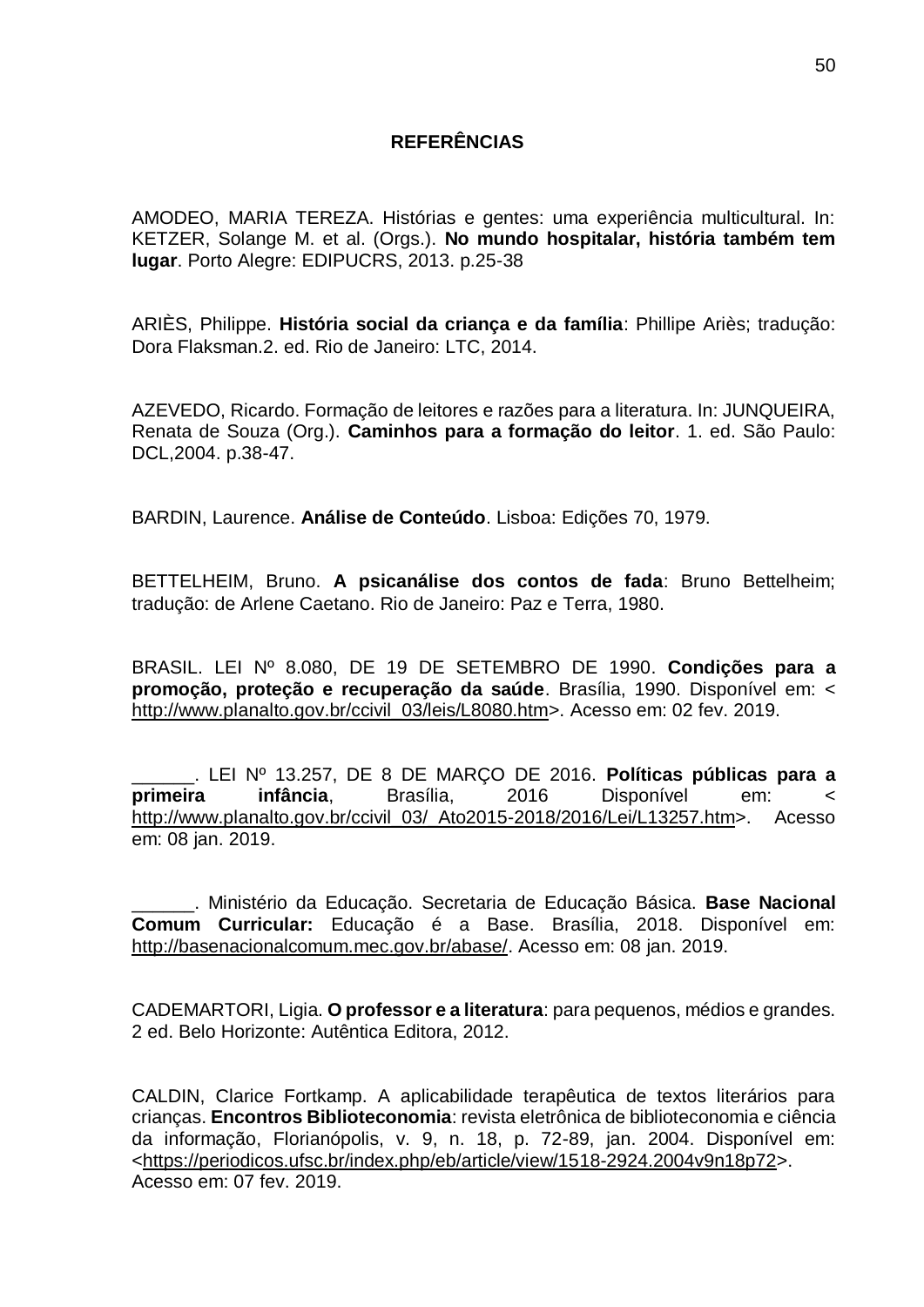# REFERÊNCIAS

AMODEO, MARIA TEREZA. Histórias e gentes: uma experiência multicultural. In: KETZER, Solange M. et al. (Orgs.). **No mundo hospitalar, história também tem lugar**. Porto Alegre: EDIPUCRS, 2013. p.25-38

ARIÈS, Philippe. **História social da criança e da família**: Phillipe Ariès; tradução: Dora Flaksman.2. ed. Rio de Janeiro: LTC, 2014.

AZEVEDO, Ricardo. Formação de leitores e razões para a literatura. In: JUNQUEIRA, Renata de Souza (Org.). **Caminhos para a formação do leitor**. 1. ed. São Paulo: DCL,2004. p.38-47.

BARDIN, Laurence. **Análise de Conteúdo**. Lisboa: Edições 70, 1979.

BETTELHEIM, Bruno. **A psicanálise dos contos de fada**: Bruno Bettelheim; tradução: de Arlene Caetano. Rio de Janeiro: Paz e Terra, 1980.

BRASIL. LEI Nº 8.080, DE 19 DE SETEMBRO DE 1990. **Condições para a promoção, proteção e recuperação da saúde**. Brasília, 1990. Disponível em: < http://www.planalto.gov.br/ccivil_03/leis/L8080.htm>. Acesso em: 02 fev. 2019.

______. LEI Nº 13.257, DE 8 DE MARÇO DE 2016. **Políticas públicas para a primeira infância**, Brasília, 2016 Disponível em: < http://www.planalto.gov.br/ccivil_03/_Ato2015-2018/2016/Lei/L13257.htm>. Acesso em: 08 jan. 2019.

______. Ministério da Educação. Secretaria de Educação Básica. **Base Nacional Comum Curricular:** Educação é a Base. Brasília, 2018. Disponível em: http://basenacionalcomum.mec.gov.br/abase/. Acesso em: 08 jan. 2019.

CADEMARTORI, Ligia. **O professor e a literatura**: para pequenos, médios e grandes. 2 ed. Belo Horizonte: Autêntica Editora, 2012.

CALDIN, Clarice Fortkamp. A aplicabilidade terapêutica de textos literários para crianças. **Encontros Biblioteconomia**: revista eletrônica de biblioteconomia e ciência da informação, Florianópolis, v. 9, n. 18, p. 72-89, jan. 2004. Disponível em: <https://periodicos.ufsc.br/index.php/eb/article/view/1518-2924.2004v9n18p72>. Acesso em: 07 fev. 2019.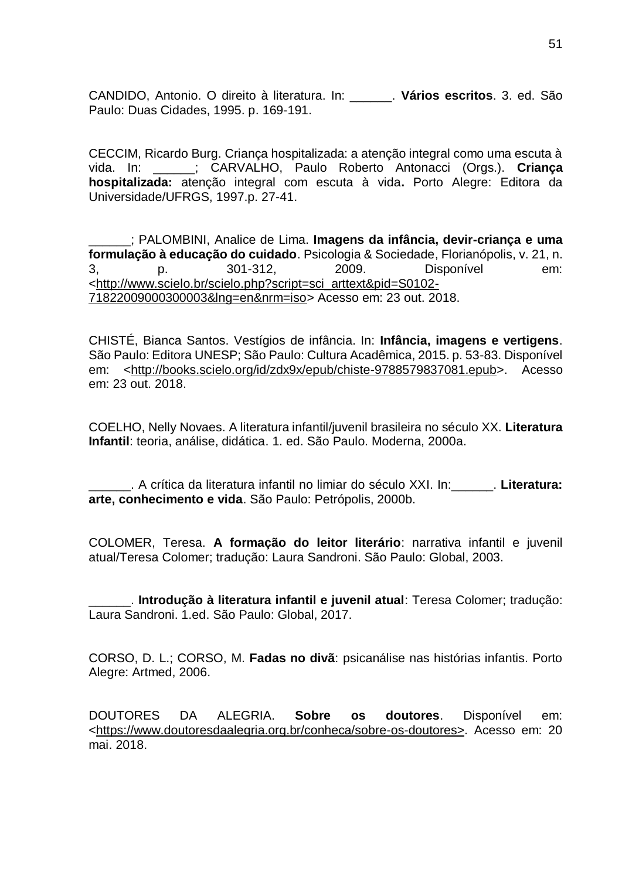CANDIDO, Antonio. O direito à literatura. In: ______. **Vários escritos**. 3. ed. São Paulo: Duas Cidades, 1995. p. 169-191.

CECCIM, Ricardo Burg. Criança hospitalizada: a atenção integral como uma escuta à vida. In: ______; CARVALHO, Paulo Roberto Antonacci (Orgs.). **Criança hospitalizada:** atenção integral com escuta à vida**.** Porto Alegre: Editora da Universidade/UFRGS, 1997.p. 27-41.

______; PALOMBINI, Analice de Lima. **Imagens da infância, devir-criança e uma formulação à educação do cuidado**. Psicologia & Sociedade, Florianópolis, v. 21, n. 3, p. 301-312, 2009. Disponível em: <http://www.scielo.br/scielo.php?script=sci_arttext&pid=S0102-71822009000300003&lng=en&nrm=iso> Acesso em: 23 out. 2018.

CHISTÉ, Bianca Santos. Vestígios de infância. In: **Infância, imagens e vertigens**. São Paulo: Editora UNESP; São Paulo: Cultura Acadêmica, 2015. p. 53-83. Disponível em: <http://books.scielo.org/id/zdx9x/epub/chiste-9788579837081.epub>. Acesso em: 23 out. 2018.

COELHO, Nelly Novaes. A literatura infantil/juvenil brasileira no século XX. **Literatura Infantil**: teoria, análise, didática. 1. ed. São Paulo. Moderna, 2000a.

______. A crítica da literatura infantil no limiar do século XXI. In:______. **Literatura: arte, conhecimento e vida**. São Paulo: Petrópolis, 2000b.

COLOMER, Teresa. **A formação do leitor literário**: narrativa infantil e juvenil atual/Teresa Colomer; tradução: Laura Sandroni. São Paulo: Global, 2003.

______. **Introdução à literatura infantil e juvenil atual**: Teresa Colomer; tradução: Laura Sandroni. 1.ed. São Paulo: Global, 2017.

CORSO, D. L.; CORSO, M. **Fadas no divã**: psicanálise nas histórias infantis. Porto Alegre: Artmed, 2006.

DOUTORES DA ALEGRIA. **Sobre os doutores**. Disponível em: <https://www.doutoresdaalegria.org.br/conheca/sobre-os-doutores>. Acesso em: 20 mai. 2018.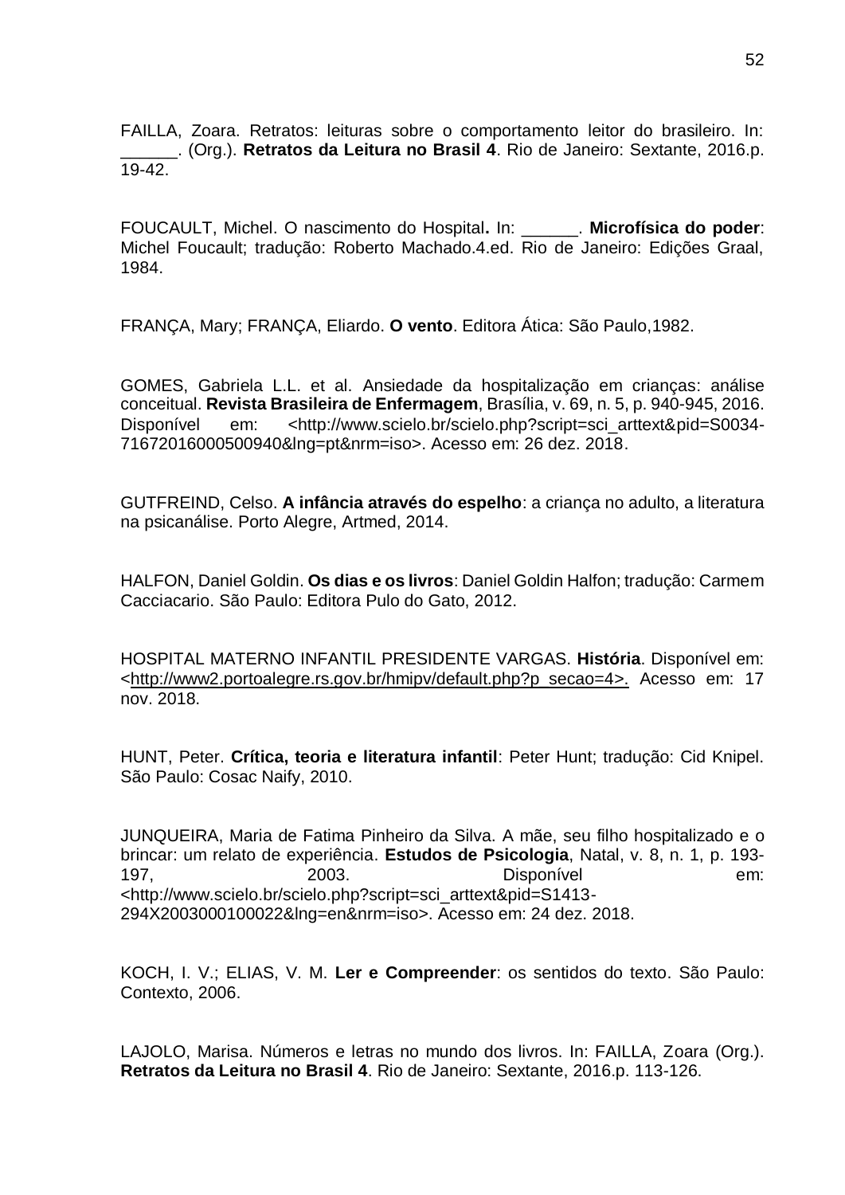FAILLA, Zoara. Retratos: leituras sobre o comportamento leitor do brasileiro. In: ______. (Org.). **Retratos da Leitura no Brasil 4**. Rio de Janeiro: Sextante, 2016.p. 19-42.

FOUCAULT, Michel. O nascimento do Hospital**.** In: ______. **Microfísica do poder**: Michel Foucault; tradução: Roberto Machado.4.ed. Rio de Janeiro: Edições Graal, 1984.

FRANÇA, Mary; FRANÇA, Eliardo. **O vento**. Editora Ática: São Paulo,1982.

GOMES, Gabriela L.L. et al. Ansiedade da hospitalização em crianças: análise conceitual. **Revista Brasileira de Enfermagem**, Brasília, v. 69, n. 5, p. 940-945, 2016. Disponível em: <http://www.scielo.br/scielo.php?script=sci_arttext&pid=S0034-71672016000500940&lng=pt&nrm=iso>. Acesso em: 26 dez. 2018.

GUTFREIND, Celso. **A infância através do espelho**: a criança no adulto, a literatura na psicanálise. Porto Alegre, Artmed, 2014.

HALFON, Daniel Goldin. **Os dias e os livros**: Daniel Goldin Halfon; tradução: Carmem Cacciacario. São Paulo: Editora Pulo do Gato, 2012.

HOSPITAL MATERNO INFANTIL PRESIDENTE VARGAS. **História**. Disponível em: <http://www2.portoalegre.rs.gov.br/hmipv/default.php?p_secao=4>. Acesso em: 17 nov. 2018.

HUNT, Peter. **Crítica, teoria e literatura infantil**: Peter Hunt; tradução: Cid Knipel. São Paulo: Cosac Naify, 2010.

JUNQUEIRA, Maria de Fatima Pinheiro da Silva. A mãe, seu filho hospitalizado e o brincar: um relato de experiência. **Estudos de Psicologia**, Natal, v. 8, n. 1, p. 193-197, 2003. Disponível em: <http://www.scielo.br/scielo.php?script=sci_arttext&pid=S1413-294X2003000100022&lng=en&nrm=iso>. Acesso em: 24 dez. 2018.

KOCH, I. V.; ELIAS, V. M. **Ler e Compreender**: os sentidos do texto. São Paulo: Contexto, 2006.

LAJOLO, Marisa. Números e letras no mundo dos livros. In: FAILLA, Zoara (Org.). **Retratos da Leitura no Brasil 4**. Rio de Janeiro: Sextante, 2016.p. 113-126.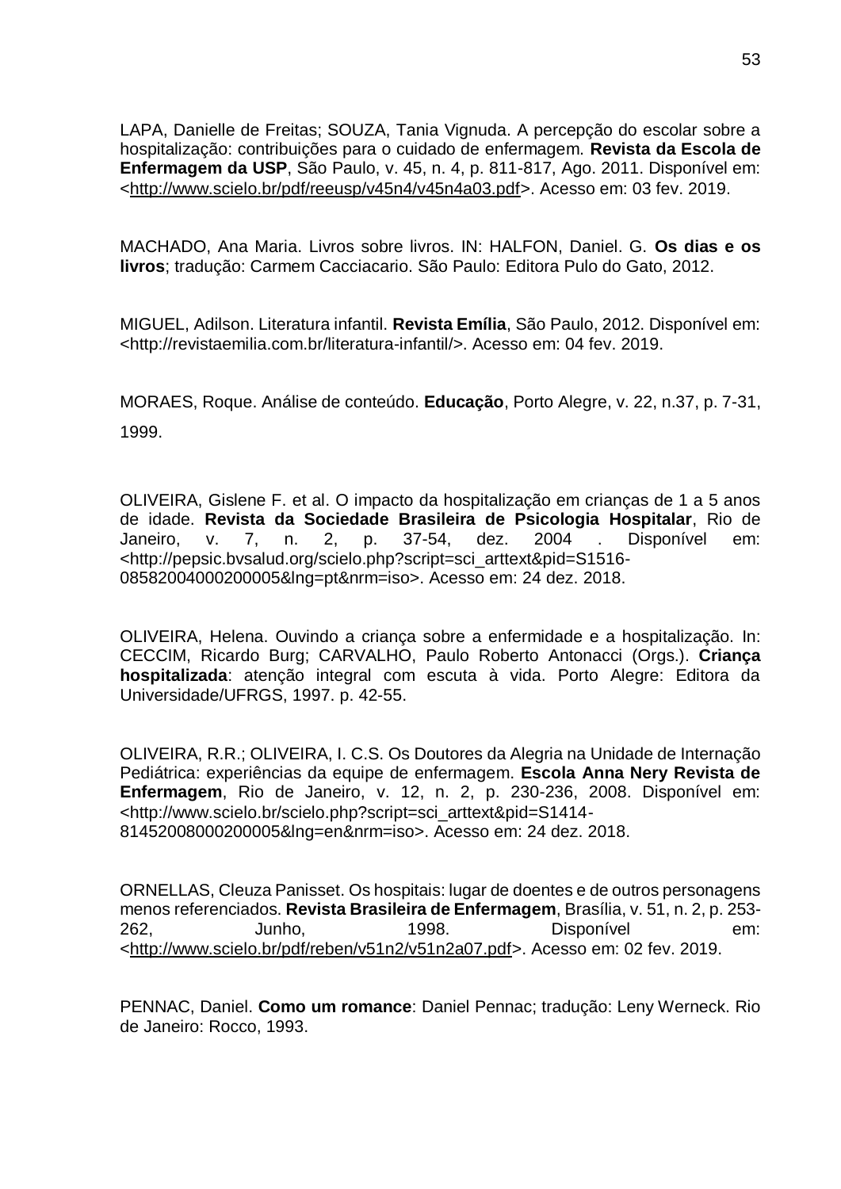LAPA, Danielle de Freitas; SOUZA, Tania Vignuda. A percepção do escolar sobre a hospitalização: contribuições para o cuidado de enfermagem. **Revista da Escola de Enfermagem da USP**, São Paulo, v. 45, n. 4, p. 811-817, Ago. 2011. Disponível em: <http://www.scielo.br/pdf/reeusp/v45n4/v45n4a03.pdf>. Acesso em: 03 fev. 2019.

MACHADO, Ana Maria. Livros sobre livros. IN: HALFON, Daniel. G. **Os dias e os livros**; tradução: Carmem Cacciacario. São Paulo: Editora Pulo do Gato, 2012.

MIGUEL, Adilson. Literatura infantil. **Revista Emília**, São Paulo, 2012. Disponível em: <http://revistaemilia.com.br/literatura-infantil/>. Acesso em: 04 fev. 2019.

MORAES, Roque. Análise de conteúdo. **Educação**, Porto Alegre, v. 22, n.37, p. 7-31, 1999.

OLIVEIRA, Gislene F. et al. O impacto da hospitalização em crianças de 1 a 5 anos de idade. **Revista da Sociedade Brasileira de Psicologia Hospitalar**, Rio de Janeiro, v. 7, n. 2, p. 37-54, dez. 2004 . Disponível em: <http://pepsic.bvsalud.org/scielo.php?script=sci_arttext&pid=S1516-08582004000200005&lng=pt&nrm=iso>. Acesso em: 24 dez. 2018.

OLIVEIRA, Helena. Ouvindo a criança sobre a enfermidade e a hospitalização. In: CECCIM, Ricardo Burg; CARVALHO, Paulo Roberto Antonacci (Orgs.). **Criança hospitalizada**: atenção integral com escuta à vida. Porto Alegre: Editora da Universidade/UFRGS, 1997. p. 42-55.

OLIVEIRA, R.R.; OLIVEIRA, I. C.S. Os Doutores da Alegria na Unidade de Internação Pediátrica: experiências da equipe de enfermagem. **Escola Anna Nery Revista de Enfermagem**, Rio de Janeiro, v. 12, n. 2, p. 230-236, 2008. Disponível em: <http://www.scielo.br/scielo.php?script=sci_arttext&pid=S1414-81452008000200005&lng=en&nrm=iso>. Acesso em: 24 dez. 2018.

ORNELLAS, Cleuza Panisset. Os hospitais: lugar de doentes e de outros personagens menos referenciados. **Revista Brasileira de Enfermagem**, Brasília, v. 51, n. 2, p. 253-262, Junho, 1998. Disponível em: <http://www.scielo.br/pdf/reben/v51n2/v51n2a07.pdf>. Acesso em: 02 fev. 2019.

PENNAC, Daniel. **Como um romance**: Daniel Pennac; tradução: Leny Werneck. Rio de Janeiro: Rocco, 1993.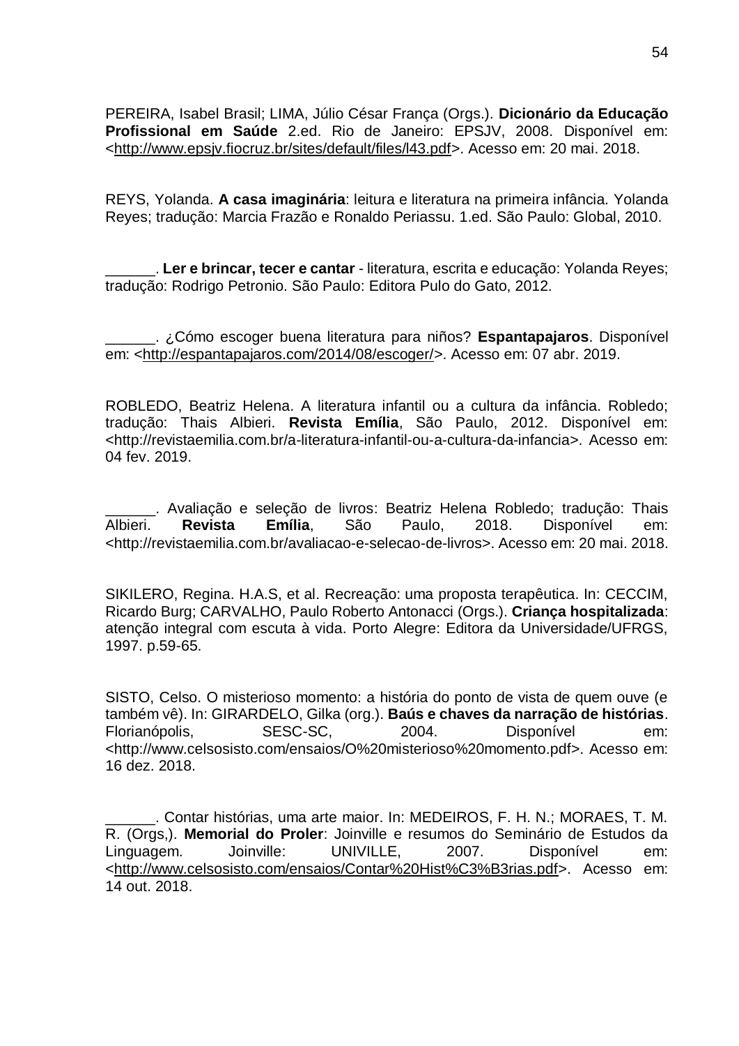PEREIRA, Isabel Brasil; LIMA, Júlio César França (Orgs.). **Dicionário da Educação Profissional em Saúde** 2.ed. Rio de Janeiro: EPSJV, 2008. Disponível em: <http://www.epsjv.fiocruz.br/sites/default/files/l43.pdf>. Acesso em: 20 mai. 2018.

REYS, Yolanda. **A casa imaginária**: leitura e literatura na primeira infância. Yolanda Reyes; tradução: Marcia Frazão e Ronaldo Periassu. 1.ed. São Paulo: Global, 2010.

______. **Ler e brincar, tecer e cantar** - literatura, escrita e educação: Yolanda Reyes; tradução: Rodrigo Petronio. São Paulo: Editora Pulo do Gato, 2012.

______. ¿Cómo escoger buena literatura para niños? **Espantapajaros**. Disponível em: <http://espantapajaros.com/2014/08/escoger/>. Acesso em: 07 abr. 2019.

ROBLEDO, Beatriz Helena. A literatura infantil ou a cultura da infância. Robledo; tradução: Thais Albieri. **Revista Emília**, São Paulo, 2012. Disponível em: <http://revistaemilia.com.br/a-literatura-infantil-ou-a-cultura-da-infancia>. Acesso em: 04 fev. 2019.

______. Avaliação e seleção de livros: Beatriz Helena Robledo; tradução: Thais Albieri. **Revista Emília**, São Paulo, 2018. Disponível em: <http://revistaemilia.com.br/avaliacao-e-selecao-de-livros>. Acesso em: 20 mai. 2018.

SIKILERO, Regina. H.A.S, et al. Recreação: uma proposta terapêutica. In: CECCIM, Ricardo Burg; CARVALHO, Paulo Roberto Antonacci (Orgs.). **Criança hospitalizada**: atenção integral com escuta à vida. Porto Alegre: Editora da Universidade/UFRGS, 1997. p.59-65.

SISTO, Celso. O misterioso momento: a história do ponto de vista de quem ouve (e também vê). In: GIRARDELO, Gilka (org.). **Baús e chaves da narração de histórias**. Florianópolis, SESC-SC, 2004. Disponível em: <http://www.celsosisto.com/ensaios/O%20misterioso%20momento.pdf>. Acesso em: 16 dez. 2018.

______. Contar histórias, uma arte maior. In: MEDEIROS, F. H. N.; MORAES, T. M. R. (Orgs,). **Memorial do Proler**: Joinville e resumos do Seminário de Estudos da Linguagem. Joinville: UNIVILLE, 2007. Disponível em: <http://www.celsosisto.com/ensaios/Contar%20Hist%C3%B3rias.pdf>. Acesso em: 14 out. 2018.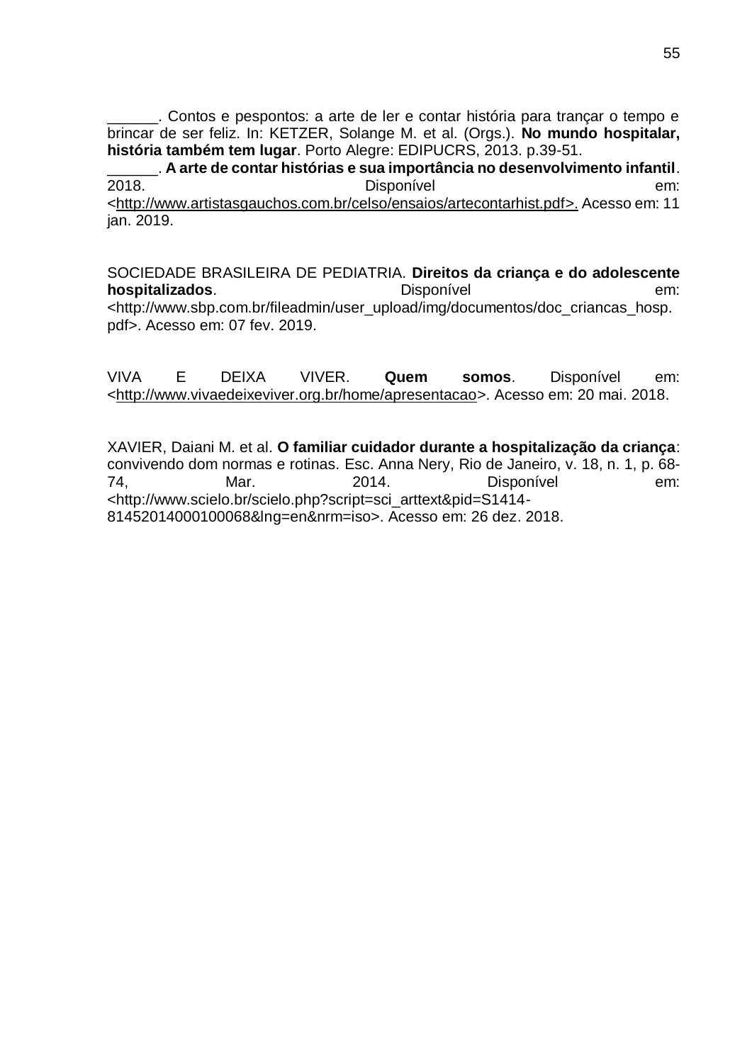______. Contos e pespontos: a arte de ler e contar história para trançar o tempo e brincar de ser feliz. In: KETZER, Solange M. et al. (Orgs.). **No mundo hospitalar, história também tem lugar**. Porto Alegre: EDIPUCRS, 2013. p.39-51.
______. **A arte de contar histórias e sua importância no desenvolvimento infantil**. 2018. Disponível em: <http://www.artistasgauchos.com.br/celso/ensaios/artecontarhist.pdf>. Acesso em: 11 jan. 2019.

SOCIEDADE BRASILEIRA DE PEDIATRIA. **Direitos da criança e do adolescente hospitalizados**. Disponível em: <http://www.sbp.com.br/fileadmin/user_upload/img/documentos/doc_criancas_hosp.pdf>. Acesso em: 07 fev. 2019.

VIVA E DEIXA VIVER. **Quem somos**. Disponível em: <http://www.vivaedeixeviver.org.br/home/apresentacao>. Acesso em: 20 mai. 2018.

XAVIER, Daiani M. et al. **O familiar cuidador durante a hospitalização da criança**: convivendo dom normas e rotinas. Esc. Anna Nery, Rio de Janeiro, v. 18, n. 1, p. 68-74, Mar. 2014. Disponível em: <http://www.scielo.br/scielo.php?script=sci_arttext&pid=S1414-81452014000100068&lng=en&nrm=iso>. Acesso em: 26 dez. 2018.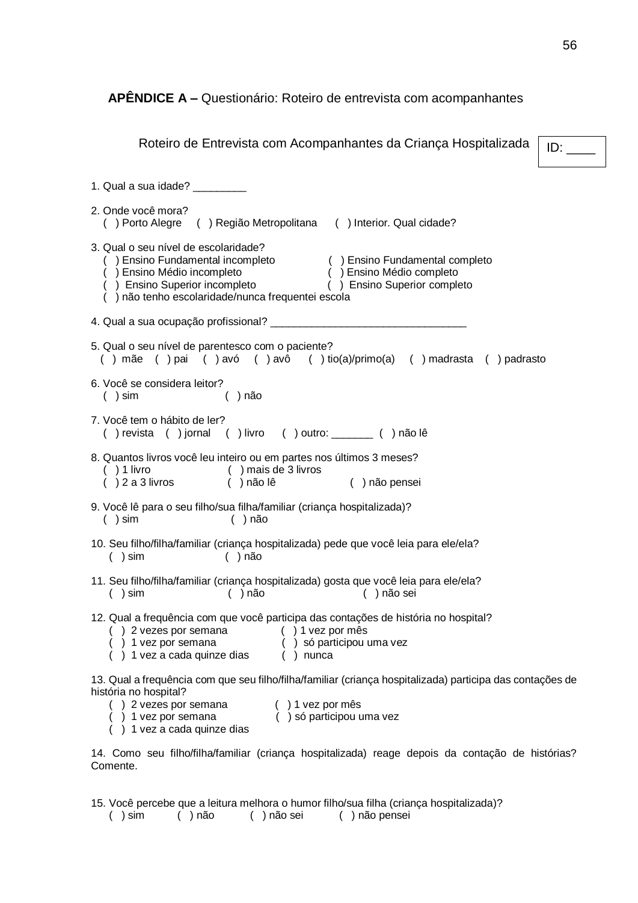## **APÊNDICE A –** Questionário: Roteiro de entrevista com acompanhantes

Roteiro de Entrevista com Acompanhantes da Criança Hospitalizada

ID: ____

1. Qual a sua idade? _________

2. Onde você mora?
( ) Porto Alegre ( ) Região Metropolitana ( ) Interior. Qual cidade?

3. Qual o seu nível de escolaridade?
( ) Ensino Fundamental incompleto ( ) Ensino Fundamental completo
( ) Ensino Médio incompleto ( ) Ensino Médio completo
( ) Ensino Superior incompleto ( ) Ensino Superior completo
( ) não tenho escolaridade/nunca frequentei escola

4. Qual a sua ocupação profissional? _________________________________

5. Qual o seu nível de parentesco com o paciente?
( ) mãe ( ) pai ( ) avó ( ) avô ( ) tio(a)/primo(a) ( ) madrasta ( ) padrasto

6. Você se considera leitor?
( ) sim ( ) não

7. Você tem o hábito de ler?
( ) revista ( ) jornal ( ) livro ( ) outro: _______ ( ) não lê

8. Quantos livros você leu inteiro ou em partes nos últimos 3 meses?
( ) 1 livro ( ) mais de 3 livros
( ) 2 a 3 livros ( ) não lê ( ) não pensei

9. Você lê para o seu filho/sua filha/familiar (criança hospitalizada)?
( ) sim ( ) não

10. Seu filho/filha/familiar (criança hospitalizada) pede que você leia para ele/ela?
( ) sim ( ) não

11. Seu filho/filha/familiar (criança hospitalizada) gosta que você leia para ele/ela?
( ) sim ( ) não ( ) não sei

12. Qual a frequência com que você participa das contações de história no hospital?
( ) 2 vezes por semana ( ) 1 vez por mês
( ) 1 vez por semana ( ) só participou uma vez
( ) 1 vez a cada quinze dias ( ) nunca

13. Qual a frequência com que seu filho/filha/familiar (criança hospitalizada) participa das contações de história no hospital?
( ) 2 vezes por semana ( ) 1 vez por mês
( ) 1 vez por semana ( ) só participou uma vez
( ) 1 vez a cada quinze dias

14. Como seu filho/filha/familiar (criança hospitalizada) reage depois da contação de histórias? Comente.

15. Você percebe que a leitura melhora o humor filho/sua filha (criança hospitalizada)?
( ) sim ( ) não ( ) não sei ( ) não pensei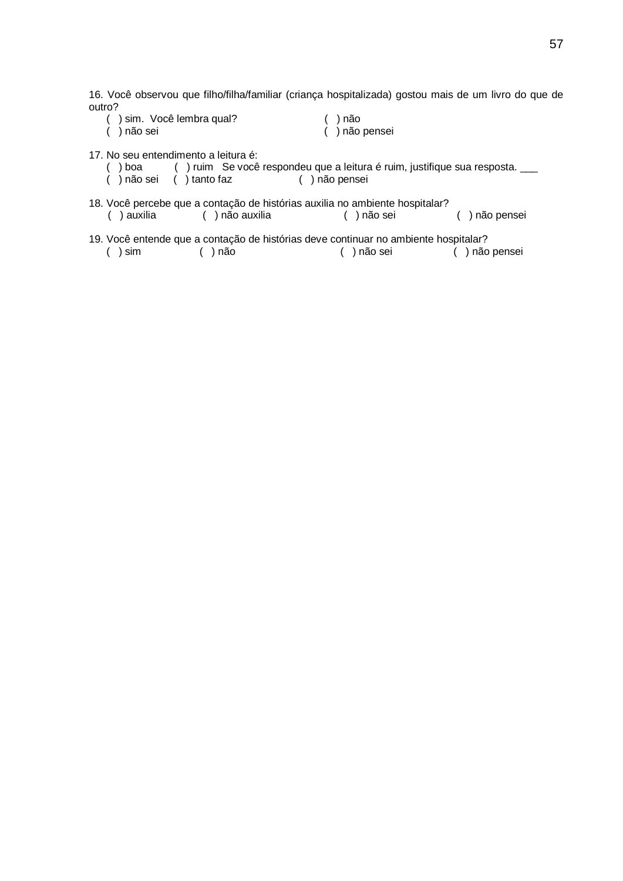16. Você observou que filho/filha/familiar (criança hospitalizada) gostou mais de um livro do que de outro?

( ) sim. Você lembra qual? ( ) não
( ) não sei ( ) não pensei

17. No seu entendimento a leitura é:

( ) boa ( ) ruim Se você respondeu que a leitura é ruim, justifique sua resposta. ___
( ) não sei ( ) tanto faz ( ) não pensei

18. Você percebe que a contação de histórias auxilia no ambiente hospitalar?

( ) auxilia ( ) não auxilia ( ) não sei ( ) não pensei

19. Você entende que a contação de histórias deve continuar no ambiente hospitalar?

( ) sim ( ) não ( ) não sei ( ) não pensei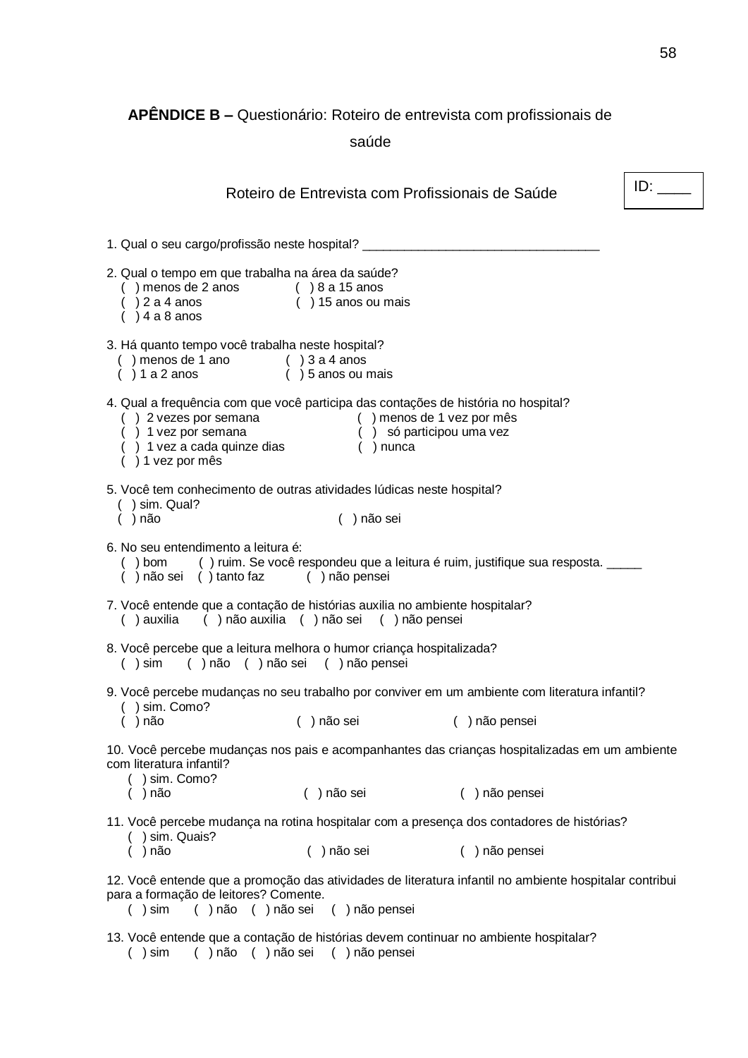# **APÊNDICE B –** Questionário: Roteiro de entrevista com profissionais de saúde

Roteiro de Entrevista com Profissionais de Saúde

ID: ____

1. Qual o seu cargo/profissão neste hospital? _________________________________

2. Qual o tempo em que trabalha na área da saúde?
   ( ) menos de 2 anos ( ) 8 a 15 anos
   ( ) 2 a 4 anos ( ) 15 anos ou mais
   ( ) 4 a 8 anos

3. Há quanto tempo você trabalha neste hospital?
   ( ) menos de 1 ano ( ) 3 a 4 anos
   ( ) 1 a 2 anos ( ) 5 anos ou mais

4. Qual a frequência com que você participa das contações de história no hospital?
   ( ) 2 vezes por semana ( ) menos de 1 vez por mês
   ( ) 1 vez por semana ( ) só participou uma vez
   ( ) 1 vez a cada quinze dias ( ) nunca
   ( ) 1 vez por mês

5. Você tem conhecimento de outras atividades lúdicas neste hospital?
   ( ) sim. Qual?
   ( ) não ( ) não sei

6. No seu entendimento a leitura é:
   ( ) bom ( ) ruim. Se você respondeu que a leitura é ruim, justifique sua resposta. _____
   ( ) não sei ( ) tanto faz ( ) não pensei

7. Você entende que a contação de histórias auxilia no ambiente hospitalar?
   ( ) auxilia ( ) não auxilia ( ) não sei ( ) não pensei

8. Você percebe que a leitura melhora o humor criança hospitalizada?
   ( ) sim ( ) não ( ) não sei ( ) não pensei

9. Você percebe mudanças no seu trabalho por conviver em um ambiente com literatura infantil?
   ( ) sim. Como?
   ( ) não ( ) não sei ( ) não pensei

10. Você percebe mudanças nos pais e acompanhantes das crianças hospitalizadas em um ambiente com literatura infantil?
    ( ) sim. Como?
    ( ) não ( ) não sei ( ) não pensei

11. Você percebe mudança na rotina hospitalar com a presença dos contadores de histórias?
    ( ) sim. Quais?
    ( ) não ( ) não sei ( ) não pensei

12. Você entende que a promoção das atividades de literatura infantil no ambiente hospitalar contribui para a formação de leitores? Comente.
    ( ) sim ( ) não ( ) não sei ( ) não pensei

13. Você entende que a contação de histórias devem continuar no ambiente hospitalar?
    ( ) sim ( ) não ( ) não sei ( ) não pensei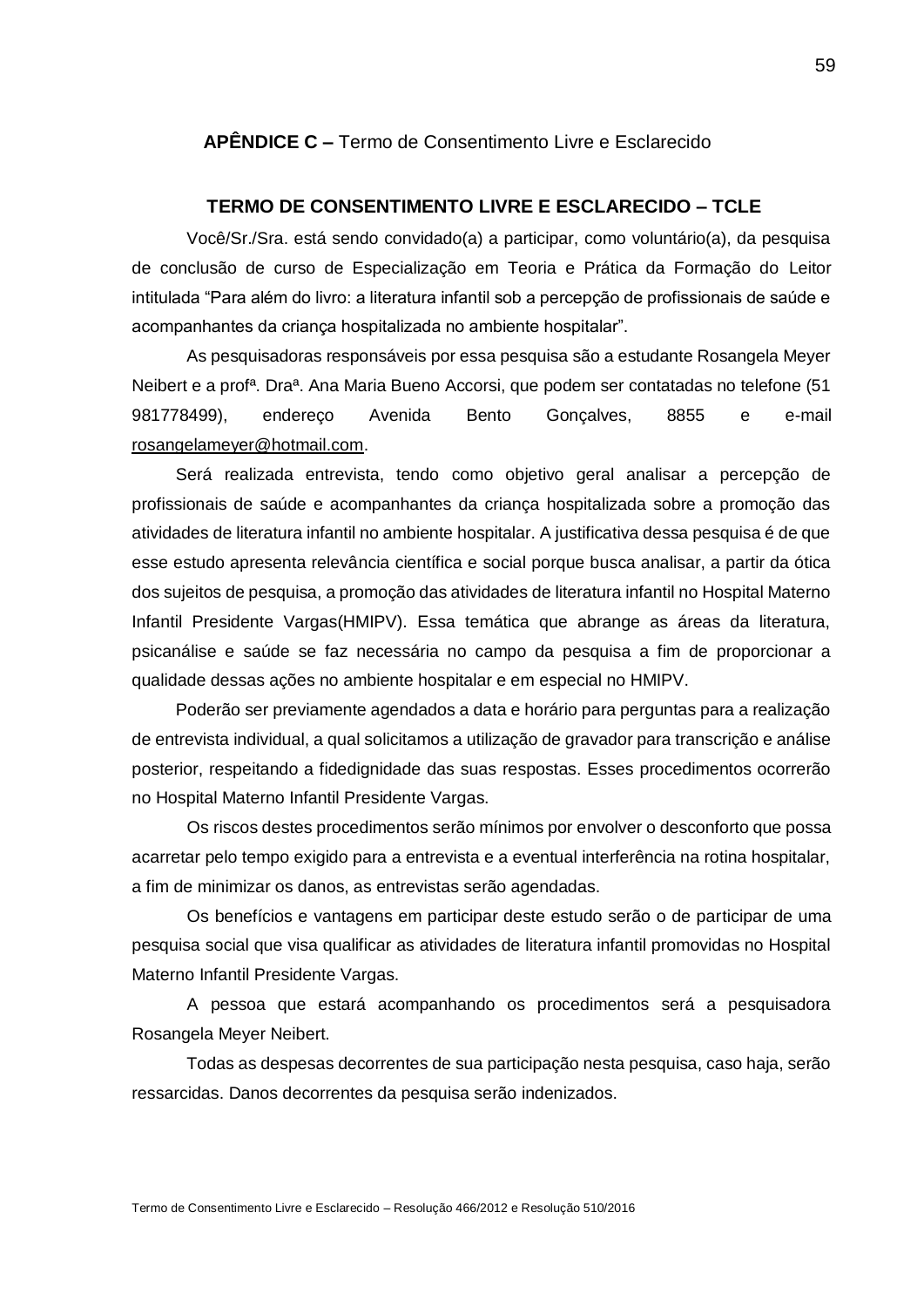**APÊNDICE C –** Termo de Consentimento Livre e Esclarecido

## TERMO DE CONSENTIMENTO LIVRE E ESCLARECIDO – TCLE

Você/Sr./Sra. está sendo convidado(a) a participar, como voluntário(a), da pesquisa de conclusão de curso de Especialização em Teoria e Prática da Formação do Leitor intitulada “Para além do livro: a literatura infantil sob a percepção de profissionais de saúde e acompanhantes da criança hospitalizada no ambiente hospitalar”.

As pesquisadoras responsáveis por essa pesquisa são a estudante Rosangela Meyer Neibert e a profª. Draª. Ana Maria Bueno Accorsi, que podem ser contatadas no telefone (51 981778499), endereço Avenida Bento Gonçalves, 8855 e e-mail rosangelameyer@hotmail.com.

Será realizada entrevista, tendo como objetivo geral analisar a percepção de profissionais de saúde e acompanhantes da criança hospitalizada sobre a promoção das atividades de literatura infantil no ambiente hospitalar. A justificativa dessa pesquisa é de que esse estudo apresenta relevância científica e social porque busca analisar, a partir da ótica dos sujeitos de pesquisa, a promoção das atividades de literatura infantil no Hospital Materno Infantil Presidente Vargas(HMIPV). Essa temática que abrange as áreas da literatura, psicanálise e saúde se faz necessária no campo da pesquisa a fim de proporcionar a qualidade dessas ações no ambiente hospitalar e em especial no HMIPV.

Poderão ser previamente agendados a data e horário para perguntas para a realização de entrevista individual, a qual solicitamos a utilização de gravador para transcrição e análise posterior, respeitando a fidedignidade das suas respostas. Esses procedimentos ocorrerão no Hospital Materno Infantil Presidente Vargas.

Os riscos destes procedimentos serão mínimos por envolver o desconforto que possa acarretar pelo tempo exigido para a entrevista e a eventual interferência na rotina hospitalar, a fim de minimizar os danos, as entrevistas serão agendadas.

Os benefícios e vantagens em participar deste estudo serão o de participar de uma pesquisa social que visa qualificar as atividades de literatura infantil promovidas no Hospital Materno Infantil Presidente Vargas.

A pessoa que estará acompanhando os procedimentos será a pesquisadora Rosangela Meyer Neibert.

Todas as despesas decorrentes de sua participação nesta pesquisa, caso haja, serão ressarcidas. Danos decorrentes da pesquisa serão indenizados.

Termo de Consentimento Livre e Esclarecido – Resolução 466/2012 e Resolução 510/2016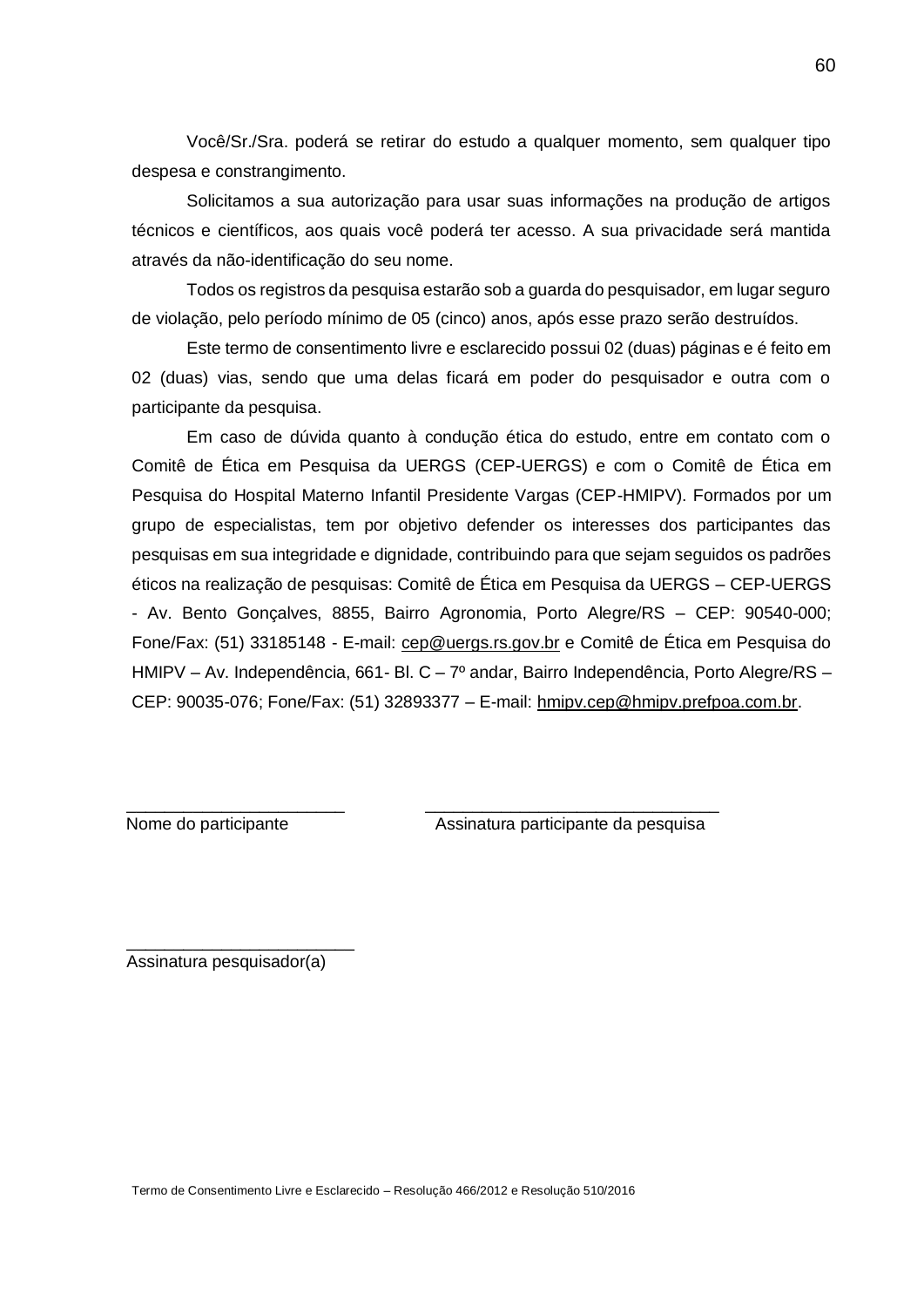Você/Sr./Sra. poderá se retirar do estudo a qualquer momento, sem qualquer tipo despesa e constrangimento.

Solicitamos a sua autorização para usar suas informações na produção de artigos técnicos e científicos, aos quais você poderá ter acesso. A sua privacidade será mantida através da não-identificação do seu nome.

Todos os registros da pesquisa estarão sob a guarda do pesquisador, em lugar seguro de violação, pelo período mínimo de 05 (cinco) anos, após esse prazo serão destruídos.

Este termo de consentimento livre e esclarecido possui 02 (duas) páginas e é feito em 02 (duas) vias, sendo que uma delas ficará em poder do pesquisador e outra com o participante da pesquisa.

Em caso de dúvida quanto à condução ética do estudo, entre em contato com o Comitê de Ética em Pesquisa da UERGS (CEP-UERGS) e com o Comitê de Ética em Pesquisa do Hospital Materno Infantil Presidente Vargas (CEP-HMIPV). Formados por um grupo de especialistas, tem por objetivo defender os interesses dos participantes das pesquisas em sua integridade e dignidade, contribuindo para que sejam seguidos os padrões éticos na realização de pesquisas: Comitê de Ética em Pesquisa da UERGS – CEP-UERGS - Av. Bento Gonçalves, 8855, Bairro Agronomia, Porto Alegre/RS – CEP: 90540-000; Fone/Fax: (51) 33185148 - E-mail: cep@uergs.rs.gov.br e Comitê de Ética em Pesquisa do HMIPV – Av. Independência, 661- Bl. C – 7º andar, Bairro Independência, Porto Alegre/RS – CEP: 90035-076; Fone/Fax: (51) 32893377 – E-mail: hmipv.cep@hmipv.prefpoa.com.br.

\_\_\_\_\_\_\_\_\_\_\_\_\_\_\_\_\_\_\_\_\_\_\_ &nbsp;&nbsp;&nbsp;&nbsp;&nbsp;&nbsp;&nbsp;&nbsp; \_\_\_\_\_\_\_\_\_\_\_\_\_\_\_\_\_\_\_\_\_\_\_\_\_\_\_\_\_\_\_
Nome do participante &nbsp;&nbsp;&nbsp;&nbsp;&nbsp;&nbsp;&nbsp;&nbsp; Assinatura participante da pesquisa

\_\_\_\_\_\_\_\_\_\_\_\_\_\_\_\_\_\_\_\_\_\_\_\_
Assinatura pesquisador(a)

Termo de Consentimento Livre e Esclarecido – Resolução 466/2012 e Resolução 510/2016